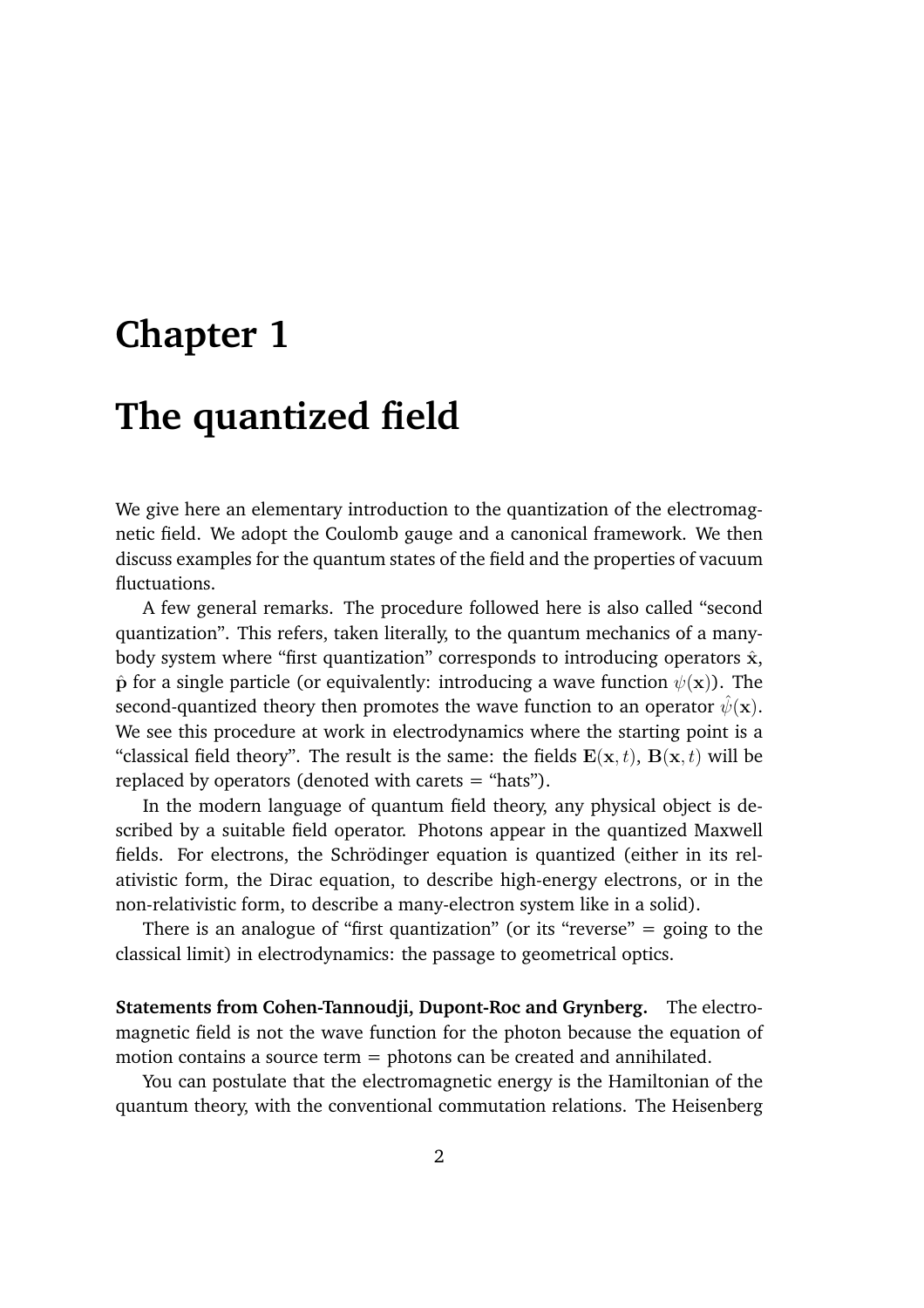# Chapter 1

# The quantized field

We give here an elementary introduction to the quantization of the electromagnetic field. We adopt the Coulomb gauge and a canonical framework. We then discuss examples for the quantum states of the field and the properties of vacuum fluctuations.

A few general remarks. The procedure followed here is also called "second quantization". This refers, taken literally, to the quantum mechanics of a many-body system where "first quantization" corresponds to introducing operators $\hat{\mathbf{x}}$, $\hat{\mathbf{p}}$ for a single particle (or equivalently: introducing a wave function $\psi(\mathbf{x})$). The second-quantized theory then promotes the wave function to an operator $\hat{\psi}(\mathbf{x})$. We see this procedure at work in electrodynamics where the starting point is a "classical field theory". The result is the same: the fields $\mathbf{E}(\mathbf{x}, t)$, $\mathbf{B}(\mathbf{x}, t)$ will be replaced by operators (denoted with carets = "hats").

In the modern language of quantum field theory, any physical object is described by a suitable field operator. Photons appear in the quantized Maxwell fields. For electrons, the Schrödinger equation is quantized (either in its relativistic form, the Dirac equation, to describe high-energy electrons, or in the non-relativistic form, to describe a many-electron system like in a solid).

There is an analogue of "first quantization" (or its "reverse" = going to the classical limit) in electrodynamics: the passage to geometrical optics.

**Statements from Cohen-Tannoudji, Dupont-Roc and Grynberg.** The electromagnetic field is not the wave function for the photon because the equation of motion contains a source term = photons can be created and annihilated.

You can postulate that the electromagnetic energy is the Hamiltonian of the quantum theory, with the conventional commutation relations. The Heisenberg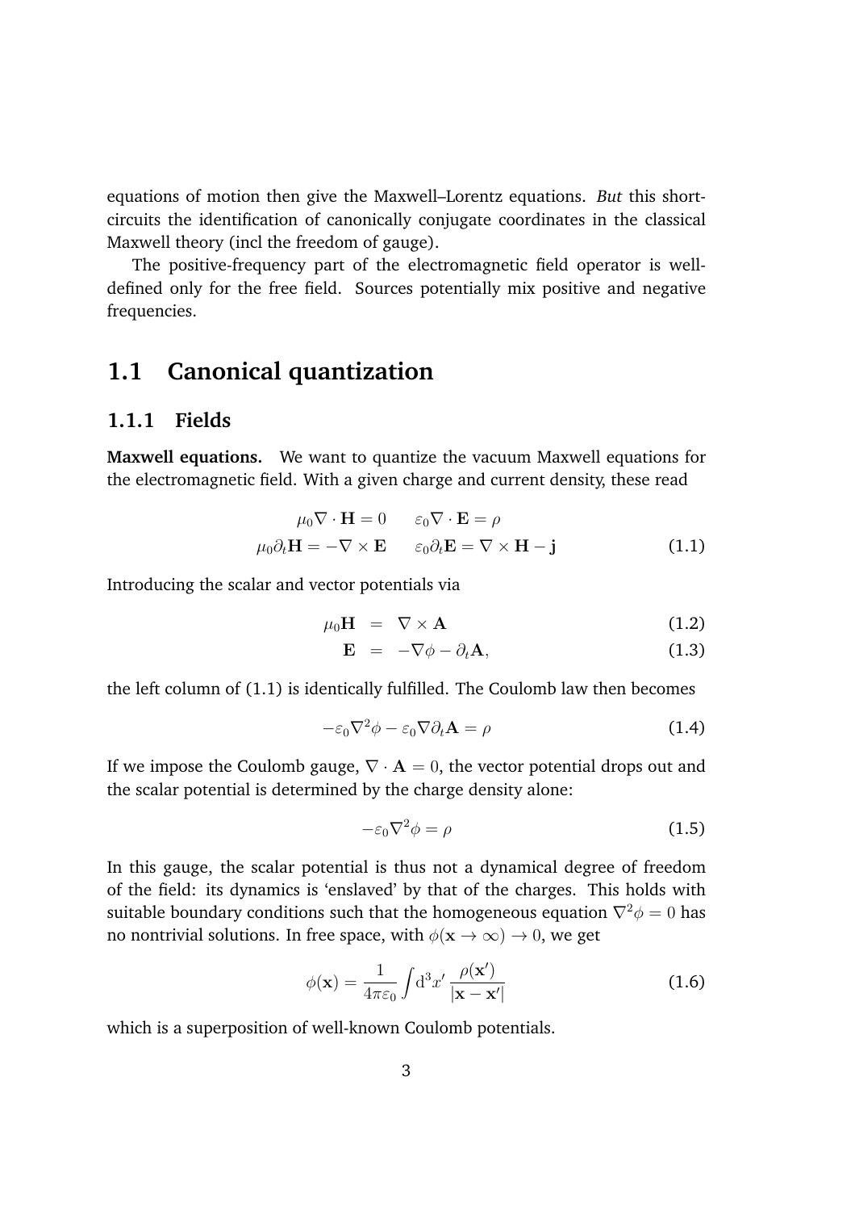equations of motion then give the Maxwell–Lorentz equations. *But* this short-circuits the identification of canonically conjugate coordinates in the classical Maxwell theory (incl the freedom of gauge).

The positive-frequency part of the electromagnetic field operator is well-defined only for the free field. Sources potentially mix positive and negative frequencies.

## 1.1 Canonical quantization

### 1.1.1 Fields

**Maxwell equations.** We want to quantize the vacuum Maxwell equations for the electromagnetic field. With a given charge and current density, these read

$$
\begin{aligned}
\mu_0 \nabla \cdot \mathbf{H} = 0 \qquad & \varepsilon_0 \nabla \cdot \mathbf{E} = \rho \\
\mu_0 \partial_t \mathbf{H} = -\nabla \times \mathbf{E} \qquad & \varepsilon_0 \partial_t \mathbf{E} = \nabla \times \mathbf{H} - \mathbf{j}
\end{aligned}
\tag{1.1}
$$

Introducing the scalar and vector potentials via

$$
\mu_0 \mathbf{H} = \nabla \times \mathbf{A} \tag{1.2}
$$

$$
\mathbf{E} = -\nabla \phi - \partial_t \mathbf{A}, \tag{1.3}
$$

the left column of (1.1) is identically fulfilled. The Coulomb law then becomes

$$
-\varepsilon_0 \nabla^2 \phi - \varepsilon_0 \nabla \partial_t \mathbf{A} = \rho \tag{1.4}
$$

If we impose the Coulomb gauge, $\nabla \cdot \mathbf{A} = 0$, the vector potential drops out and the scalar potential is determined by the charge density alone:

$$
-\varepsilon_0 \nabla^2 \phi = \rho \tag{1.5}
$$

In this gauge, the scalar potential is thus not a dynamical degree of freedom of the field: its dynamics is 'enslaved' by that of the charges. This holds with suitable boundary conditions such that the homogeneous equation $\nabla^2 \phi = 0$ has no nontrivial solutions. In free space, with $\phi(\mathbf{x} \to \infty) \to 0$, we get

$$
\phi(\mathbf{x}) = \frac{1}{4\pi\varepsilon_0} \int \mathrm{d}^3 x' \, \frac{\rho(\mathbf{x}')}{|\mathbf{x} - \mathbf{x}'|} \tag{1.6}
$$

which is a superposition of well-known Coulomb potentials.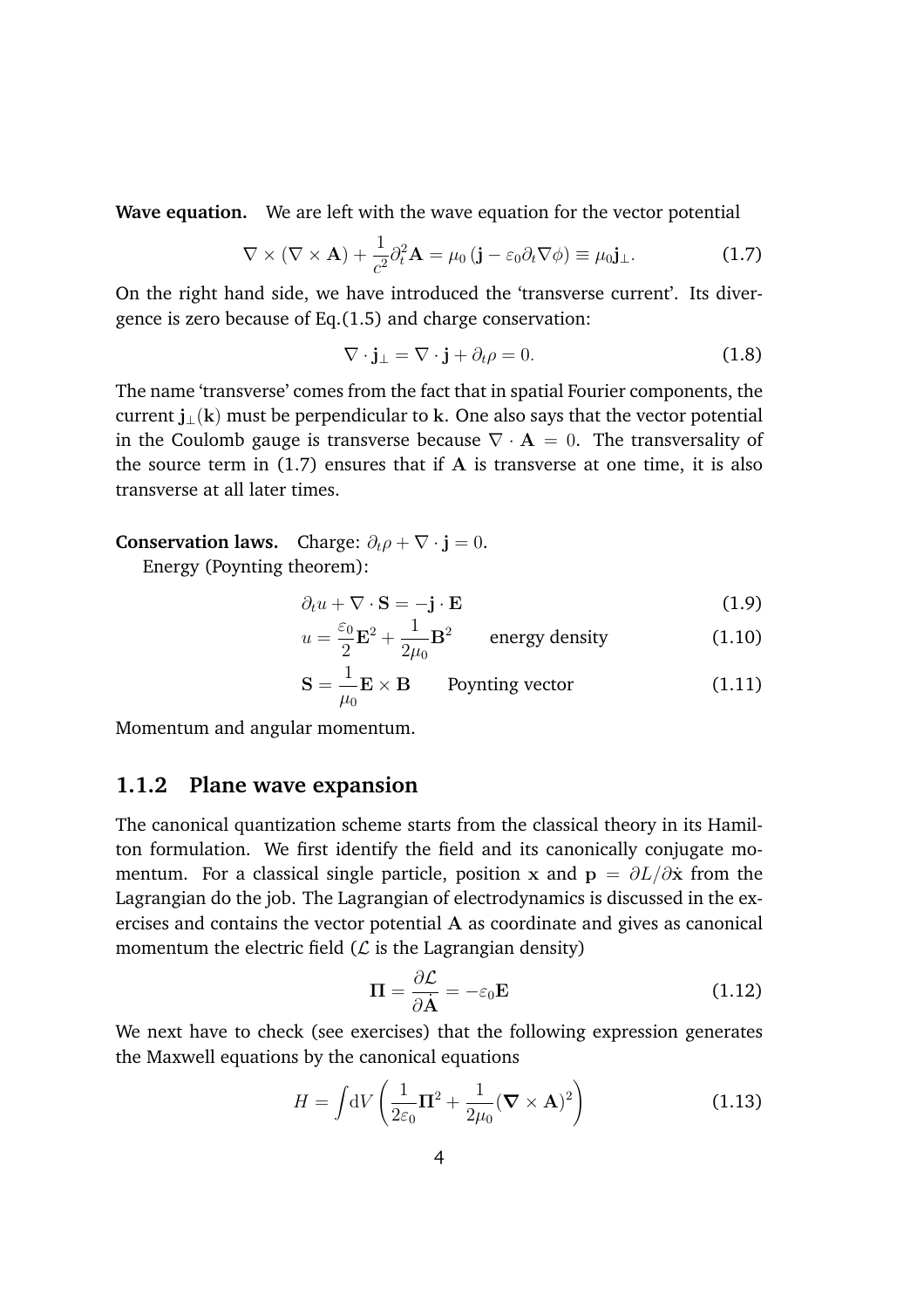**Wave equation.** We are left with the wave equation for the vector potential

$$\nabla \times (\nabla \times \mathbf{A}) + \frac{1}{c^2}\partial_t^2 \mathbf{A} = \mu_0 \left( \mathbf{j} - \varepsilon_0 \partial_t \nabla \phi \right) \equiv \mu_0 \mathbf{j}_\perp. \tag{1.7}$$

On the right hand side, we have introduced the 'transverse current'. Its divergence is zero because of Eq.(1.5) and charge conservation:

$$\nabla \cdot \mathbf{j}_\perp = \nabla \cdot \mathbf{j} + \partial_t \rho = 0. \tag{1.8}$$

The name 'transverse' comes from the fact that in spatial Fourier components, the current $\mathbf{j}_\perp(\mathbf{k})$ must be perpendicular to $\mathbf{k}$. One also says that the vector potential in the Coulomb gauge is transverse because $\nabla \cdot \mathbf{A} = 0$. The transversality of the source term in (1.7) ensures that if $\mathbf{A}$ is transverse at one time, it is also transverse at all later times.

**Conservation laws.** Charge: $\partial_t \rho + \nabla \cdot \mathbf{j} = 0$.
Energy (Poynting theorem):

$$\partial_t u + \nabla \cdot \mathbf{S} = -\mathbf{j} \cdot \mathbf{E} \tag{1.9}$$

$$u = \frac{\varepsilon_0}{2}\mathbf{E}^2 + \frac{1}{2\mu_0}\mathbf{B}^2 \qquad \text{energy density} \tag{1.10}$$

$$\mathbf{S} = \frac{1}{\mu_0}\mathbf{E} \times \mathbf{B} \qquad \text{Poynting vector} \tag{1.11}$$

Momentum and angular momentum.

### 1.1.2 Plane wave expansion

The canonical quantization scheme starts from the classical theory in its Hamilton formulation. We first identify the field and its canonically conjugate momentum. For a classical single particle, position $\mathbf{x}$ and $\mathbf{p} = \partial L / \partial \dot{\mathbf{x}}$ from the Lagrangian do the job. The Lagrangian of electrodynamics is discussed in the exercises and contains the vector potential $\mathbf{A}$ as coordinate and gives as canonical momentum the electric field ($\mathcal{L}$ is the Lagrangian density)

$$\mathbf{\Pi} = \frac{\partial \mathcal{L}}{\partial \dot{\mathbf{A}}} = -\varepsilon_0 \mathbf{E} \tag{1.12}$$

We next have to check (see exercises) that the following expression generates the Maxwell equations by the canonical equations

$$H = \int \mathrm{d}V \left( \frac{1}{2\varepsilon_0}\mathbf{\Pi}^2 + \frac{1}{2\mu_0}(\boldsymbol{\nabla} \times \mathbf{A})^2 \right) \tag{1.13}$$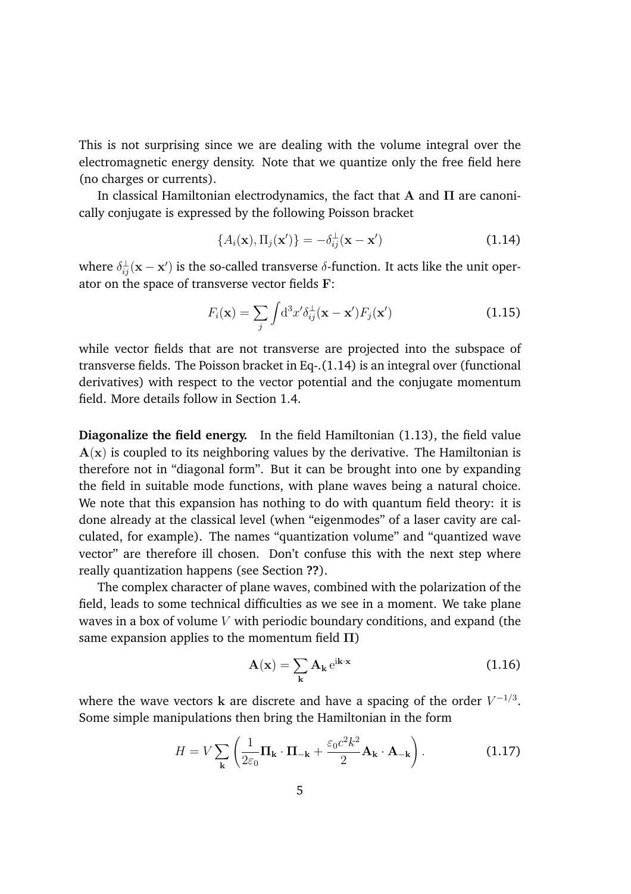This is not surprising since we are dealing with the volume integral over the electromagnetic energy density. Note that we quantize only the free field here (no charges or currents).

In classical Hamiltonian electrodynamics, the fact that $\mathbf{A}$ and $\mathbf{\Pi}$ are canonically conjugate is expressed by the following Poisson bracket

$$\{A_i(\mathbf{x}), \Pi_j(\mathbf{x}')\} = -\delta^{\perp}_{ij}(\mathbf{x} - \mathbf{x}') \tag{1.14}$$

where $\delta^{\perp}_{ij}(\mathbf{x} - \mathbf{x}')$ is the so-called transverse $\delta$-function. It acts like the unit operator on the space of transverse vector fields $\mathbf{F}$:

$$F_i(\mathbf{x}) = \sum_j \int \mathrm{d}^3x' \delta^{\perp}_{ij}(\mathbf{x} - \mathbf{x}') F_j(\mathbf{x}') \tag{1.15}$$

while vector fields that are not transverse are projected into the subspace of transverse fields. The Poisson bracket in Eq-.(1.14) is an integral over (functional derivatives) with respect to the vector potential and the conjugate momentum field. More details follow in Section 1.4.

**Diagonalize the field energy.** In the field Hamiltonian (1.13), the field value $\mathbf{A}(\mathbf{x})$ is coupled to its neighboring values by the derivative. The Hamiltonian is therefore not in "diagonal form". But it can be brought into one by expanding the field in suitable mode functions, with plane waves being a natural choice. We note that this expansion has nothing to do with quantum field theory: it is done already at the classical level (when "eigenmodes" of a laser cavity are calculated, for example). The names "quantization volume" and "quantized wave vector" are therefore ill chosen. Don't confuse this with the next step where really quantization happens (see Section **??**).

The complex character of plane waves, combined with the polarization of the field, leads to some technical difficulties as we see in a moment. We take plane waves in a box of volume $V$ with periodic boundary conditions, and expand (the same expansion applies to the momentum field $\mathbf{\Pi}$)

$$\mathbf{A}(\mathbf{x}) = \sum_{\mathbf{k}} \mathbf{A}_{\mathbf{k}} \, \mathrm{e}^{\mathrm{i}\mathbf{k}\cdot\mathbf{x}} \tag{1.16}$$

where the wave vectors $\mathbf{k}$ are discrete and have a spacing of the order $V^{-1/3}$. Some simple manipulations then bring the Hamiltonian in the form

$$H = V \sum_{\mathbf{k}} \left( \frac{1}{2\varepsilon_0} \mathbf{\Pi}_{\mathbf{k}} \cdot \mathbf{\Pi}_{-\mathbf{k}} + \frac{\varepsilon_0 c^2 k^2}{2} \mathbf{A}_{\mathbf{k}} \cdot \mathbf{A}_{-\mathbf{k}} \right). \tag{1.17}$$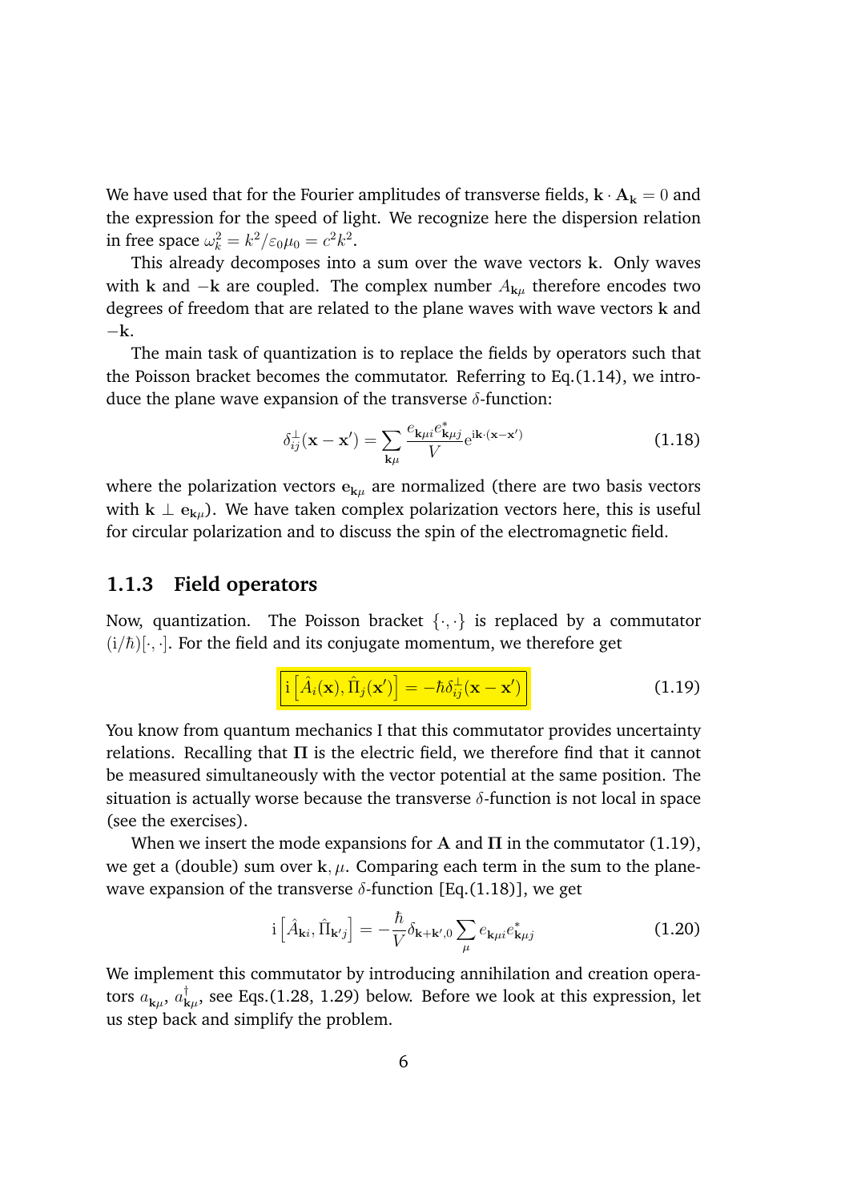We have used that for the Fourier amplitudes of transverse fields, $\mathbf{k} \cdot \mathbf{A}_{\mathbf{k}} = 0$ and the expression for the speed of light. We recognize here the dispersion relation in free space $\omega_k^2 = k^2/\varepsilon_0\mu_0 = c^2k^2$.

This already decomposes into a sum over the wave vectors $\mathbf{k}$. Only waves with $\mathbf{k}$ and $-\mathbf{k}$ are coupled. The complex number $A_{\mathbf{k}\mu}$ therefore encodes two degrees of freedom that are related to the plane waves with wave vectors $\mathbf{k}$ and $-\mathbf{k}$.

The main task of quantization is to replace the fields by operators such that the Poisson bracket becomes the commutator. Referring to Eq.(1.14), we introduce the plane wave expansion of the transverse $\delta$-function:

$$\delta_{ij}^{\perp}(\mathbf{x} - \mathbf{x}') = \sum_{\mathbf{k}\mu} \frac{e_{\mathbf{k}\mu i} e_{\mathbf{k}\mu j}^{*}}{V} \mathrm{e}^{\mathrm{i}\mathbf{k}\cdot(\mathbf{x}-\mathbf{x}')} \tag{1.18}$$

where the polarization vectors $\mathbf{e}_{\mathbf{k}\mu}$ are normalized (there are two basis vectors with $\mathbf{k} \perp \mathbf{e}_{\mathbf{k}\mu}$). We have taken complex polarization vectors here, this is useful for circular polarization and to discuss the spin of the electromagnetic field.

### 1.1.3 Field operators

Now, quantization. The Poisson bracket $\{\cdot, \cdot\}$ is replaced by a commutator $(\mathrm{i}/\hbar)[\cdot, \cdot]$. For the field and its conjugate momentum, we therefore get

$$\mathrm{i}\left[\hat{A}_i(\mathbf{x}), \hat{\Pi}_j(\mathbf{x}')\right] = -\hbar\delta_{ij}^{\perp}(\mathbf{x} - \mathbf{x}') \tag{1.19}$$

You know from quantum mechanics I that this commutator provides uncertainty relations. Recalling that $\mathbf{\Pi}$ is the electric field, we therefore find that it cannot be measured simultaneously with the vector potential at the same position. The situation is actually worse because the transverse $\delta$-function is not local in space (see the exercises).

When we insert the mode expansions for $\mathbf{A}$ and $\mathbf{\Pi}$ in the commutator (1.19), we get a (double) sum over $\mathbf{k}, \mu$. Comparing each term in the sum to the plane-wave expansion of the transverse $\delta$-function [Eq.(1.18)], we get

$$\mathrm{i}\left[\hat{A}_{\mathbf{k}i}, \hat{\Pi}_{\mathbf{k}'j}\right] = -\frac{\hbar}{V}\delta_{\mathbf{k}+\mathbf{k}',0}\sum_{\mu} e_{\mathbf{k}\mu i} e_{\mathbf{k}\mu j}^{*} \tag{1.20}$$

We implement this commutator by introducing annihilation and creation operators $a_{\mathbf{k}\mu}$, $a_{\mathbf{k}\mu}^{\dagger}$, see Eqs.(1.28, 1.29) below. Before we look at this expression, let us step back and simplify the problem.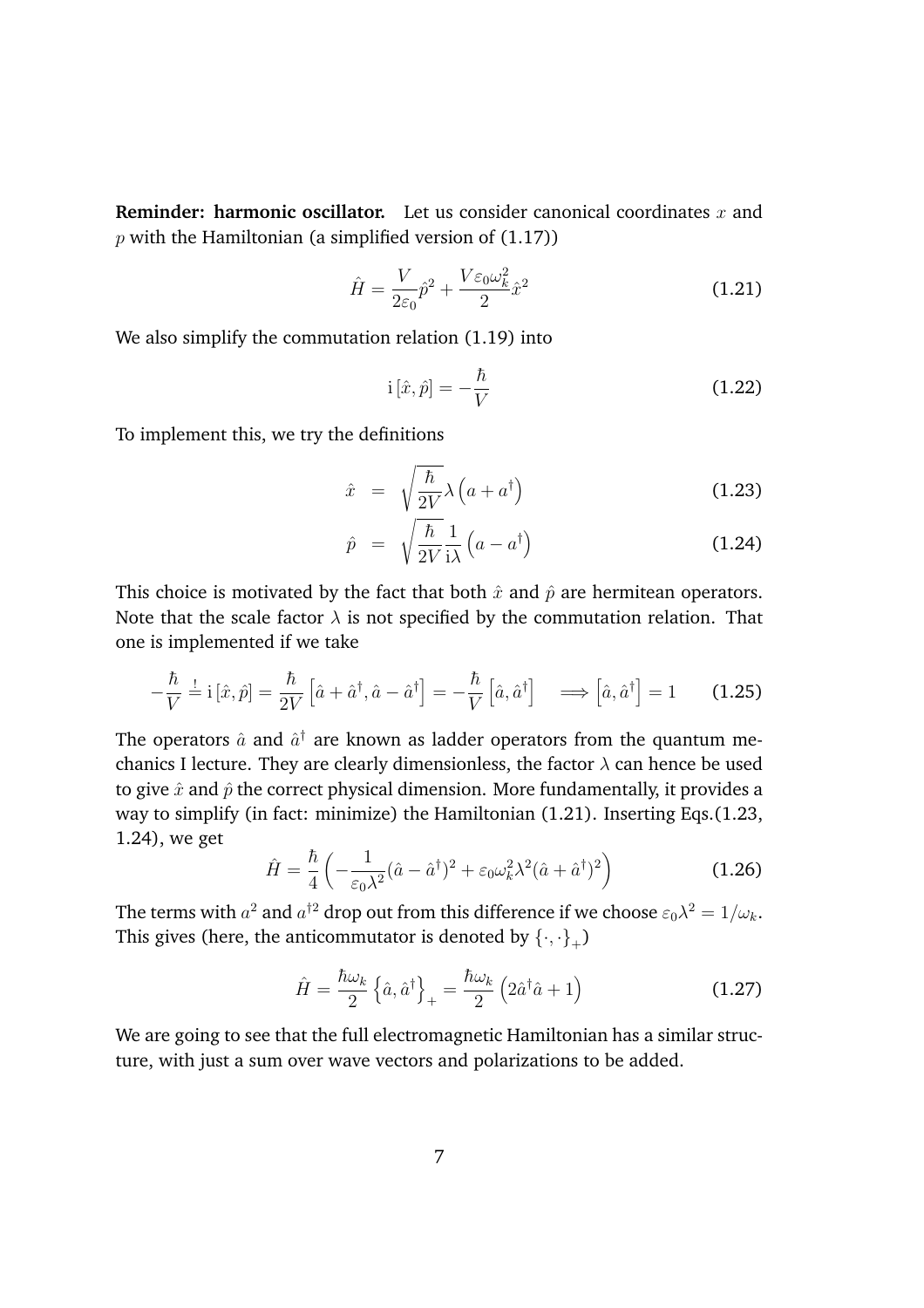**Reminder: harmonic oscillator.** Let us consider canonical coordinates $x$ and $p$ with the Hamiltonian (a simplified version of (1.17))

$$\hat{H} = \frac{V}{2\varepsilon_0}\hat{p}^2 + \frac{V\varepsilon_0\omega_k^2}{2}\hat{x}^2 \tag{1.21}$$

We also simplify the commutation relation (1.19) into

$$\mathrm{i}\,[\hat{x}, \hat{p}] = -\frac{\hbar}{V} \tag{1.22}$$

To implement this, we try the definitions

$$\hat{x} \;=\; \sqrt{\frac{\hbar}{2V}}\lambda\left(a + a^\dagger\right) \tag{1.23}$$

$$\hat{p} \;=\; \sqrt{\frac{\hbar}{2V}}\frac{1}{\mathrm{i}\lambda}\left(a - a^\dagger\right) \tag{1.24}$$

This choice is motivated by the fact that both $\hat{x}$ and $\hat{p}$ are hermitean operators. Note that the scale factor $\lambda$ is not specified by the commutation relation. That one is implemented if we take

$$-\frac{\hbar}{V} \stackrel{!}{=} \mathrm{i}\,[\hat{x}, \hat{p}] = \frac{\hbar}{2V}\left[\hat{a} + \hat{a}^\dagger, \hat{a} - \hat{a}^\dagger\right] = -\frac{\hbar}{V}\left[\hat{a}, \hat{a}^\dagger\right] \quad \Longrightarrow \left[\hat{a}, \hat{a}^\dagger\right] = 1 \tag{1.25}$$

The operators $\hat{a}$ and $\hat{a}^\dagger$ are known as ladder operators from the quantum mechanics I lecture. They are clearly dimensionless, the factor $\lambda$ can hence be used to give $\hat{x}$ and $\hat{p}$ the correct physical dimension. More fundamentally, it provides a way to simplify (in fact: minimize) the Hamiltonian (1.21). Inserting Eqs.(1.23, 1.24), we get

$$\hat{H} = \frac{\hbar}{4}\left(-\frac{1}{\varepsilon_0\lambda^2}(\hat{a} - \hat{a}^\dagger)^2 + \varepsilon_0\omega_k^2\lambda^2(\hat{a} + \hat{a}^\dagger)^2\right) \tag{1.26}$$

The terms with $a^2$ and $a^{\dagger 2}$ drop out from this difference if we choose $\varepsilon_0\lambda^2 = 1/\omega_k$. This gives (here, the anticommutator is denoted by $\{\cdot, \cdot\}_+$)

$$\hat{H} = \frac{\hbar\omega_k}{2}\left\{\hat{a}, \hat{a}^\dagger\right\}_+ = \frac{\hbar\omega_k}{2}\left(2\hat{a}^\dagger\hat{a} + 1\right) \tag{1.27}$$

We are going to see that the full electromagnetic Hamiltonian has a similar structure, with just a sum over wave vectors and polarizations to be added.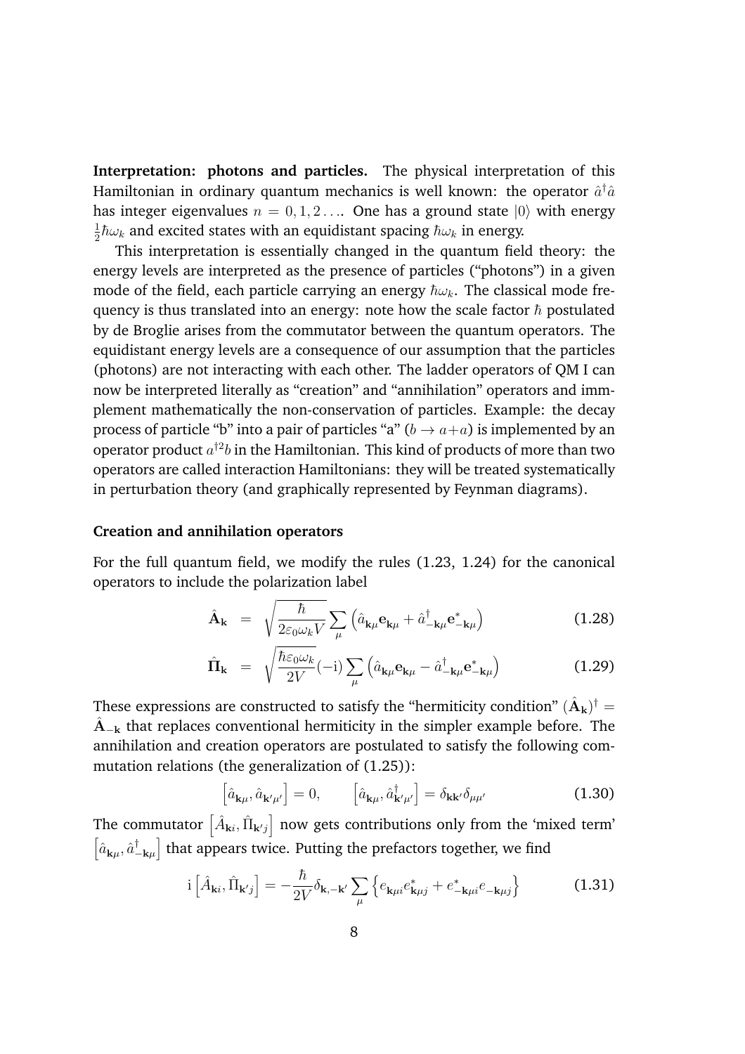**Interpretation: photons and particles.** The physical interpretation of this Hamiltonian in ordinary quantum mechanics is well known: the operator $\hat{a}^\dagger \hat{a}$ has integer eigenvalues $n = 0, 1, 2 \ldots$. One has a ground state $|0\rangle$ with energy $\frac{1}{2}\hbar\omega_k$ and excited states with an equidistant spacing $\hbar\omega_k$ in energy.

This interpretation is essentially changed in the quantum field theory: the energy levels are interpreted as the presence of particles ("photons") in a given mode of the field, each particle carrying an energy $\hbar\omega_k$. The classical mode frequency is thus translated into an energy: note how the scale factor $\hbar$ postulated by de Broglie arises from the commutator between the quantum operators. The equidistant energy levels are a consequence of our assumption that the particles (photons) are not interacting with each other. The ladder operators of QM I can now be interpreted literally as "creation" and "annihilation" operators and immplement mathematically the non-conservation of particles. Example: the decay process of particle "b" into a pair of particles "a" ($b \to a+a$) is implemented by an operator product $a^{\dagger 2} b$ in the Hamiltonian. This kind of products of more than two operators are called interaction Hamiltonians: they will be treated systematically in perturbation theory (and graphically represented by Feynman diagrams).

### Creation and annihilation operators

For the full quantum field, we modify the rules (1.23, 1.24) for the canonical operators to include the polarization label

$$\hat{\mathbf{A}}_{\mathbf{k}} = \sqrt{\frac{\hbar}{2\varepsilon_0 \omega_k V}} \sum_\mu \left( \hat{a}_{\mathbf{k}\mu} \mathbf{e}_{\mathbf{k}\mu} + \hat{a}^\dagger_{-\mathbf{k}\mu} \mathbf{e}^*_{-\mathbf{k}\mu} \right) \tag{1.28}$$

$$\hat{\mathbf{\Pi}}_{\mathbf{k}} = \sqrt{\frac{\hbar \varepsilon_0 \omega_k}{2V}} (-\mathrm{i}) \sum_\mu \left( \hat{a}_{\mathbf{k}\mu} \mathbf{e}_{\mathbf{k}\mu} - \hat{a}^\dagger_{-\mathbf{k}\mu} \mathbf{e}^*_{-\mathbf{k}\mu} \right) \tag{1.29}$$

These expressions are constructed to satisfy the "hermiticity condition" $(\hat{\mathbf{A}}_{\mathbf{k}})^\dagger = \hat{\mathbf{A}}_{-\mathbf{k}}$ that replaces conventional hermiticity in the simpler example before. The annihilation and creation operators are postulated to satisfy the following commutation relations (the generalization of (1.25)):

$$\left[ \hat{a}_{\mathbf{k}\mu}, \hat{a}_{\mathbf{k}'\mu'} \right] = 0, \qquad \left[ \hat{a}_{\mathbf{k}\mu}, \hat{a}^\dagger_{\mathbf{k}'\mu'} \right] = \delta_{\mathbf{k}\mathbf{k}'} \delta_{\mu\mu'} \tag{1.30}$$

The commutator $\left[ \hat{A}_{\mathbf{k}i}, \hat{\Pi}_{\mathbf{k}'j} \right]$ now gets contributions only from the 'mixed term' $\left[ \hat{a}_{\mathbf{k}\mu}, \hat{a}^\dagger_{-\mathbf{k}\mu} \right]$ that appears twice. Putting the prefactors together, we find

$$\mathrm{i} \left[ \hat{A}_{\mathbf{k}i}, \hat{\Pi}_{\mathbf{k}'j} \right] = -\frac{\hbar}{2V} \delta_{\mathbf{k},-\mathbf{k}'} \sum_\mu \left\{ e_{\mathbf{k}\mu i} e^*_{\mathbf{k}\mu j} + e^*_{-\mathbf{k}\mu i} e_{-\mathbf{k}\mu j} \right\} \tag{1.31}$$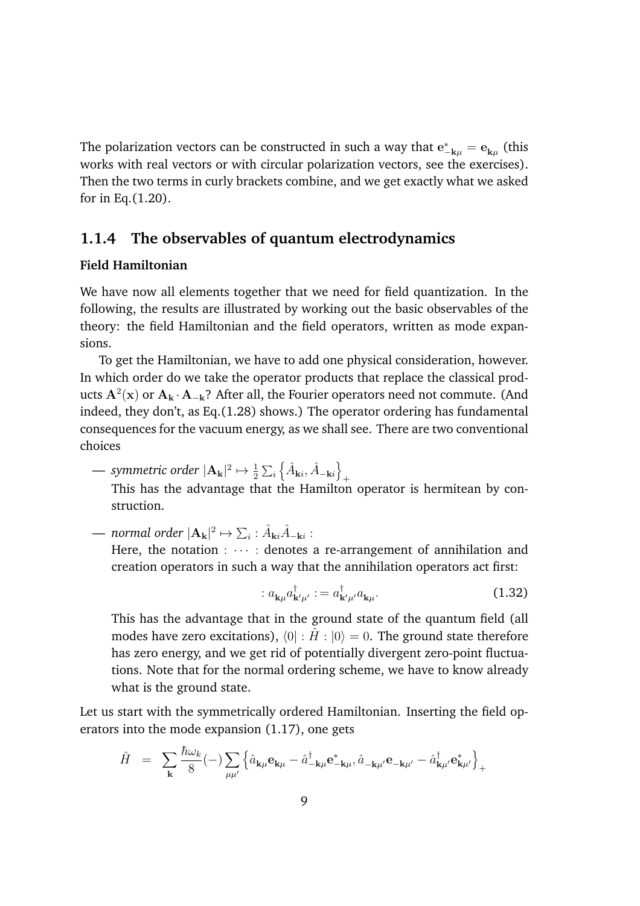The polarization vectors can be constructed in such a way that $\mathbf{e}^*_{-\mathbf{k}\mu} = \mathbf{e}_{\mathbf{k}\mu}$ (this works with real vectors or with circular polarization vectors, see the exercises). Then the two terms in curly brackets combine, and we get exactly what we asked for in Eq.(1.20).

### 1.1.4 The observables of quantum electrodynamics

**Field Hamiltonian**

We have now all elements together that we need for field quantization. In the following, the results are illustrated by working out the basic observables of the theory: the field Hamiltonian and the field operators, written as mode expansions.

To get the Hamiltonian, we have to add one physical consideration, however. In which order do we take the operator products that replace the classical products $\mathbf{A}^2(\mathbf{x})$ or $\mathbf{A}_\mathbf{k} \cdot \mathbf{A}_{-\mathbf{k}}$? After all, the Fourier operators need not commute. (And indeed, they don't, as Eq.(1.28) shows.) The operator ordering has fundamental consequences for the vacuum energy, as we shall see. There are two conventional choices

— *symmetric order* $|\mathbf{A}_\mathbf{k}|^2 \mapsto \frac{1}{2}\sum_i \left\{\hat{A}_{\mathbf{k}i}, \hat{A}_{-\mathbf{k}i}\right\}_+$
  This has the advantage that the Hamilton operator is hermitean by construction.

— *normal order* $|\mathbf{A}_\mathbf{k}|^2 \mapsto \sum_i :\hat{A}_{\mathbf{k}i}\hat{A}_{-\mathbf{k}i}:$
  Here, the notation $:\cdots:$ denotes a re-arrangement of annihilation and creation operators in such a way that the annihilation operators act first:

$$:a_{\mathbf{k}\mu}a^\dagger_{\mathbf{k}'\mu'}: = a^\dagger_{\mathbf{k}'\mu'}a_{\mathbf{k}\mu}. \tag{1.32}$$

  This has the advantage that in the ground state of the quantum field (all modes have zero excitations), $\langle 0|:\hat{H}:|0\rangle = 0$. The ground state therefore has zero energy, and we get rid of potentially divergent zero-point fluctuations. Note that for the normal ordering scheme, we have to know already what is the ground state.

Let us start with the symmetrically ordered Hamiltonian. Inserting the field operators into the mode expansion (1.17), one gets

$$\hat{H} \;=\; \sum_\mathbf{k} \frac{\hbar\omega_k}{8}(-)\sum_{\mu\mu'}\left\{\hat{a}_{\mathbf{k}\mu}\mathbf{e}_{\mathbf{k}\mu} - \hat{a}^\dagger_{-\mathbf{k}\mu}\mathbf{e}^*_{-\mathbf{k}\mu}, \hat{a}_{-\mathbf{k}\mu'}\mathbf{e}_{-\mathbf{k}\mu'} - \hat{a}^\dagger_{\mathbf{k}\mu'}\mathbf{e}^*_{\mathbf{k}\mu'}\right\}_+$$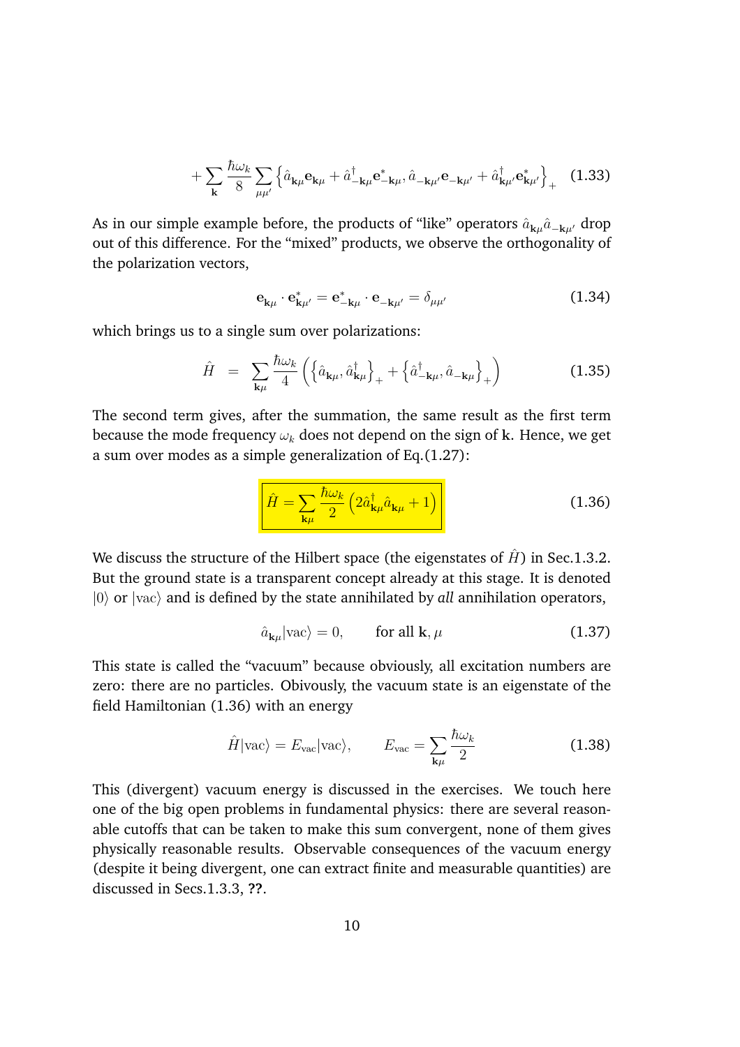$$+\sum_{\mathbf{k}} \frac{\hbar\omega_k}{8} \sum_{\mu\mu'} \left\{ \hat{a}_{\mathbf{k}\mu}\mathbf{e}_{\mathbf{k}\mu} + \hat{a}^\dagger_{-\mathbf{k}\mu}\mathbf{e}^*_{-\mathbf{k}\mu}, \hat{a}_{-\mathbf{k}\mu'}\mathbf{e}_{-\mathbf{k}\mu'} + \hat{a}^\dagger_{\mathbf{k}\mu'}\mathbf{e}^*_{\mathbf{k}\mu'} \right\}_+ \quad (1.33)$$

As in our simple example before, the products of "like" operators $\hat{a}_{\mathbf{k}\mu}\hat{a}_{-\mathbf{k}\mu'}$ drop out of this difference. For the "mixed" products, we observe the orthogonality of the polarization vectors,

$$\mathbf{e}_{\mathbf{k}\mu} \cdot \mathbf{e}^*_{\mathbf{k}\mu'} = \mathbf{e}^*_{-\mathbf{k}\mu} \cdot \mathbf{e}_{-\mathbf{k}\mu'} = \delta_{\mu\mu'} \quad (1.34)$$

which brings us to a single sum over polarizations:

$$\hat{H} = \sum_{\mathbf{k}\mu} \frac{\hbar\omega_k}{4} \left( \left\{ \hat{a}_{\mathbf{k}\mu}, \hat{a}^\dagger_{\mathbf{k}\mu} \right\}_+ + \left\{ \hat{a}^\dagger_{-\mathbf{k}\mu}, \hat{a}_{-\mathbf{k}\mu} \right\}_+ \right) \quad (1.35)$$

The second term gives, after the summation, the same result as the first term because the mode frequency $\omega_k$ does not depend on the sign of $\mathbf{k}$. Hence, we get a sum over modes as a simple generalization of Eq.(1.27):

$$\hat{H} = \sum_{\mathbf{k}\mu} \frac{\hbar\omega_k}{2} \left( 2\hat{a}^\dagger_{\mathbf{k}\mu}\hat{a}_{\mathbf{k}\mu} + 1 \right) \quad (1.36)$$

We discuss the structure of the Hilbert space (the eigenstates of $\hat{H}$) in Sec.1.3.2. But the ground state is a transparent concept already at this stage. It is denoted $|0\rangle$ or $|\text{vac}\rangle$ and is defined by the state annihilated by *all* annihilation operators,

$$\hat{a}_{\mathbf{k}\mu}|\text{vac}\rangle = 0, \qquad \text{for all } \mathbf{k}, \mu \quad (1.37)$$

This state is called the "vacuum" because obviously, all excitation numbers are zero: there are no particles. Obivously, the vacuum state is an eigenstate of the field Hamiltonian (1.36) with an energy

$$\hat{H}|\text{vac}\rangle = E_{\text{vac}}|\text{vac}\rangle, \qquad E_{\text{vac}} = \sum_{\mathbf{k}\mu} \frac{\hbar\omega_k}{2} \quad (1.38)$$

This (divergent) vacuum energy is discussed in the exercises. We touch here one of the big open problems in fundamental physics: there are several reasonable cutoffs that can be taken to make this sum convergent, none of them gives physically reasonable results. Observable consequences of the vacuum energy (despite it being divergent, one can extract finite and measurable quantities) are discussed in Secs.1.3.3, **??**.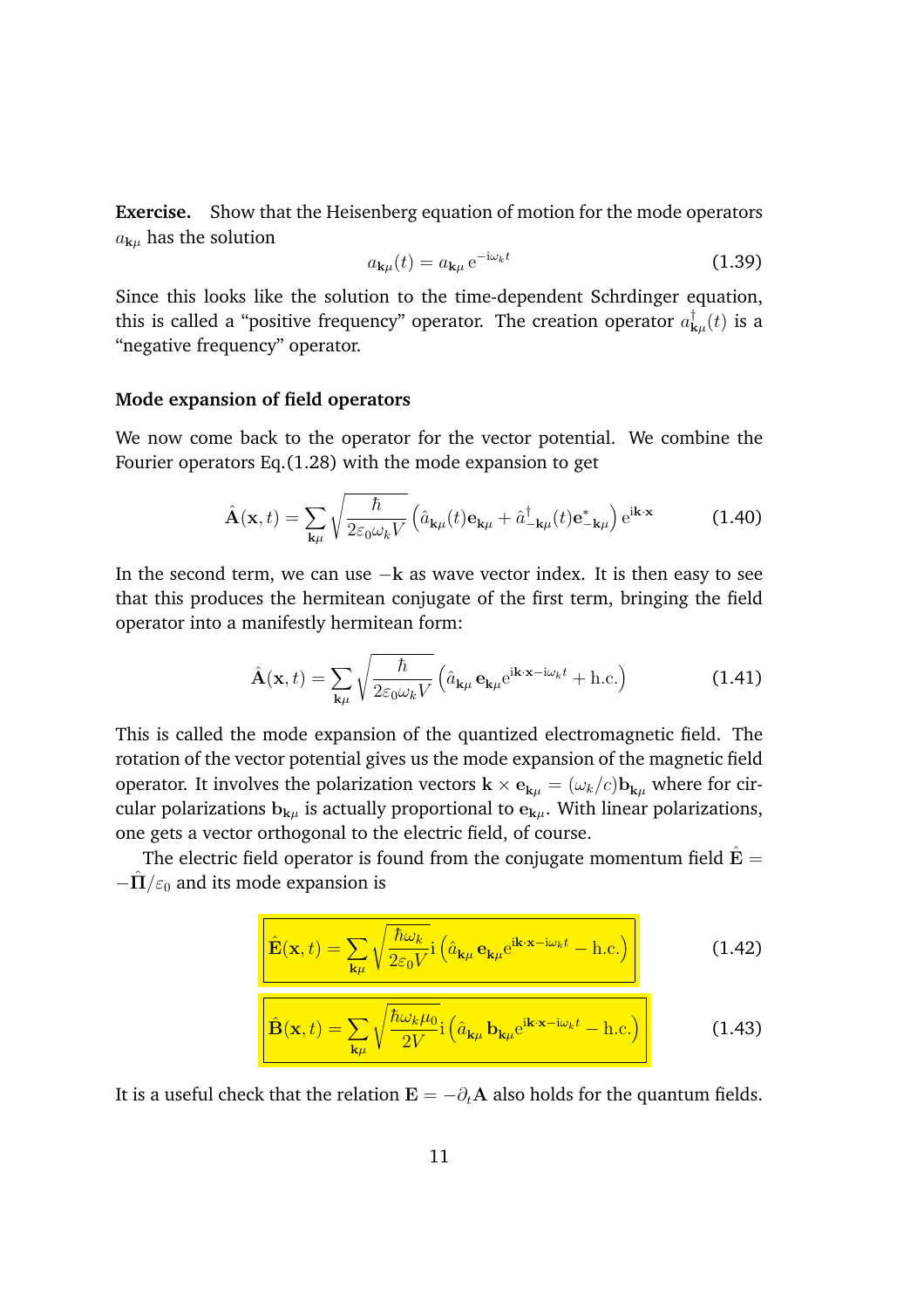**Exercise.** Show that the Heisenberg equation of motion for the mode operators $a_{\mathbf{k}\mu}$ has the solution

$$a_{\mathbf{k}\mu}(t) = a_{\mathbf{k}\mu}\, \mathrm{e}^{-\mathrm{i}\omega_k t} \tag{1.39}$$

Since this looks like the solution to the time-dependent Schrdinger equation, this is called a "positive frequency" operator. The creation operator $a^\dagger_{\mathbf{k}\mu}(t)$ is a "negative frequency" operator.

### Mode expansion of field operators

We now come back to the operator for the vector potential. We combine the Fourier operators Eq.(1.28) with the mode expansion to get

$$\hat{\mathbf{A}}(\mathbf{x}, t) = \sum_{\mathbf{k}\mu} \sqrt{\frac{\hbar}{2\varepsilon_0 \omega_k V}} \left( \hat{a}_{\mathbf{k}\mu}(t) \mathbf{e}_{\mathbf{k}\mu} + \hat{a}^\dagger_{-\mathbf{k}\mu}(t) \mathbf{e}^*_{-\mathbf{k}\mu} \right) \mathrm{e}^{\mathrm{i}\mathbf{k}\cdot\mathbf{x}} \tag{1.40}$$

In the second term, we can use $-\mathbf{k}$ as wave vector index. It is then easy to see that this produces the hermitean conjugate of the first term, bringing the field operator into a manifestly hermitean form:

$$\hat{\mathbf{A}}(\mathbf{x}, t) = \sum_{\mathbf{k}\mu} \sqrt{\frac{\hbar}{2\varepsilon_0 \omega_k V}} \left( \hat{a}_{\mathbf{k}\mu}\, \mathbf{e}_{\mathbf{k}\mu} \mathrm{e}^{\mathrm{i}\mathbf{k}\cdot\mathbf{x} - \mathrm{i}\omega_k t} + \mathrm{h.c.} \right) \tag{1.41}$$

This is called the mode expansion of the quantized electromagnetic field. The rotation of the vector potential gives us the mode expansion of the magnetic field operator. It involves the polarization vectors $\mathbf{k} \times \mathbf{e}_{\mathbf{k}\mu} = (\omega_k/c)\mathbf{b}_{\mathbf{k}\mu}$ where for circular polarizations $\mathbf{b}_{\mathbf{k}\mu}$ is actually proportional to $\mathbf{e}_{\mathbf{k}\mu}$. With linear polarizations, one gets a vector orthogonal to the electric field, of course.

The electric field operator is found from the conjugate momentum field $\hat{\mathbf{E}} = -\hat{\mathbf{\Pi}}/\varepsilon_0$ and its mode expansion is

$$\hat{\mathbf{E}}(\mathbf{x}, t) = \sum_{\mathbf{k}\mu} \sqrt{\frac{\hbar \omega_k}{2\varepsilon_0 V}} \mathrm{i} \left( \hat{a}_{\mathbf{k}\mu}\, \mathbf{e}_{\mathbf{k}\mu} \mathrm{e}^{\mathrm{i}\mathbf{k}\cdot\mathbf{x} - \mathrm{i}\omega_k t} - \mathrm{h.c.} \right) \tag{1.42}$$

$$\hat{\mathbf{B}}(\mathbf{x}, t) = \sum_{\mathbf{k}\mu} \sqrt{\frac{\hbar \omega_k \mu_0}{2V}} \mathrm{i} \left( \hat{a}_{\mathbf{k}\mu}\, \mathbf{b}_{\mathbf{k}\mu} \mathrm{e}^{\mathrm{i}\mathbf{k}\cdot\mathbf{x} - \mathrm{i}\omega_k t} - \mathrm{h.c.} \right) \tag{1.43}$$

It is a useful check that the relation $\mathbf{E} = -\partial_t \mathbf{A}$ also holds for the quantum fields.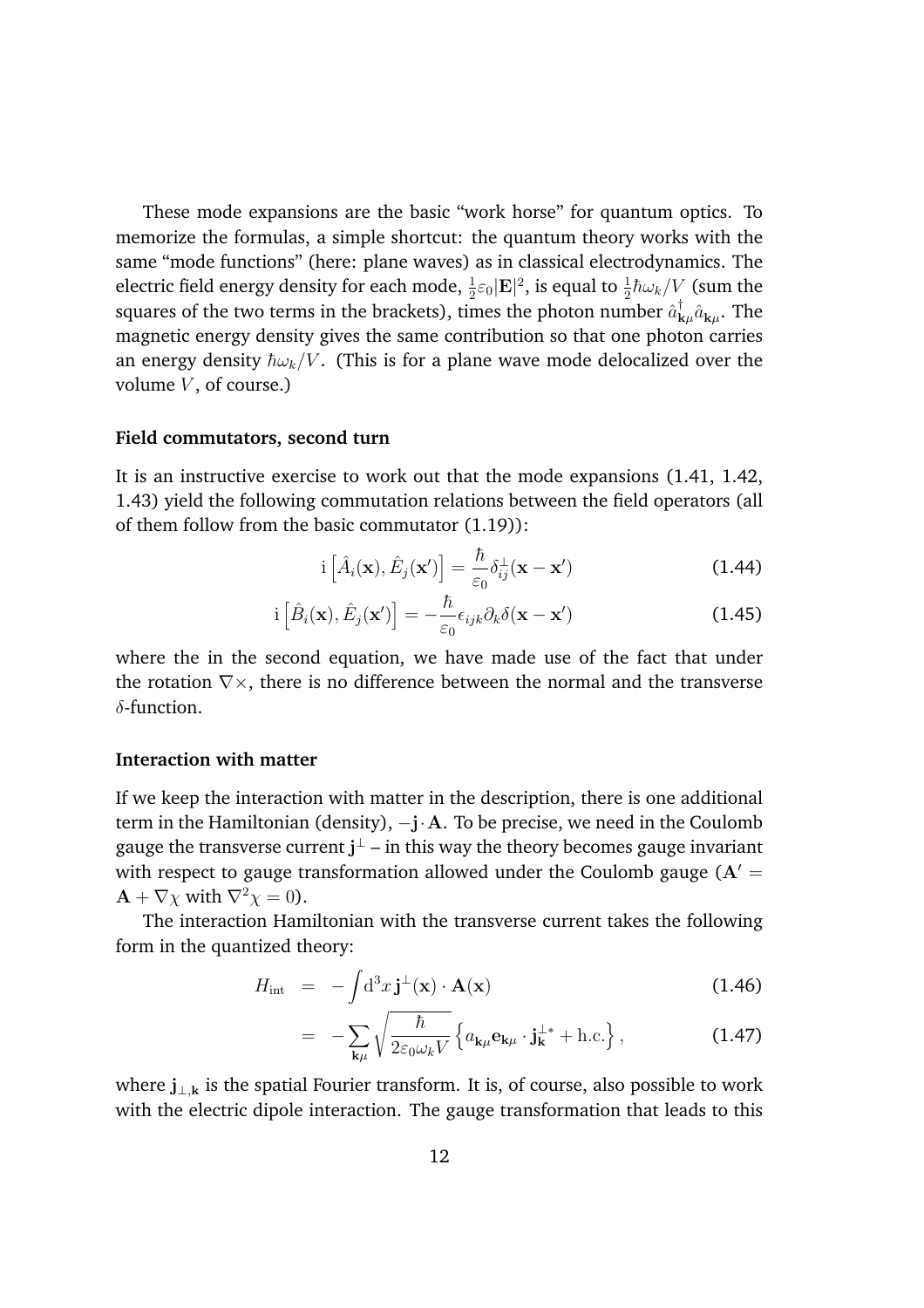These mode expansions are the basic "work horse" for quantum optics. To memorize the formulas, a simple shortcut: the quantum theory works with the same "mode functions" (here: plane waves) as in classical electrodynamics. The electric field energy density for each mode, $\frac{1}{2}\varepsilon_0|\mathbf{E}|^2$, is equal to $\frac{1}{2}\hbar\omega_k/V$ (sum the squares of the two terms in the brackets), times the photon number $\hat{a}^\dagger_{\mathbf{k}\mu}\hat{a}_{\mathbf{k}\mu}$. The magnetic energy density gives the same contribution so that one photon carries an energy density $\hbar\omega_k/V$. (This is for a plane wave mode delocalized over the volume $V$, of course.)

### Field commutators, second turn

It is an instructive exercise to work out that the mode expansions (1.41, 1.42, 1.43) yield the following commutation relations between the field operators (all of them follow from the basic commutator (1.19)):

$$\mathrm{i}\left[\hat{A}_i(\mathbf{x}), \hat{E}_j(\mathbf{x}')\right] = \frac{\hbar}{\varepsilon_0}\delta^{\perp}_{ij}(\mathbf{x}-\mathbf{x}') \tag{1.44}$$

$$\mathrm{i}\left[\hat{B}_i(\mathbf{x}), \hat{E}_j(\mathbf{x}')\right] = -\frac{\hbar}{\varepsilon_0}\epsilon_{ijk}\partial_k\delta(\mathbf{x}-\mathbf{x}') \tag{1.45}$$

where the in the second equation, we have made use of the fact that under the rotation $\nabla\times$, there is no difference between the normal and the transverse $\delta$-function.

### Interaction with matter

If we keep the interaction with matter in the description, there is one additional term in the Hamiltonian (density), $-\mathbf{j}\cdot\mathbf{A}$. To be precise, we need in the Coulomb gauge the transverse current $\mathbf{j}^{\perp}$ – in this way the theory becomes gauge invariant with respect to gauge transformation allowed under the Coulomb gauge ($\mathbf{A}' = \mathbf{A} + \nabla\chi$ with $\nabla^2\chi = 0$).

The interaction Hamiltonian with the transverse current takes the following form in the quantized theory:

$$H_{\mathrm{int}} = -\int \mathrm{d}^3x\, \mathbf{j}^{\perp}(\mathbf{x})\cdot\mathbf{A}(\mathbf{x}) \tag{1.46}$$

$$= -\sum_{\mathbf{k}\mu}\sqrt{\frac{\hbar}{2\varepsilon_0\omega_k V}}\left\{a_{\mathbf{k}\mu}\mathbf{e}_{\mathbf{k}\mu}\cdot\mathbf{j}^{\perp *}_{\mathbf{k}} + \mathrm{h.c.}\right\}, \tag{1.47}$$

where $\mathbf{j}_{\perp,\mathbf{k}}$ is the spatial Fourier transform. It is, of course, also possible to work with the electric dipole interaction. The gauge transformation that leads to this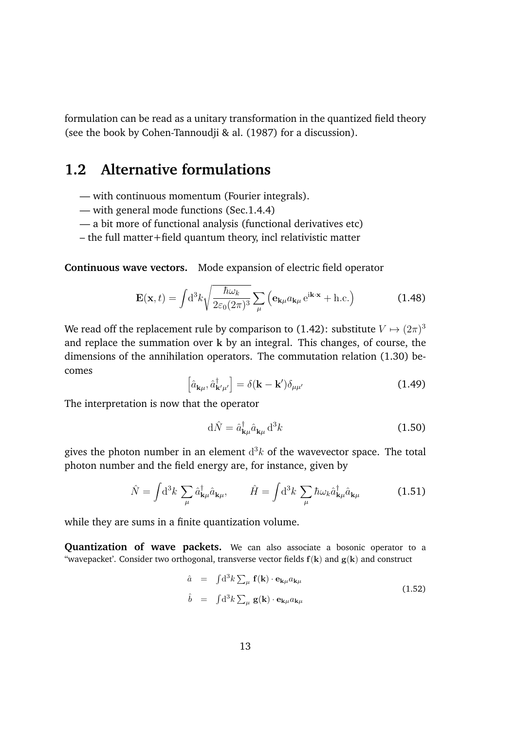formulation can be read as a unitary transformation in the quantized field theory (see the book by Cohen-Tannoudji & al. (1987) for a discussion).

## 1.2 Alternative formulations

— with continuous momentum (Fourier integrals).
— with general mode functions (Sec.1.4.4)
— a bit more of functional analysis (functional derivatives etc)
– the full matter+field quantum theory, incl relativistic matter

**Continuous wave vectors.** Mode expansion of electric field operator

$$\mathbf{E}(\mathbf{x}, t) = \int \mathrm{d}^3k \sqrt{\frac{\hbar\omega_k}{2\varepsilon_0(2\pi)^3}} \sum_\mu \left( \mathbf{e}_{\mathbf{k}\mu} a_{\mathbf{k}\mu}\, \mathrm{e}^{\mathrm{i}\mathbf{k}\cdot\mathbf{x}} + \mathrm{h.c.} \right) \tag{1.48}$$

We read off the replacement rule by comparison to (1.42): substitute $V \mapsto (2\pi)^3$ and replace the summation over $\mathbf{k}$ by an integral. This changes, of course, the dimensions of the annihilation operators. The commutation relation (1.30) becomes

$$\left[\hat{a}_{\mathbf{k}\mu}, \hat{a}^\dagger_{\mathbf{k}'\mu'}\right] = \delta(\mathbf{k} - \mathbf{k}')\delta_{\mu\mu'} \tag{1.49}$$

The interpretation is now that the operator

$$\mathrm{d}\hat{N} = \hat{a}^\dagger_{\mathbf{k}\mu} \hat{a}_{\mathbf{k}\mu}\, \mathrm{d}^3k \tag{1.50}$$

gives the photon number in an element $\mathrm{d}^3k$ of the wavevector space. The total photon number and the field energy are, for instance, given by

$$\hat{N} = \int \mathrm{d}^3k \sum_\mu \hat{a}^\dagger_{\mathbf{k}\mu} \hat{a}_{\mathbf{k}\mu}, \qquad \hat{H} = \int \mathrm{d}^3k \sum_\mu \hbar\omega_k \hat{a}^\dagger_{\mathbf{k}\mu} \hat{a}_{\mathbf{k}\mu} \tag{1.51}$$

while they are sums in a finite quantization volume.

**Quantization of wave packets.** We can also associate a bosonic operator to a "wavepacket'. Consider two orthogonal, transverse vector fields $\mathbf{f}(\mathbf{k})$ and $\mathbf{g}(\mathbf{k})$ and construct

$$\begin{aligned} \hat{a} &= \int \mathrm{d}^3k \sum_\mu \mathbf{f}(\mathbf{k}) \cdot \mathbf{e}_{\mathbf{k}\mu} a_{\mathbf{k}\mu} \\ \hat{b} &= \int \mathrm{d}^3k \sum_\mu \mathbf{g}(\mathbf{k}) \cdot \mathbf{e}_{\mathbf{k}\mu} a_{\mathbf{k}\mu} \end{aligned} \tag{1.52}$$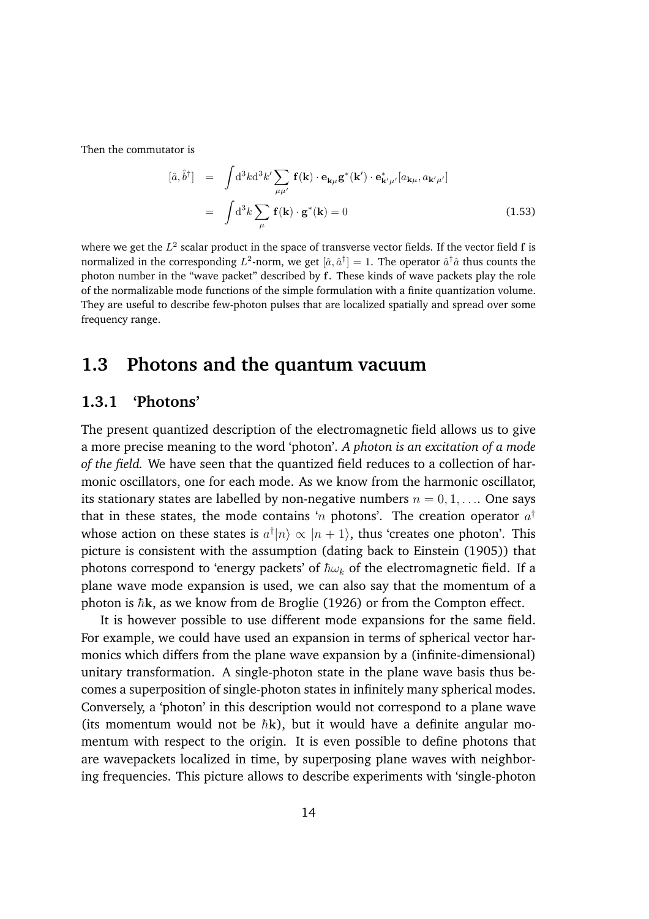Then the commutator is

$$
\begin{aligned}
[\hat{a}, \hat{b}^\dagger] &= \int \mathrm{d}^3k \mathrm{d}^3k' \sum_{\mu\mu'} \mathbf{f}(\mathbf{k}) \cdot \mathbf{e}_{\mathbf{k}\mu} \mathbf{g}^*(\mathbf{k}') \cdot \mathbf{e}^*_{\mathbf{k}'\mu'} [a_{\mathbf{k}\mu}, a_{\mathbf{k}'\mu'}] \\
&= \int \mathrm{d}^3k \sum_{\mu} \mathbf{f}(\mathbf{k}) \cdot \mathbf{g}^*(\mathbf{k}) = 0
\end{aligned}
\tag{1.53}
$$

where we get the $L^2$ scalar product in the space of transverse vector fields. If the vector field $\mathbf{f}$ is normalized in the corresponding $L^2$-norm, we get $[\hat{a}, \hat{a}^\dagger] = 1$. The operator $\hat{a}^\dagger \hat{a}$ thus counts the photon number in the "wave packet" described by $\mathbf{f}$. These kinds of wave packets play the role of the normalizable mode functions of the simple formulation with a finite quantization volume. They are useful to describe few-photon pulses that are localized spatially and spread over some frequency range.

## 1.3 Photons and the quantum vacuum

### 1.3.1 'Photons'

The present quantized description of the electromagnetic field allows us to give a more precise meaning to the word 'photon'. *A photon is an excitation of a mode of the field.* We have seen that the quantized field reduces to a collection of harmonic oscillators, one for each mode. As we know from the harmonic oscillator, its stationary states are labelled by non-negative numbers $n = 0, 1, \ldots$. One says that in these states, the mode contains '$n$ photons'. The creation operator $a^\dagger$ whose action on these states is $a^\dagger|n\rangle \propto |n+1\rangle$, thus 'creates one photon'. This picture is consistent with the assumption (dating back to Einstein (1905)) that photons correspond to 'energy packets' of $\hbar\omega_k$ of the electromagnetic field. If a plane wave mode expansion is used, we can also say that the momentum of a photon is $\hbar\mathbf{k}$, as we know from de Broglie (1926) or from the Compton effect.

It is however possible to use different mode expansions for the same field. For example, we could have used an expansion in terms of spherical vector harmonics which differs from the plane wave expansion by a (infinite-dimensional) unitary transformation. A single-photon state in the plane wave basis thus becomes a superposition of single-photon states in infinitely many spherical modes. Conversely, a 'photon' in this description would not correspond to a plane wave (its momentum would not be $\hbar\mathbf{k}$), but it would have a definite angular momentum with respect to the origin. It is even possible to define photons that are wavepackets localized in time, by superposing plane waves with neighboring frequencies. This picture allows to describe experiments with 'single-photon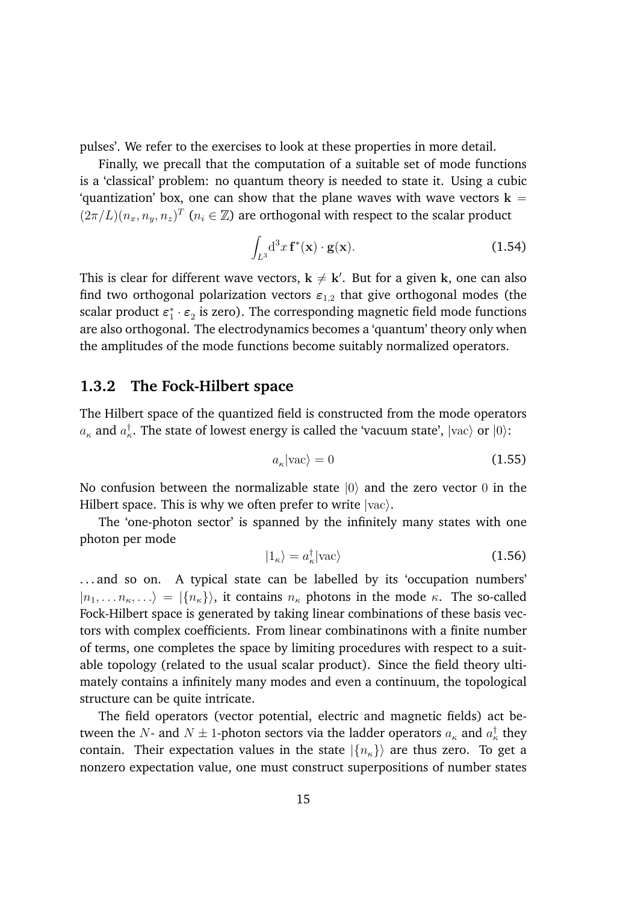pulses'. We refer to the exercises to look at these properties in more detail.

Finally, we precall that the computation of a suitable set of mode functions is a 'classical' problem: no quantum theory is needed to state it. Using a cubic 'quantization' box, one can show that the plane waves with wave vectors $\mathbf{k} = (2\pi/L)(n_x, n_y, n_z)^T$ ($n_i \in \mathbb{Z}$) are orthogonal with respect to the scalar product

$$\int_{L^3} \mathrm{d}^3x\, \mathbf{f}^*(\mathbf{x}) \cdot \mathbf{g}(\mathbf{x}). \tag{1.54}$$

This is clear for different wave vectors, $\mathbf{k} \neq \mathbf{k}'$. But for a given $\mathbf{k}$, one can also find two orthogonal polarization vectors $\boldsymbol{\varepsilon}_{1,2}$ that give orthogonal modes (the scalar product $\boldsymbol{\varepsilon}_1^* \cdot \boldsymbol{\varepsilon}_2$ is zero). The corresponding magnetic field mode functions are also orthogonal. The electrodynamics becomes a 'quantum' theory only when the amplitudes of the mode functions become suitably normalized operators.

### 1.3.2 The Fock-Hilbert space

The Hilbert space of the quantized field is constructed from the mode operators $a_\kappa$ and $a_\kappa^\dagger$. The state of lowest energy is called the 'vacuum state', $|\mathrm{vac}\rangle$ or $|0\rangle$:

$$a_\kappa |\mathrm{vac}\rangle = 0 \tag{1.55}$$

No confusion between the normalizable state $|0\rangle$ and the zero vector $0$ in the Hilbert space. This is why we often prefer to write $|\mathrm{vac}\rangle$.

The 'one-photon sector' is spanned by the infinitely many states with one photon per mode

$$|1_\kappa\rangle = a_\kappa^\dagger |\mathrm{vac}\rangle \tag{1.56}$$

...and so on. A typical state can be labelled by its 'occupation numbers' $|n_1, \ldots n_\kappa, \ldots\rangle = |\{n_\kappa\}\rangle$, it contains $n_\kappa$ photons in the mode $\kappa$. The so-called Fock-Hilbert space is generated by taking linear combinations of these basis vectors with complex coefficients. From linear combinatinons with a finite number of terms, one completes the space by limiting procedures with respect to a suitable topology (related to the usual scalar product). Since the field theory ultimately contains a infinitely many modes and even a continuum, the topological structure can be quite intricate.

The field operators (vector potential, electric and magnetic fields) act between the $N$- and $N \pm 1$-photon sectors via the ladder operators $a_\kappa$ and $a_\kappa^\dagger$ they contain. Their expectation values in the state $|\{n_\kappa\}\rangle$ are thus zero. To get a nonzero expectation value, one must construct superpositions of number states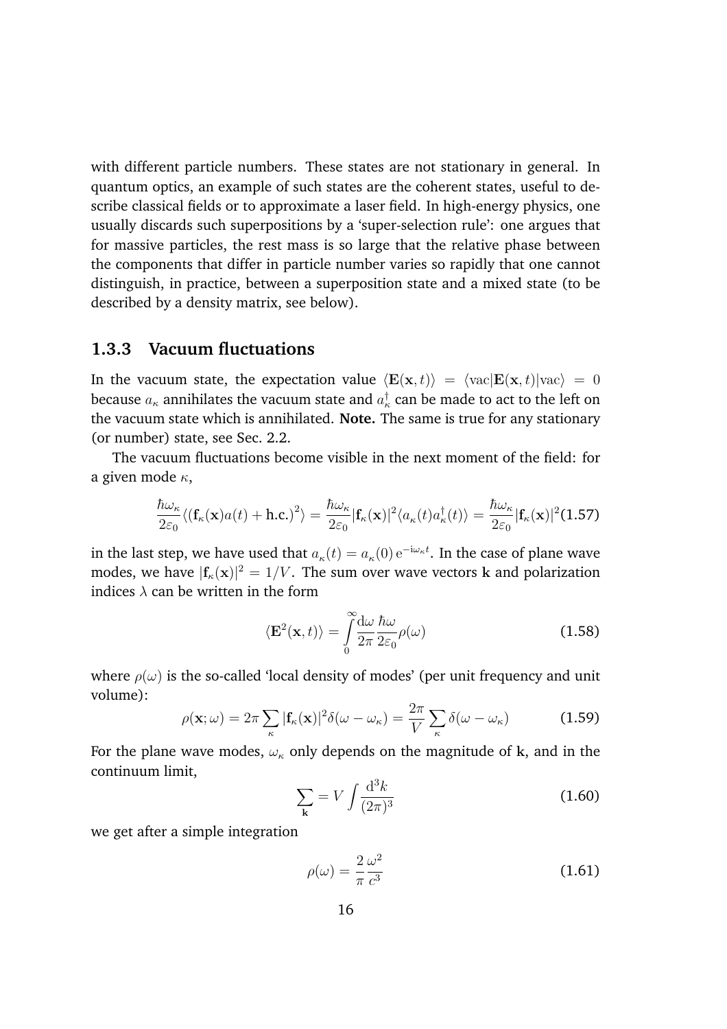with different particle numbers. These states are not stationary in general. In quantum optics, an example of such states are the coherent states, useful to describe classical fields or to approximate a laser field. In high-energy physics, one usually discards such superpositions by a 'super-selection rule': one argues that for massive particles, the rest mass is so large that the relative phase between the components that differ in particle number varies so rapidly that one cannot distinguish, in practice, between a superposition state and a mixed state (to be described by a density matrix, see below).

### 1.3.3 Vacuum fluctuations

In the vacuum state, the expectation value $\langle \mathbf{E}(\mathbf{x},t)\rangle = \langle \mathrm{vac}|\mathbf{E}(\mathbf{x},t)|\mathrm{vac}\rangle = 0$ because $a_\kappa$ annihilates the vacuum state and $a_\kappa^\dagger$ can be made to act to the left on the vacuum state which is annihilated. **Note.** The same is true for any stationary (or number) state, see Sec. 2.2.

The vacuum fluctuations become visible in the next moment of the field: for a given mode $\kappa$,

$$\frac{\hbar\omega_\kappa}{2\varepsilon_0}\langle(\mathbf{f}_\kappa(\mathbf{x})a(t) + \mathrm{h.c.})^2\rangle = \frac{\hbar\omega_\kappa}{2\varepsilon_0}|\mathbf{f}_\kappa(\mathbf{x})|^2\langle a_\kappa(t)a_\kappa^\dagger(t)\rangle = \frac{\hbar\omega_\kappa}{2\varepsilon_0}|\mathbf{f}_\kappa(\mathbf{x})|^2 \quad (1.57)$$

in the last step, we have used that $a_\kappa(t) = a_\kappa(0)\,\mathrm{e}^{-\mathrm{i}\omega_\kappa t}$. In the case of plane wave modes, we have $|\mathbf{f}_\kappa(\mathbf{x})|^2 = 1/V$. The sum over wave vectors $\mathbf{k}$ and polarization indices $\lambda$ can be written in the form

$$\langle \mathbf{E}^2(\mathbf{x},t)\rangle = \int\limits_0^\infty \frac{\mathrm{d}\omega}{2\pi}\frac{\hbar\omega}{2\varepsilon_0}\rho(\omega) \quad (1.58)$$

where $\rho(\omega)$ is the so-called 'local density of modes' (per unit frequency and unit volume):

$$\rho(\mathbf{x};\omega) = 2\pi\sum_\kappa |\mathbf{f}_\kappa(\mathbf{x})|^2\delta(\omega-\omega_\kappa) = \frac{2\pi}{V}\sum_\kappa \delta(\omega-\omega_\kappa) \quad (1.59)$$

For the plane wave modes, $\omega_\kappa$ only depends on the magnitude of $\mathbf{k}$, and in the continuum limit,

$$\sum_{\mathbf{k}} = V\int\frac{\mathrm{d}^3k}{(2\pi)^3} \quad (1.60)$$

we get after a simple integration

$$\rho(\omega) = \frac{2}{\pi}\frac{\omega^2}{c^3} \quad (1.61)$$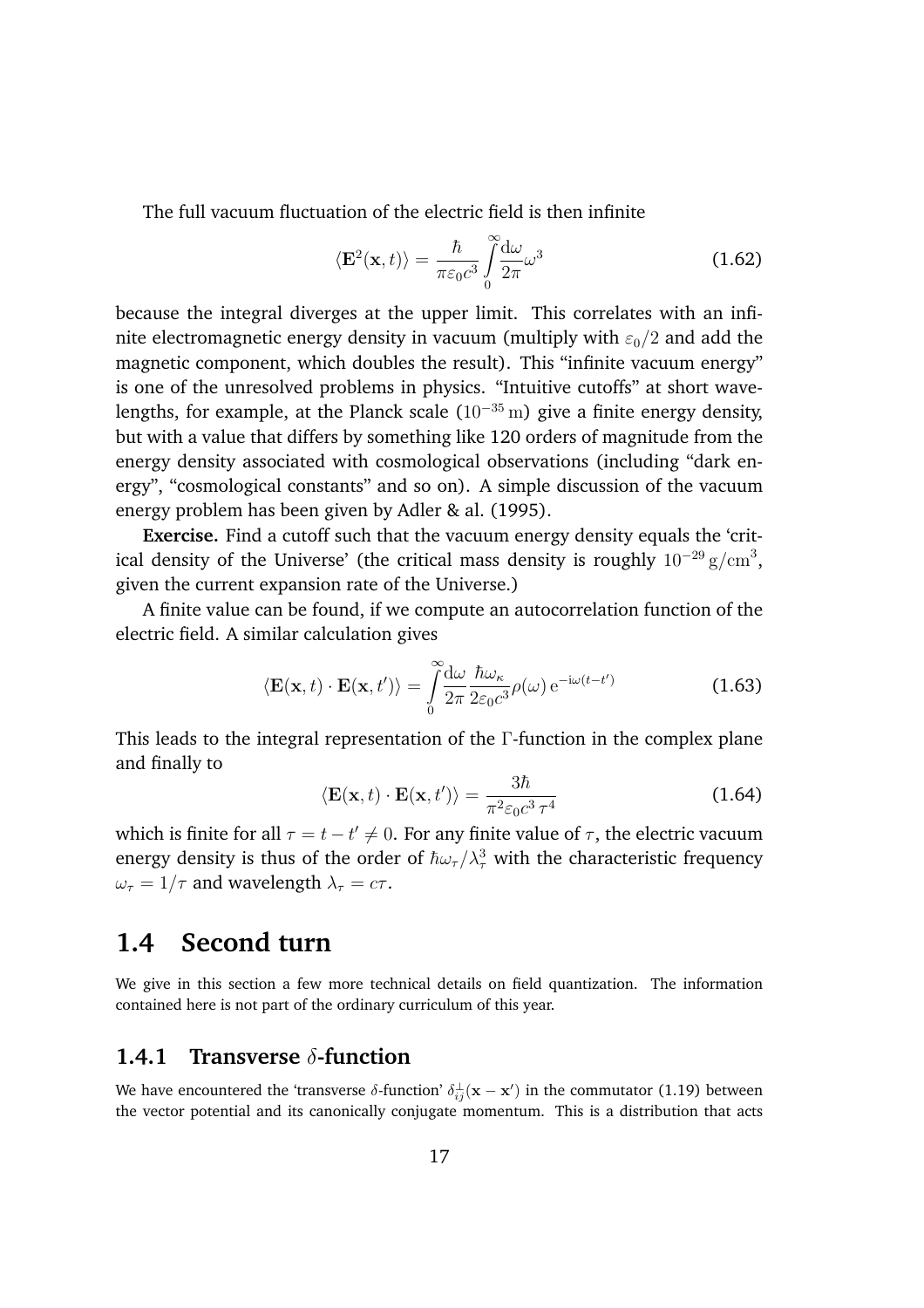The full vacuum fluctuation of the electric field is then infinite

$$\langle \mathbf{E}^2(\mathbf{x}, t) \rangle = \frac{\hbar}{\pi \varepsilon_0 c^3} \int_0^\infty \frac{\mathrm{d}\omega}{2\pi} \omega^3 \tag{1.62}$$

because the integral diverges at the upper limit. This correlates with an infinite electromagnetic energy density in vacuum (multiply with $\varepsilon_0/2$ and add the magnetic component, which doubles the result). This "infinite vacuum energy" is one of the unresolved problems in physics. "Intuitive cutoffs" at short wavelengths, for example, at the Planck scale ($10^{-35}\,\mathrm{m}$) give a finite energy density, but with a value that differs by something like 120 orders of magnitude from the energy density associated with cosmological observations (including "dark energy", "cosmological constants" and so on). A simple discussion of the vacuum energy problem has been given by Adler & al. (1995).

**Exercise.** Find a cutoff such that the vacuum energy density equals the 'critical density of the Universe' (the critical mass density is roughly $10^{-29}\,\mathrm{g/cm}^3$, given the current expansion rate of the Universe.)

A finite value can be found, if we compute an autocorrelation function of the electric field. A similar calculation gives

$$\langle \mathbf{E}(\mathbf{x}, t) \cdot \mathbf{E}(\mathbf{x}, t') \rangle = \int_0^\infty \frac{\mathrm{d}\omega}{2\pi} \frac{\hbar \omega_\kappa}{2\varepsilon_0 c^3} \rho(\omega)\, \mathrm{e}^{-\mathrm{i}\omega(t-t')} \tag{1.63}$$

This leads to the integral representation of the $\Gamma$-function in the complex plane and finally to

$$\langle \mathbf{E}(\mathbf{x}, t) \cdot \mathbf{E}(\mathbf{x}, t') \rangle = \frac{3\hbar}{\pi^2 \varepsilon_0 c^3\, \tau^4} \tag{1.64}$$

which is finite for all $\tau = t - t' \neq 0$. For any finite value of $\tau$, the electric vacuum energy density is thus of the order of $\hbar\omega_\tau/\lambda_\tau^3$ with the characteristic frequency $\omega_\tau = 1/\tau$ and wavelength $\lambda_\tau = c\tau$.

## 1.4 Second turn

We give in this section a few more technical details on field quantization. The information contained here is not part of the ordinary curriculum of this year.

### 1.4.1 Transverse $\delta$-function

We have encountered the 'transverse $\delta$-function' $\delta^{\perp}_{ij}(\mathbf{x} - \mathbf{x}')$ in the commutator (1.19) between the vector potential and its canonically conjugate momentum. This is a distribution that acts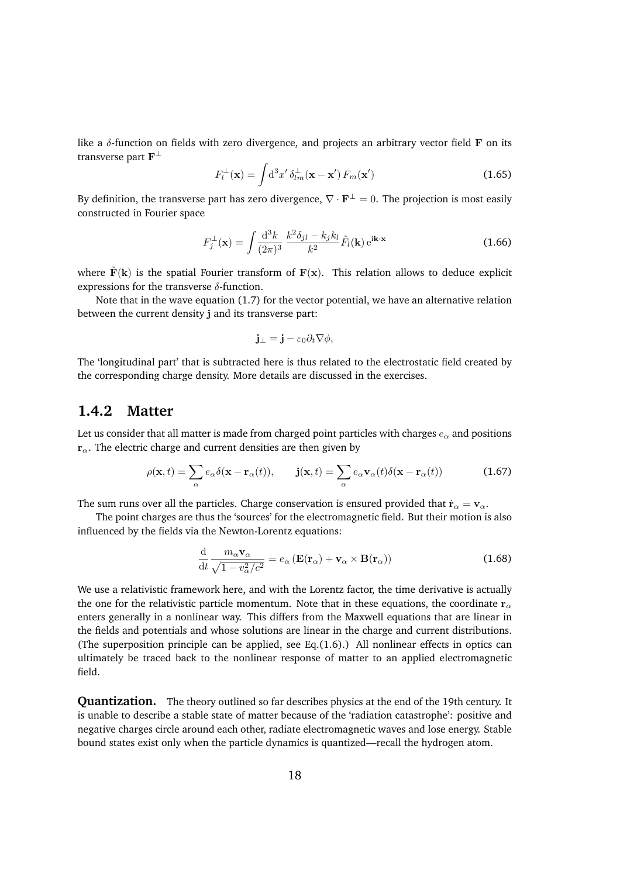like a $\delta$-function on fields with zero divergence, and projects an arbitrary vector field $\mathbf{F}$ on its transverse part $\mathbf{F}^{\perp}$

$$F_l^{\perp}(\mathbf{x}) = \int \mathrm{d}^3x' \, \delta_{lm}^{\perp}(\mathbf{x} - \mathbf{x}') \, F_m(\mathbf{x}') \tag{1.65}$$

By definition, the transverse part has zero divergence, $\nabla \cdot \mathbf{F}^{\perp} = 0$. The projection is most easily constructed in Fourier space

$$F_j^{\perp}(\mathbf{x}) = \int \frac{\mathrm{d}^3k}{(2\pi)^3} \, \frac{k^2\delta_{jl} - k_j k_l}{k^2} \tilde{F}_l(\mathbf{k}) \, \mathrm{e}^{\mathrm{i}\mathbf{k}\cdot\mathbf{x}} \tag{1.66}$$

where $\tilde{\mathbf{F}}(\mathbf{k})$ is the spatial Fourier transform of $\mathbf{F}(\mathbf{x})$. This relation allows to deduce explicit expressions for the transverse $\delta$-function.

Note that in the wave equation (1.7) for the vector potential, we have an alternative relation between the current density $\mathbf{j}$ and its transverse part:

$$\mathbf{j}_{\perp} = \mathbf{j} - \varepsilon_0 \partial_t \nabla \phi,$$

The 'longitudinal part' that is subtracted here is thus related to the electrostatic field created by the corresponding charge density. More details are discussed in the exercises.

## 1.4.2 Matter

Let us consider that all matter is made from charged point particles with charges $e_\alpha$ and positions $\mathbf{r}_\alpha$. The electric charge and current densities are then given by

$$\rho(\mathbf{x}, t) = \sum_\alpha e_\alpha \delta(\mathbf{x} - \mathbf{r}_\alpha(t)), \qquad \mathbf{j}(\mathbf{x}, t) = \sum_\alpha e_\alpha \mathbf{v}_\alpha(t) \delta(\mathbf{x} - \mathbf{r}_\alpha(t)) \tag{1.67}$$

The sum runs over all the particles. Charge conservation is ensured provided that $\dot{\mathbf{r}}_\alpha = \mathbf{v}_\alpha$.

The point charges are thus the 'sources' for the electromagnetic field. But their motion is also influenced by the fields via the Newton-Lorentz equations:

$$\frac{\mathrm{d}}{\mathrm{d}t} \frac{m_\alpha \mathbf{v}_\alpha}{\sqrt{1 - v_\alpha^2/c^2}} = e_\alpha \left( \mathbf{E}(\mathbf{r}_\alpha) + \mathbf{v}_\alpha \times \mathbf{B}(\mathbf{r}_\alpha) \right) \tag{1.68}$$

We use a relativistic framework here, and with the Lorentz factor, the time derivative is actually the one for the relativistic particle momentum. Note that in these equations, the coordinate $\mathbf{r}_\alpha$ enters generally in a nonlinear way. This differs from the Maxwell equations that are linear in the fields and potentials and whose solutions are linear in the charge and current distributions. (The superposition principle can be applied, see Eq.(1.6).) All nonlinear effects in optics can ultimately be traced back to the nonlinear response of matter to an applied electromagnetic field.

**Quantization.** The theory outlined so far describes physics at the end of the 19th century. It is unable to describe a stable state of matter because of the 'radiation catastrophe': positive and negative charges circle around each other, radiate electromagnetic waves and lose energy. Stable bound states exist only when the particle dynamics is quantized—recall the hydrogen atom.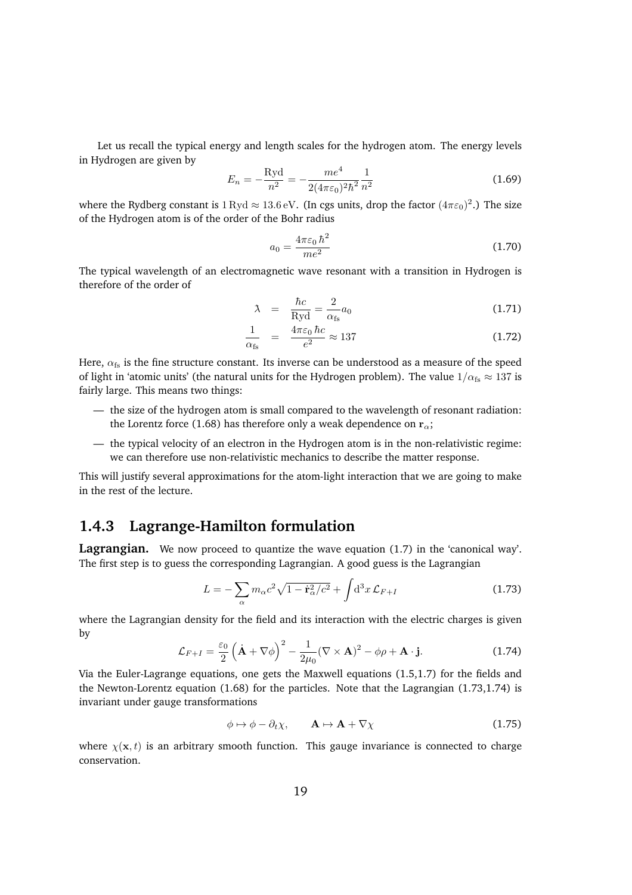Let us recall the typical energy and length scales for the hydrogen atom. The energy levels in Hydrogen are given by

$$E_n = -\frac{\mathrm{Ryd}}{n^2} = -\frac{me^4}{2(4\pi\varepsilon_0)^2\hbar^2}\frac{1}{n^2} \tag{1.69}$$

where the Rydberg constant is $1\,\mathrm{Ryd} \approx 13.6\,\mathrm{eV}$. (In cgs units, drop the factor $(4\pi\varepsilon_0)^2$.) The size of the Hydrogen atom is of the order of the Bohr radius

$$a_0 = \frac{4\pi\varepsilon_0\,\hbar^2}{me^2} \tag{1.70}$$

The typical wavelength of an electromagnetic wave resonant with a transition in Hydrogen is therefore of the order of

$$\lambda = \frac{\hbar c}{\mathrm{Ryd}} = \frac{2}{\alpha_{\mathrm{fs}}} a_0 \tag{1.71}$$

$$\frac{1}{\alpha_{\mathrm{fs}}} = \frac{4\pi\varepsilon_0\,\hbar c}{e^2} \approx 137 \tag{1.72}$$

Here, $\alpha_{\mathrm{fs}}$ is the fine structure constant. Its inverse can be understood as a measure of the speed of light in 'atomic units' (the natural units for the Hydrogen problem). The value $1/\alpha_{\mathrm{fs}} \approx 137$ is fairly large. This means two things:

- the size of the hydrogen atom is small compared to the wavelength of resonant radiation: the Lorentz force (1.68) has therefore only a weak dependence on $\mathbf{r}_\alpha$;
- the typical velocity of an electron in the Hydrogen atom is in the non-relativistic regime: we can therefore use non-relativistic mechanics to describe the matter response.

This will justify several approximations for the atom-light interaction that we are going to make in the rest of the lecture.

### 1.4.3 Lagrange-Hamilton formulation

**Lagrangian.** We now proceed to quantize the wave equation (1.7) in the 'canonical way'. The first step is to guess the corresponding Lagrangian. A good guess is the Lagrangian

$$L = -\sum_\alpha m_\alpha c^2 \sqrt{1 - \dot{\mathbf{r}}_\alpha^2/c^2} + \int \mathrm{d}^3x\, \mathcal{L}_{F+I} \tag{1.73}$$

where the Lagrangian density for the field and its interaction with the electric charges is given by

$$\mathcal{L}_{F+I} = \frac{\varepsilon_0}{2}\left(\dot{\mathbf{A}} + \nabla\phi\right)^2 - \frac{1}{2\mu_0}(\nabla\times\mathbf{A})^2 - \phi\rho + \mathbf{A}\cdot\mathbf{j}. \tag{1.74}$$

Via the Euler-Lagrange equations, one gets the Maxwell equations (1.5,1.7) for the fields and the Newton-Lorentz equation (1.68) for the particles. Note that the Lagrangian (1.73,1.74) is invariant under gauge transformations

$$\phi \mapsto \phi - \partial_t\chi, \qquad \mathbf{A} \mapsto \mathbf{A} + \nabla\chi \tag{1.75}$$

where $\chi(\mathbf{x}, t)$ is an arbitrary smooth function. This gauge invariance is connected to charge conservation.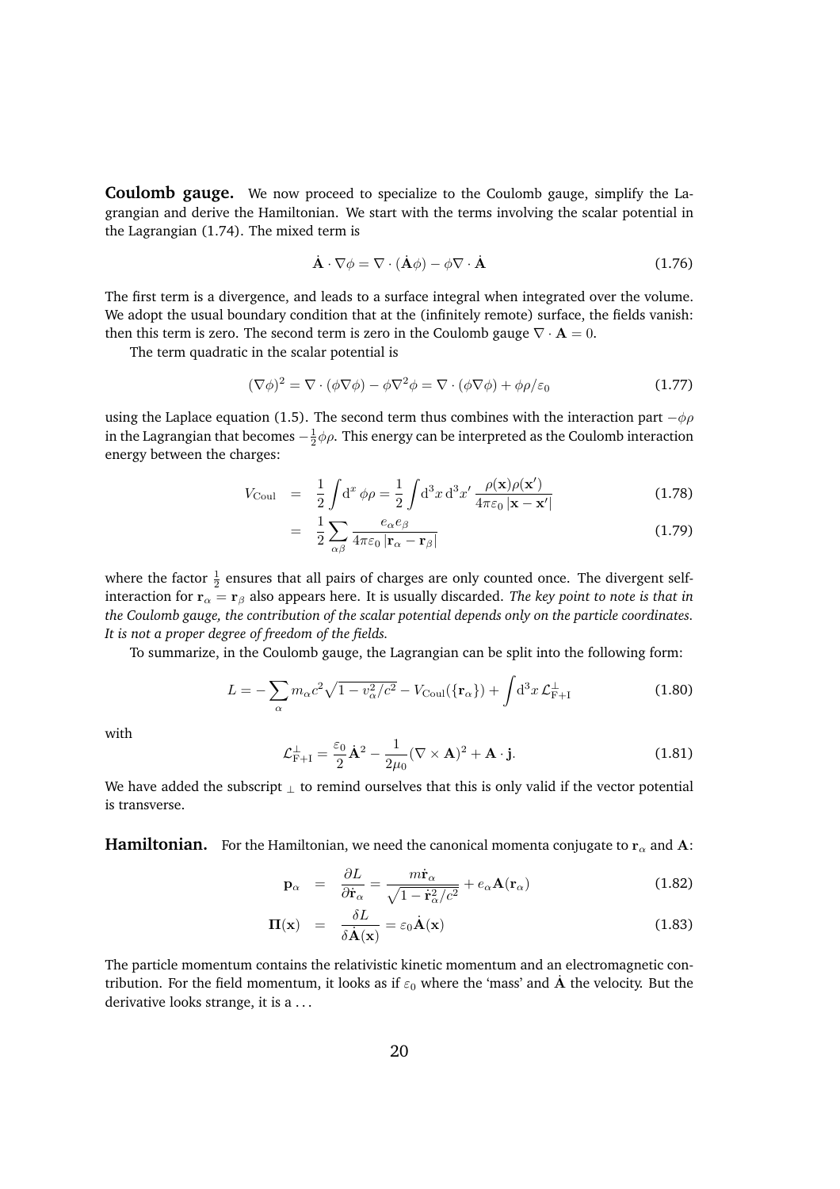**Coulomb gauge.** We now proceed to specialize to the Coulomb gauge, simplify the Lagrangian and derive the Hamiltonian. We start with the terms involving the scalar potential in the Lagrangian (1.74). The mixed term is

$$\dot{\mathbf{A}} \cdot \nabla \phi = \nabla \cdot (\dot{\mathbf{A}} \phi) - \phi \nabla \cdot \dot{\mathbf{A}} \tag{1.76}$$

The first term is a divergence, and leads to a surface integral when integrated over the volume. We adopt the usual boundary condition that at the (infinitely remote) surface, the fields vanish: then this term is zero. The second term is zero in the Coulomb gauge $\nabla \cdot \mathbf{A} = 0$.

The term quadratic in the scalar potential is

$$(\nabla \phi)^2 = \nabla \cdot (\phi \nabla \phi) - \phi \nabla^2 \phi = \nabla \cdot (\phi \nabla \phi) + \phi \rho / \varepsilon_0 \tag{1.77}$$

using the Laplace equation (1.5). The second term thus combines with the interaction part $-\phi\rho$ in the Lagrangian that becomes $-\frac{1}{2}\phi\rho$. This energy can be interpreted as the Coulomb interaction energy between the charges:

$$\begin{aligned} V_{\text{Coul}} &= \frac{1}{2} \int \mathrm{d}^x \, \phi \rho = \frac{1}{2} \int \mathrm{d}^3 x \, \mathrm{d}^3 x' \, \frac{\rho(\mathbf{x}) \rho(\mathbf{x}')}{4\pi\varepsilon_0 \, |\mathbf{x} - \mathbf{x}'|} & (1.78) \\ &= \frac{1}{2} \sum_{\alpha\beta} \frac{e_\alpha e_\beta}{4\pi\varepsilon_0 \, |\mathbf{r}_\alpha - \mathbf{r}_\beta|} & (1.79) \end{aligned}$$

where the factor $\frac{1}{2}$ ensures that all pairs of charges are only counted once. The divergent self-interaction for $\mathbf{r}_\alpha = \mathbf{r}_\beta$ also appears here. It is usually discarded. *The key point to note is that in the Coulomb gauge, the contribution of the scalar potential depends only on the particle coordinates. It is not a proper degree of freedom of the fields.*

To summarize, in the Coulomb gauge, the Lagrangian can be split into the following form:

$$L = -\sum_\alpha m_\alpha c^2 \sqrt{1 - v_\alpha^2/c^2} - V_{\text{Coul}}(\{\mathbf{r}_\alpha\}) + \int \mathrm{d}^3 x \, \mathcal{L}^\perp_{\text{F+I}} \tag{1.80}$$

with

$$\mathcal{L}^\perp_{\text{F+I}} = \frac{\varepsilon_0}{2} \dot{\mathbf{A}}^2 - \frac{1}{2\mu_0} (\nabla \times \mathbf{A})^2 + \mathbf{A} \cdot \mathbf{j}. \tag{1.81}$$

We have added the subscript $_\perp$ to remind ourselves that this is only valid if the vector potential is transverse.

**Hamiltonian.** For the Hamiltonian, we need the canonical momenta conjugate to $\mathbf{r}_\alpha$ and $\mathbf{A}$:

$$\begin{aligned} \mathbf{p}_\alpha &= \frac{\partial L}{\partial \dot{\mathbf{r}}_\alpha} = \frac{m \dot{\mathbf{r}}_\alpha}{\sqrt{1 - \dot{\mathbf{r}}_\alpha^2/c^2}} + e_\alpha \mathbf{A}(\mathbf{r}_\alpha) & (1.82) \\ \mathbf{\Pi}(\mathbf{x}) &= \frac{\delta L}{\delta \dot{\mathbf{A}}(\mathbf{x})} = \varepsilon_0 \dot{\mathbf{A}}(\mathbf{x}) & (1.83) \end{aligned}$$

The particle momentum contains the relativistic kinetic momentum and an electromagnetic contribution. For the field momentum, it looks as if $\varepsilon_0$ where the 'mass' and $\dot{\mathbf{A}}$ the velocity. But the derivative looks strange, it is a ...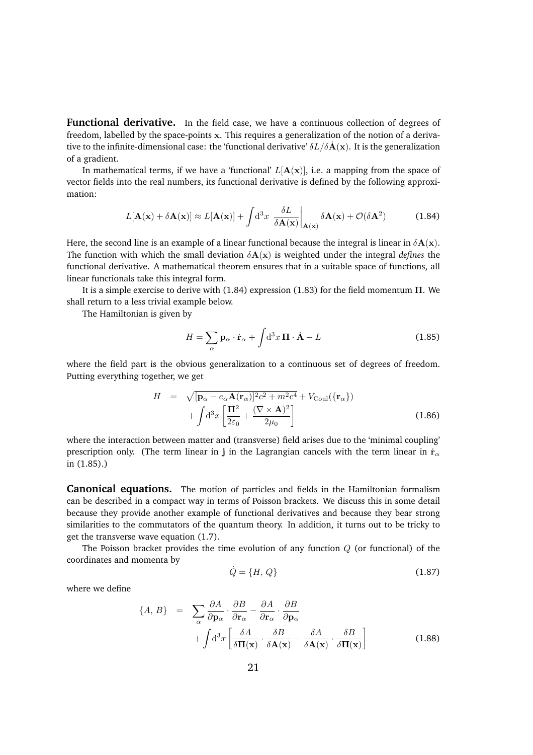**Functional derivative.** In the field case, we have a continuous collection of degrees of freedom, labelled by the space-points $\mathbf{x}$. This requires a generalization of the notion of a derivative to the infinite-dimensional case: the 'functional derivative' $\delta L/\delta \dot{\mathbf{A}}(\mathbf{x})$. It is the generalization of a gradient.

In mathematical terms, if we have a 'functional' $L[\mathbf{A}(\mathbf{x})]$, i.e. a mapping from the space of vector fields into the real numbers, its functional derivative is defined by the following approximation:

$$
L[\mathbf{A}(\mathbf{x}) + \delta\mathbf{A}(\mathbf{x})] \approx L[\mathbf{A}(\mathbf{x})] + \int \mathrm{d}^3x \; \frac{\delta L}{\delta \mathbf{A}(\mathbf{x})}\bigg|_{\mathbf{A}(\mathbf{x})} \delta\mathbf{A}(\mathbf{x}) + \mathcal{O}(\delta\mathbf{A}^2) \tag{1.84}
$$

Here, the second line is an example of a linear functional because the integral is linear in $\delta\mathbf{A}(\mathbf{x})$. The function with which the small deviation $\delta\mathbf{A}(\mathbf{x})$ is weighted under the integral *defines* the functional derivative. A mathematical theorem ensures that in a suitable space of functions, all linear functionals take this integral form.

It is a simple exercise to derive with (1.84) expression (1.83) for the field momentum $\mathbf{\Pi}$. We shall return to a less trivial example below.

The Hamiltonian is given by

$$
H = \sum_\alpha \mathbf{p}_\alpha \cdot \dot{\mathbf{r}}_\alpha + \int \mathrm{d}^3x \, \mathbf{\Pi} \cdot \dot{\mathbf{A}} - L \tag{1.85}
$$

where the field part is the obvious generalization to a continuous set of degrees of freedom. Putting everything together, we get

$$
\begin{aligned}
H \;=\; & \sqrt{[\mathbf{p}_\alpha - e_\alpha \mathbf{A}(\mathbf{r}_\alpha)]^2 c^2 + m^2 c^4} + V_{\mathrm{Coul}}(\{\mathbf{r}_\alpha\}) \\
& + \int \mathrm{d}^3x \left[ \frac{\mathbf{\Pi}^2}{2\varepsilon_0} + \frac{(\nabla \times \mathbf{A})^2}{2\mu_0} \right]
\end{aligned} \tag{1.86}
$$

where the interaction between matter and (transverse) field arises due to the 'minimal coupling' prescription only. (The term linear in $\mathbf{j}$ in the Lagrangian cancels with the term linear in $\dot{\mathbf{r}}_\alpha$ in (1.85).)

**Canonical equations.** The motion of particles and fields in the Hamiltonian formalism can be described in a compact way in terms of Poisson brackets. We discuss this in some detail because they provide another example of functional derivatives and because they bear strong similarities to the commutators of the quantum theory. In addition, it turns out to be tricky to get the transverse wave equation (1.7).

The Poisson bracket provides the time evolution of any function $Q$ (or functional) of the coordinates and momenta by

$$
\dot{Q} = \{H, Q\} \tag{1.87}
$$

where we define

$$
\begin{aligned}
\{A, B\} \;=\; & \sum_\alpha \frac{\partial A}{\partial \mathbf{p}_\alpha} \cdot \frac{\partial B}{\partial \mathbf{r}_\alpha} - \frac{\partial A}{\partial \mathbf{r}_\alpha} \cdot \frac{\partial B}{\partial \mathbf{p}_\alpha} \\
& + \int \mathrm{d}^3x \left[ \frac{\delta A}{\delta \mathbf{\Pi}(\mathbf{x})} \cdot \frac{\delta B}{\delta \mathbf{A}(\mathbf{x})} - \frac{\delta A}{\delta \mathbf{A}(\mathbf{x})} \cdot \frac{\delta B}{\delta \mathbf{\Pi}(\mathbf{x})} \right]
\end{aligned} \tag{1.88}
$$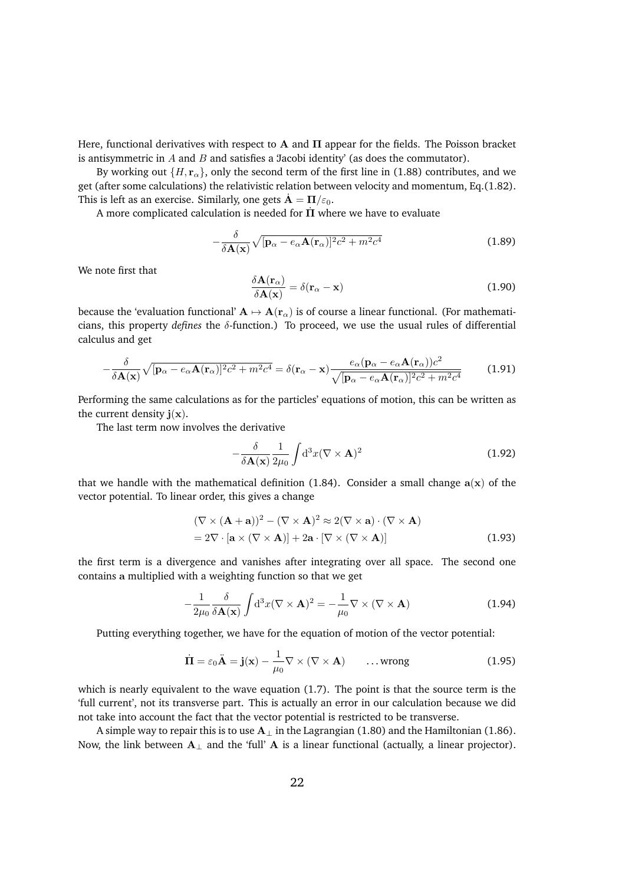Here, functional derivatives with respect to $\mathbf{A}$ and $\mathbf{\Pi}$ appear for the fields. The Poisson bracket is antisymmetric in $A$ and $B$ and satisfies a 'Jacobi identity' (as does the commutator).

By working out $\{H, \mathbf{r}_\alpha\}$, only the second term of the first line in (1.88) contributes, and we get (after some calculations) the relativistic relation between velocity and momentum, Eq.(1.82). This is left as an exercise. Similarly, one gets $\dot{\mathbf{A}} = \mathbf{\Pi}/\varepsilon_0$.

A more complicated calculation is needed for $\dot{\mathbf{\Pi}}$ where we have to evaluate

$$-\frac{\delta}{\delta \mathbf{A}(\mathbf{x})} \sqrt{[\mathbf{p}_\alpha - e_\alpha \mathbf{A}(\mathbf{r}_\alpha)]^2 c^2 + m^2 c^4} \tag{1.89}$$

We note first that

$$\frac{\delta \mathbf{A}(\mathbf{r}_\alpha)}{\delta \mathbf{A}(\mathbf{x})} = \delta(\mathbf{r}_\alpha - \mathbf{x}) \tag{1.90}$$

because the 'evaluation functional' $\mathbf{A} \mapsto \mathbf{A}(\mathbf{r}_\alpha)$ is of course a linear functional. (For mathematicians, this property *defines* the $\delta$-function.) To proceed, we use the usual rules of differential calculus and get

$$-\frac{\delta}{\delta \mathbf{A}(\mathbf{x})} \sqrt{[\mathbf{p}_\alpha - e_\alpha \mathbf{A}(\mathbf{r}_\alpha)]^2 c^2 + m^2 c^4} = \delta(\mathbf{r}_\alpha - \mathbf{x}) \frac{e_\alpha (\mathbf{p}_\alpha - e_\alpha \mathbf{A}(\mathbf{r}_\alpha)) c^2}{\sqrt{[\mathbf{p}_\alpha - e_\alpha \mathbf{A}(\mathbf{r}_\alpha)]^2 c^2 + m^2 c^4}} \tag{1.91}$$

Performing the same calculations as for the particles' equations of motion, this can be written as the current density $\mathbf{j}(\mathbf{x})$.

The last term now involves the derivative

$$-\frac{\delta}{\delta \mathbf{A}(\mathbf{x})} \frac{1}{2\mu_0} \int \mathrm{d}^3 x (\nabla \times \mathbf{A})^2 \tag{1.92}$$

that we handle with the mathematical definition (1.84). Consider a small change $\mathbf{a}(\mathbf{x})$ of the vector potential. To linear order, this gives a change

$$\begin{aligned}
&(\nabla \times (\mathbf{A} + \mathbf{a}))^2 - (\nabla \times \mathbf{A})^2 \approx 2(\nabla \times \mathbf{a}) \cdot (\nabla \times \mathbf{A}) \\
&= 2\nabla \cdot [\mathbf{a} \times (\nabla \times \mathbf{A})] + 2\mathbf{a} \cdot [\nabla \times (\nabla \times \mathbf{A})]
\end{aligned} \tag{1.93}$$

the first term is a divergence and vanishes after integrating over all space. The second one contains $\mathbf{a}$ multiplied with a weighting function so that we get

$$-\frac{1}{2\mu_0} \frac{\delta}{\delta \mathbf{A}(\mathbf{x})} \int \mathrm{d}^3 x (\nabla \times \mathbf{A})^2 = -\frac{1}{\mu_0} \nabla \times (\nabla \times \mathbf{A}) \tag{1.94}$$

Putting everything together, we have for the equation of motion of the vector potential:

$$\dot{\mathbf{\Pi}} = \varepsilon_0 \ddot{\mathbf{A}} = \mathbf{j}(\mathbf{x}) - \frac{1}{\mu_0} \nabla \times (\nabla \times \mathbf{A}) \qquad \ldots \text{wrong} \tag{1.95}$$

which is nearly equivalent to the wave equation (1.7). The point is that the source term is the 'full current', not its transverse part. This is actually an error in our calculation because we did not take into account the fact that the vector potential is restricted to be transverse.

A simple way to repair this is to use $\mathbf{A}_\perp$ in the Lagrangian (1.80) and the Hamiltonian (1.86). Now, the link between $\mathbf{A}_\perp$ and the 'full' $\mathbf{A}$ is a linear functional (actually, a linear projector).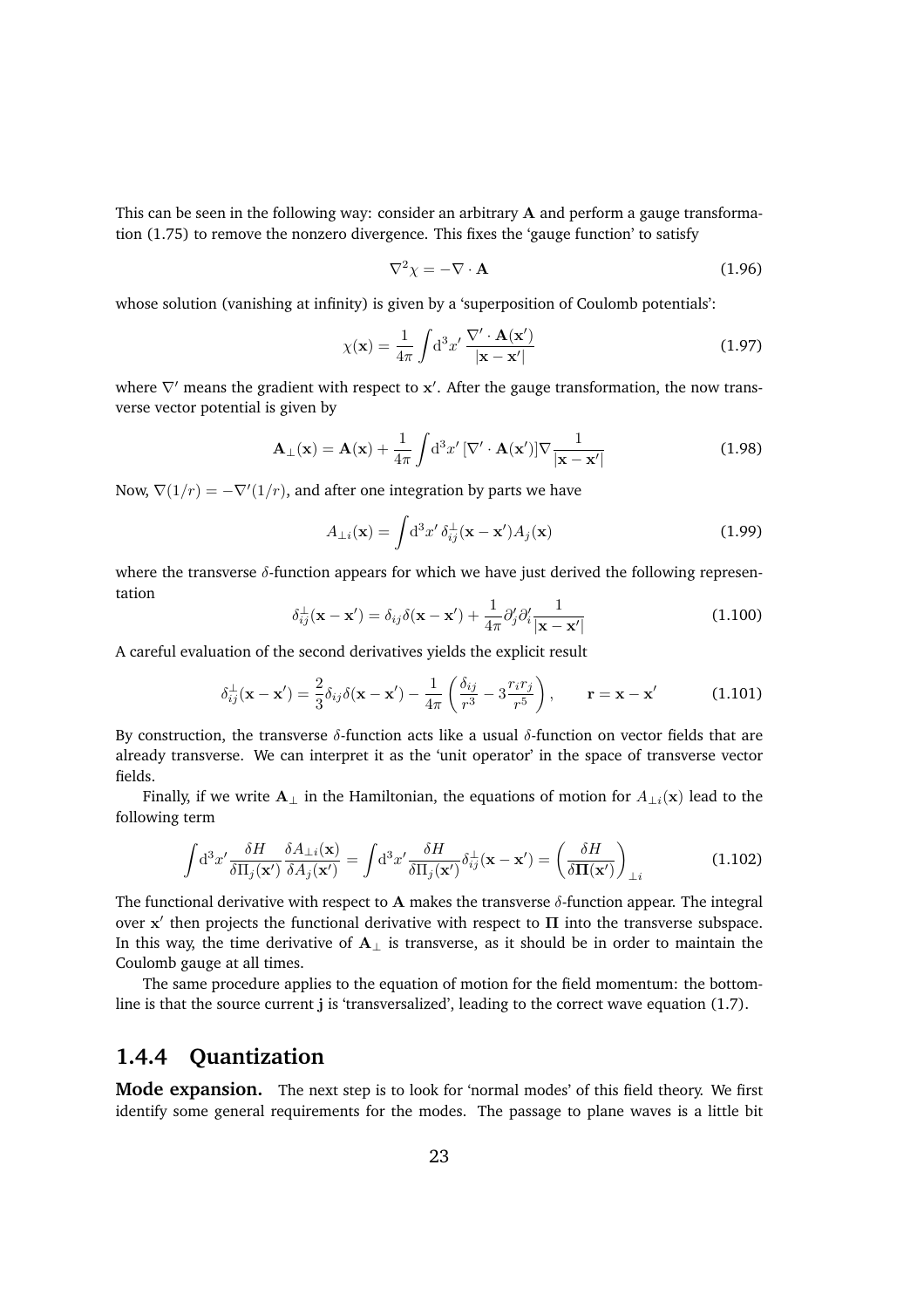This can be seen in the following way: consider an arbitrary $\mathbf{A}$ and perform a gauge transformation (1.75) to remove the nonzero divergence. This fixes the 'gauge function' to satisfy

$$\nabla^2 \chi = -\nabla \cdot \mathbf{A} \tag{1.96}$$

whose solution (vanishing at infinity) is given by a 'superposition of Coulomb potentials':

$$\chi(\mathbf{x}) = \frac{1}{4\pi} \int \mathrm{d}^3x' \, \frac{\nabla' \cdot \mathbf{A}(\mathbf{x}')}{|\mathbf{x} - \mathbf{x}'|} \tag{1.97}$$

where $\nabla'$ means the gradient with respect to $\mathbf{x}'$. After the gauge transformation, the now transverse vector potential is given by

$$\mathbf{A}_\perp(\mathbf{x}) = \mathbf{A}(\mathbf{x}) + \frac{1}{4\pi} \int \mathrm{d}^3x' \, [\nabla' \cdot \mathbf{A}(\mathbf{x}')] \nabla \frac{1}{|\mathbf{x} - \mathbf{x}'|} \tag{1.98}$$

Now, $\nabla(1/r) = -\nabla'(1/r)$, and after one integration by parts we have

$$A_{\perp i}(\mathbf{x}) = \int \mathrm{d}^3x' \, \delta^\perp_{ij}(\mathbf{x} - \mathbf{x}') A_j(\mathbf{x}) \tag{1.99}$$

where the transverse $\delta$-function appears for which we have just derived the following representation

$$\delta^\perp_{ij}(\mathbf{x} - \mathbf{x}') = \delta_{ij}\delta(\mathbf{x} - \mathbf{x}') + \frac{1}{4\pi} \partial'_j \partial'_i \frac{1}{|\mathbf{x} - \mathbf{x}'|} \tag{1.100}$$

A careful evaluation of the second derivatives yields the explicit result

$$\delta^\perp_{ij}(\mathbf{x} - \mathbf{x}') = \frac{2}{3}\delta_{ij}\delta(\mathbf{x} - \mathbf{x}') - \frac{1}{4\pi}\left(\frac{\delta_{ij}}{r^3} - 3\frac{r_i r_j}{r^5}\right), \qquad \mathbf{r} = \mathbf{x} - \mathbf{x}' \tag{1.101}$$

By construction, the transverse $\delta$-function acts like a usual $\delta$-function on vector fields that are already transverse. We can interpret it as the 'unit operator' in the space of transverse vector fields.

Finally, if we write $\mathbf{A}_\perp$ in the Hamiltonian, the equations of motion for $A_{\perp i}(\mathbf{x})$ lead to the following term

$$\int \mathrm{d}^3x' \frac{\delta H}{\delta \Pi_j(\mathbf{x}')} \frac{\delta A_{\perp i}(\mathbf{x})}{\delta A_j(\mathbf{x}')} = \int \mathrm{d}^3x' \frac{\delta H}{\delta \Pi_j(\mathbf{x}')} \delta^\perp_{ij}(\mathbf{x} - \mathbf{x}') = \left(\frac{\delta H}{\delta \mathbf{\Pi}(\mathbf{x}')}\right)_{\perp i} \tag{1.102}$$

The functional derivative with respect to $\mathbf{A}$ makes the transverse $\delta$-function appear. The integral over $\mathbf{x}'$ then projects the functional derivative with respect to $\mathbf{\Pi}$ into the transverse subspace. In this way, the time derivative of $\mathbf{A}_\perp$ is transverse, as it should be in order to maintain the Coulomb gauge at all times.

The same procedure applies to the equation of motion for the field momentum: the bottomline is that the source current $\mathbf{j}$ is 'transversalized', leading to the correct wave equation (1.7).

### 1.4.4 Quantization

**Mode expansion.** The next step is to look for 'normal modes' of this field theory. We first identify some general requirements for the modes. The passage to plane waves is a little bit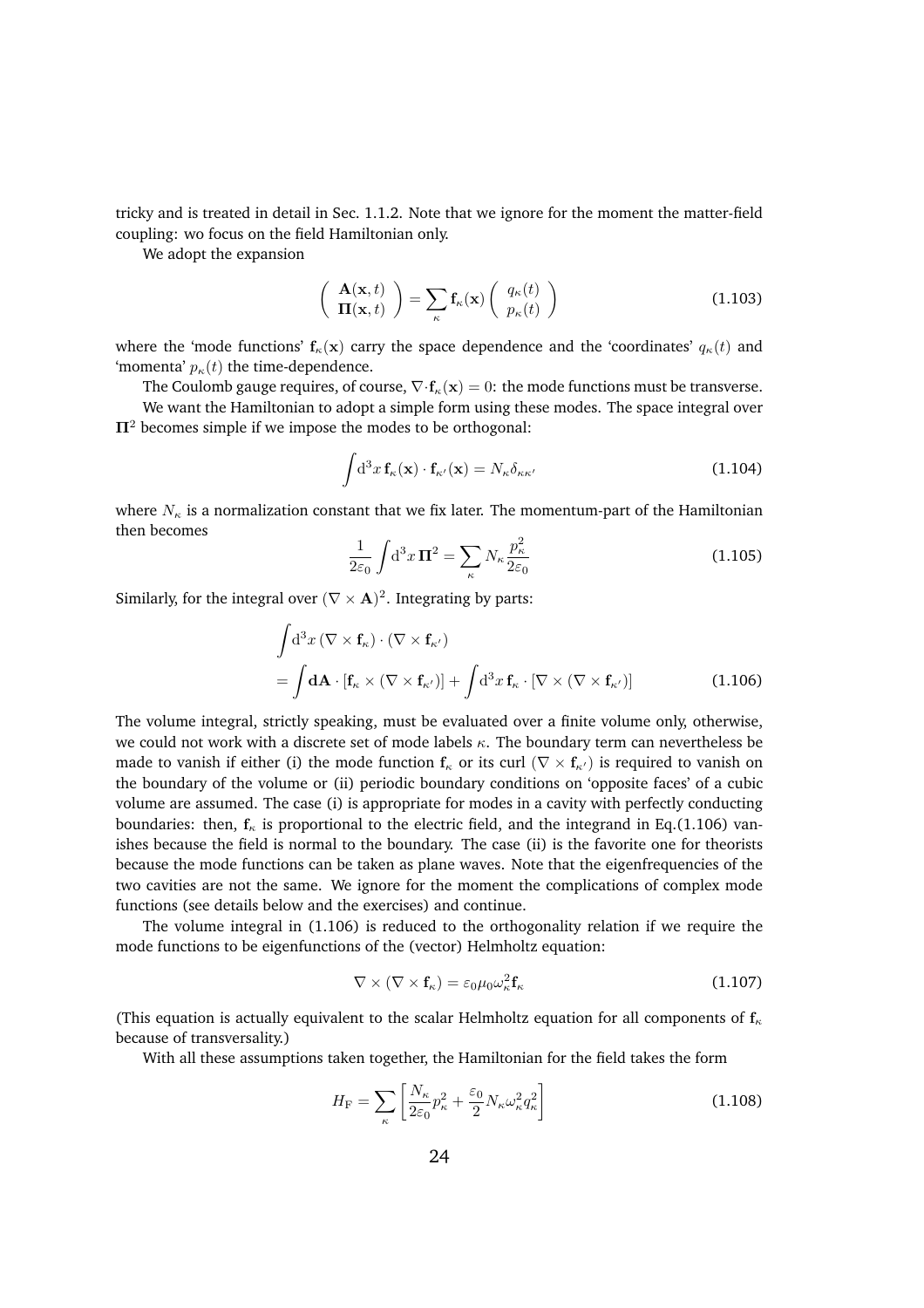tricky and is treated in detail in Sec. 1.1.2. Note that we ignore for the moment the matter-field coupling: wo focus on the field Hamiltonian only.

We adopt the expansion

$$\begin{pmatrix} \mathbf{A}(\mathbf{x},t) \\ \mathbf{\Pi}(\mathbf{x},t) \end{pmatrix} = \sum_{\kappa} \mathbf{f}_{\kappa}(\mathbf{x}) \begin{pmatrix} q_{\kappa}(t) \\ p_{\kappa}(t) \end{pmatrix} \tag{1.103}$$

where the 'mode functions' $\mathbf{f}_{\kappa}(\mathbf{x})$ carry the space dependence and the 'coordinates' $q_{\kappa}(t)$ and 'momenta' $p_{\kappa}(t)$ the time-dependence.

The Coulomb gauge requires, of course, $\nabla \cdot \mathbf{f}_{\kappa}(\mathbf{x}) = 0$: the mode functions must be transverse.

We want the Hamiltonian to adopt a simple form using these modes. The space integral over $\mathbf{\Pi}^2$ becomes simple if we impose the modes to be orthogonal:

$$\int \mathrm{d}^3x \, \mathbf{f}_{\kappa}(\mathbf{x}) \cdot \mathbf{f}_{\kappa'}(\mathbf{x}) = N_{\kappa} \delta_{\kappa\kappa'} \tag{1.104}$$

where $N_{\kappa}$ is a normalization constant that we fix later. The momentum-part of the Hamiltonian then becomes

$$\frac{1}{2\varepsilon_0} \int \mathrm{d}^3x \, \mathbf{\Pi}^2 = \sum_{\kappa} N_{\kappa} \frac{p_{\kappa}^2}{2\varepsilon_0} \tag{1.105}$$

Similarly, for the integral over $(\nabla \times \mathbf{A})^2$. Integrating by parts:

$$\begin{aligned} &\int \mathrm{d}^3x \, (\nabla \times \mathbf{f}_{\kappa}) \cdot (\nabla \times \mathbf{f}_{\kappa'}) \\ &= \int \mathbf{dA} \cdot [\mathbf{f}_{\kappa} \times (\nabla \times \mathbf{f}_{\kappa'})] + \int \mathrm{d}^3x \, \mathbf{f}_{\kappa} \cdot [\nabla \times (\nabla \times \mathbf{f}_{\kappa'})] \end{aligned} \tag{1.106}$$

The volume integral, strictly speaking, must be evaluated over a finite volume only, otherwise, we could not work with a discrete set of mode labels $\kappa$. The boundary term can nevertheless be made to vanish if either (i) the mode function $\mathbf{f}_{\kappa}$ or its curl $(\nabla \times \mathbf{f}_{\kappa'})$ is required to vanish on the boundary of the volume or (ii) periodic boundary conditions on 'opposite faces' of a cubic volume are assumed. The case (i) is appropriate for modes in a cavity with perfectly conducting boundaries: then, $\mathbf{f}_{\kappa}$ is proportional to the electric field, and the integrand in Eq.(1.106) vanishes because the field is normal to the boundary. The case (ii) is the favorite one for theorists because the mode functions can be taken as plane waves. Note that the eigenfrequencies of the two cavities are not the same. We ignore for the moment the complications of complex mode functions (see details below and the exercises) and continue.

The volume integral in (1.106) is reduced to the orthogonality relation if we require the mode functions to be eigenfunctions of the (vector) Helmholtz equation:

$$\nabla \times (\nabla \times \mathbf{f}_{\kappa}) = \varepsilon_0 \mu_0 \omega_{\kappa}^2 \mathbf{f}_{\kappa} \tag{1.107}$$

(This equation is actually equivalent to the scalar Helmholtz equation for all components of $\mathbf{f}_{\kappa}$ because of transversality.)

With all these assumptions taken together, the Hamiltonian for the field takes the form

$$H_{\mathrm{F}} = \sum_{\kappa} \left[ \frac{N_{\kappa}}{2\varepsilon_0} p_{\kappa}^2 + \frac{\varepsilon_0}{2} N_{\kappa} \omega_{\kappa}^2 q_{\kappa}^2 \right] \tag{1.108}$$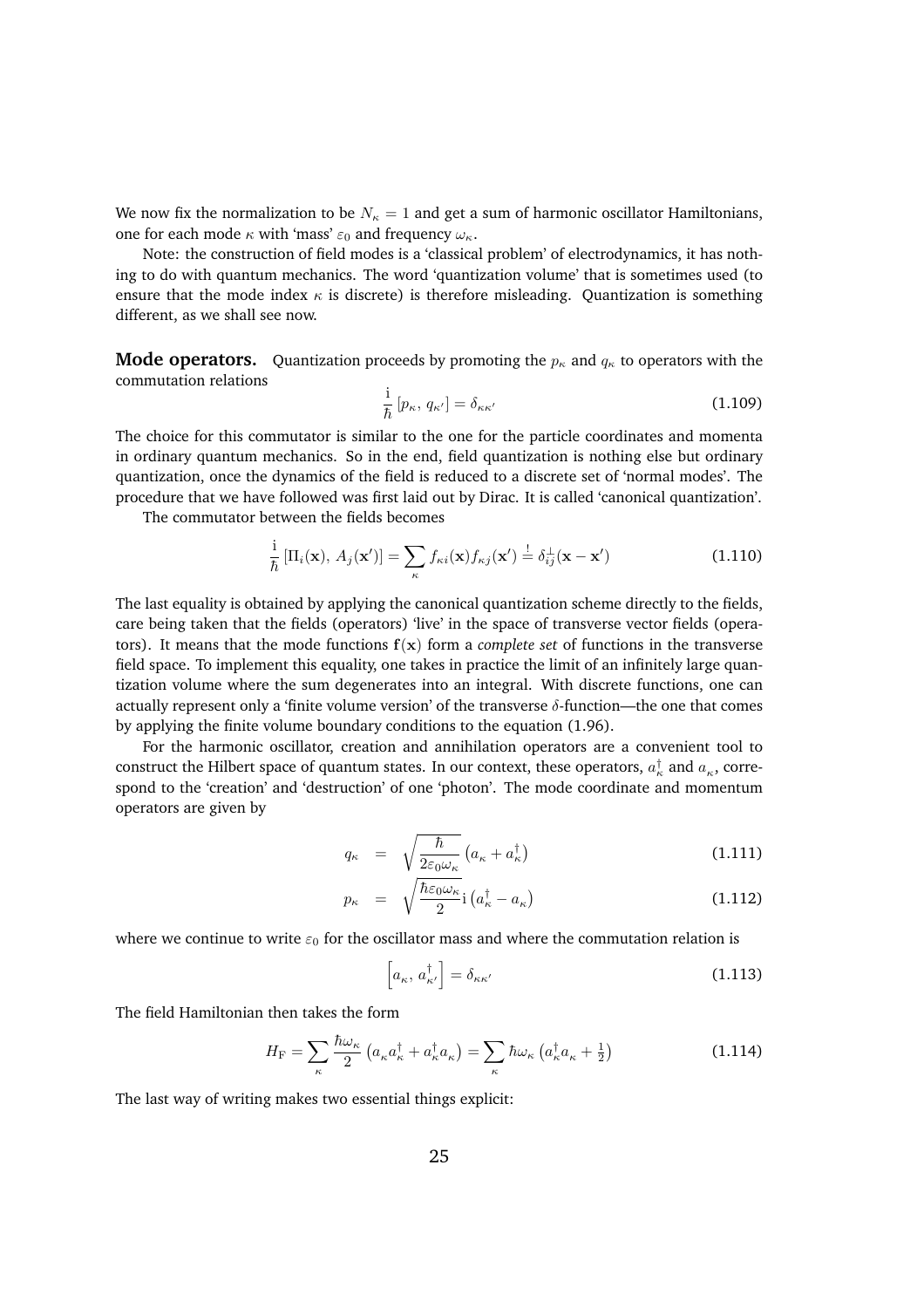We now fix the normalization to be $N_\kappa = 1$ and get a sum of harmonic oscillator Hamiltonians, one for each mode $\kappa$ with 'mass' $\varepsilon_0$ and frequency $\omega_\kappa$.

Note: the construction of field modes is a 'classical problem' of electrodynamics, it has nothing to do with quantum mechanics. The word 'quantization volume' that is sometimes used (to ensure that the mode index $\kappa$ is discrete) is therefore misleading. Quantization is something different, as we shall see now.

**Mode operators.** Quantization proceeds by promoting the $p_\kappa$ and $q_\kappa$ to operators with the commutation relations

$$\frac{\mathrm{i}}{\hbar}\,[p_\kappa,\, q_{\kappa'}] = \delta_{\kappa\kappa'} \tag{1.109}$$

The choice for this commutator is similar to the one for the particle coordinates and momenta in ordinary quantum mechanics. So in the end, field quantization is nothing else but ordinary quantization, once the dynamics of the field is reduced to a discrete set of 'normal modes'. The procedure that we have followed was first laid out by Dirac. It is called 'canonical quantization'.

The commutator between the fields becomes

$$\frac{\mathrm{i}}{\hbar}\,[\Pi_i(\mathbf{x}),\, A_j(\mathbf{x}')] = \sum_\kappa f_{\kappa i}(\mathbf{x}) f_{\kappa j}(\mathbf{x}') \stackrel{!}{=} \delta^{\perp}_{ij}(\mathbf{x} - \mathbf{x}') \tag{1.110}$$

The last equality is obtained by applying the canonical quantization scheme directly to the fields, care being taken that the fields (operators) 'live' in the space of transverse vector fields (operators). It means that the mode functions $\mathbf{f}(\mathbf{x})$ form a *complete set* of functions in the transverse field space. To implement this equality, one takes in practice the limit of an infinitely large quantization volume where the sum degenerates into an integral. With discrete functions, one can actually represent only a 'finite volume version' of the transverse $\delta$-function—the one that comes by applying the finite volume boundary conditions to the equation (1.96).

For the harmonic oscillator, creation and annihilation operators are a convenient tool to construct the Hilbert space of quantum states. In our context, these operators, $a^\dagger_\kappa$ and $a_\kappa$, correspond to the 'creation' and 'destruction' of one 'photon'. The mode coordinate and momentum operators are given by

$$q_\kappa = \sqrt{\frac{\hbar}{2\varepsilon_0\omega_\kappa}}\left(a_\kappa + a^\dagger_\kappa\right) \tag{1.111}$$

$$p_\kappa = \sqrt{\frac{\hbar\varepsilon_0\omega_\kappa}{2}}\,\mathrm{i}\left(a^\dagger_\kappa - a_\kappa\right) \tag{1.112}$$

where we continue to write $\varepsilon_0$ for the oscillator mass and where the commutation relation is

$$\left[a_\kappa,\, a^\dagger_{\kappa'}\right] = \delta_{\kappa\kappa'} \tag{1.113}$$

The field Hamiltonian then takes the form

$$H_{\mathrm{F}} = \sum_\kappa \frac{\hbar\omega_\kappa}{2}\left(a_\kappa a^\dagger_\kappa + a^\dagger_\kappa a_\kappa\right) = \sum_\kappa \hbar\omega_\kappa\left(a^\dagger_\kappa a_\kappa + \tfrac{1}{2}\right) \tag{1.114}$$

The last way of writing makes two essential things explicit: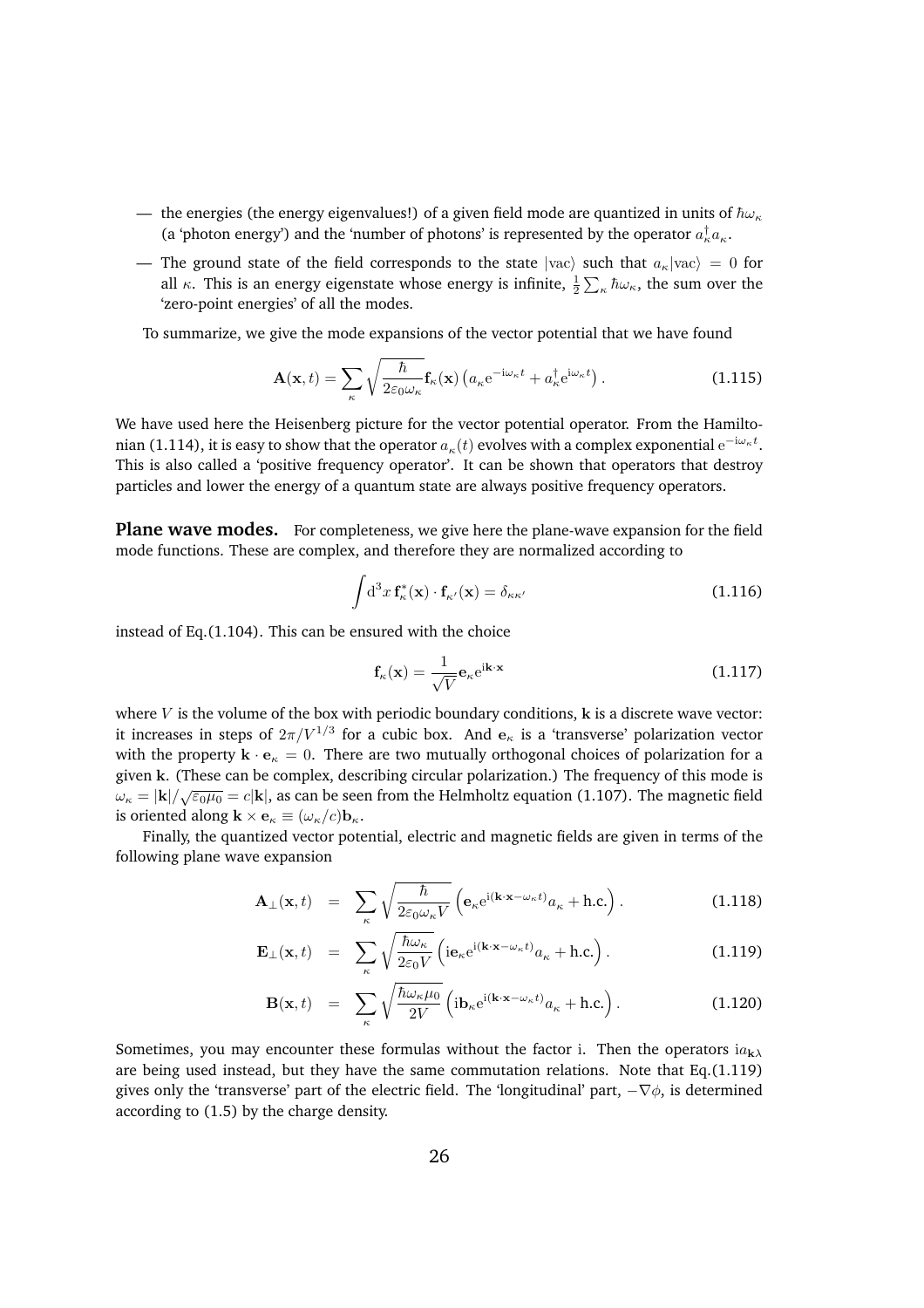— the energies (the energy eigenvalues!) of a given field mode are quantized in units of $\hbar\omega_\kappa$ (a 'photon energy') and the 'number of photons' is represented by the operator $a_\kappa^\dagger a_\kappa$.

— The ground state of the field corresponds to the state $|\text{vac}\rangle$ such that $a_\kappa|\text{vac}\rangle = 0$ for all $\kappa$. This is an energy eigenstate whose energy is infinite, $\frac{1}{2}\sum_\kappa \hbar\omega_\kappa$, the sum over the 'zero-point energies' of all the modes.

To summarize, we give the mode expansions of the vector potential that we have found

$$\mathbf{A}(\mathbf{x}, t) = \sum_\kappa \sqrt{\frac{\hbar}{2\varepsilon_0\omega_\kappa}} \mathbf{f}_\kappa(\mathbf{x}) \left( a_\kappa \mathrm{e}^{-\mathrm{i}\omega_\kappa t} + a_\kappa^\dagger \mathrm{e}^{\mathrm{i}\omega_\kappa t} \right). \tag{1.115}$$

We have used here the Heisenberg picture for the vector potential operator. From the Hamiltonian (1.114), it is easy to show that the operator $a_\kappa(t)$ evolves with a complex exponential $\mathrm{e}^{-\mathrm{i}\omega_\kappa t}$. This is also called a 'positive frequency operator'. It can be shown that operators that destroy particles and lower the energy of a quantum state are always positive frequency operators.

**Plane wave modes.** For completeness, we give here the plane-wave expansion for the field mode functions. These are complex, and therefore they are normalized according to

$$\int \mathrm{d}^3x \, \mathbf{f}_\kappa^*(\mathbf{x}) \cdot \mathbf{f}_{\kappa'}(\mathbf{x}) = \delta_{\kappa\kappa'} \tag{1.116}$$

instead of Eq.(1.104). This can be ensured with the choice

$$\mathbf{f}_\kappa(\mathbf{x}) = \frac{1}{\sqrt{V}} \mathbf{e}_\kappa \mathrm{e}^{\mathrm{i}\mathbf{k}\cdot\mathbf{x}} \tag{1.117}$$

where $V$ is the volume of the box with periodic boundary conditions, $\mathbf{k}$ is a discrete wave vector: it increases in steps of $2\pi/V^{1/3}$ for a cubic box. And $\mathbf{e}_\kappa$ is a 'transverse' polarization vector with the property $\mathbf{k}\cdot\mathbf{e}_\kappa = 0$. There are two mutually orthogonal choices of polarization for a given $\mathbf{k}$. (These can be complex, describing circular polarization.) The frequency of this mode is $\omega_\kappa = |\mathbf{k}|/\sqrt{\varepsilon_0\mu_0} = c|\mathbf{k}|$, as can be seen from the Helmholtz equation (1.107). The magnetic field is oriented along $\mathbf{k}\times\mathbf{e}_\kappa \equiv (\omega_\kappa/c)\mathbf{b}_\kappa$.

Finally, the quantized vector potential, electric and magnetic fields are given in terms of the following plane wave expansion

$$\mathbf{A}_\perp(\mathbf{x}, t) = \sum_\kappa \sqrt{\frac{\hbar}{2\varepsilon_0\omega_\kappa V}} \left( \mathbf{e}_\kappa \mathrm{e}^{\mathrm{i}(\mathbf{k}\cdot\mathbf{x}-\omega_\kappa t)} a_\kappa + \text{h.c.} \right). \tag{1.118}$$

$$\mathbf{E}_\perp(\mathbf{x}, t) = \sum_\kappa \sqrt{\frac{\hbar\omega_\kappa}{2\varepsilon_0 V}} \left( \mathrm{i}\mathbf{e}_\kappa \mathrm{e}^{\mathrm{i}(\mathbf{k}\cdot\mathbf{x}-\omega_\kappa t)} a_\kappa + \text{h.c.} \right). \tag{1.119}$$

$$\mathbf{B}(\mathbf{x}, t) = \sum_\kappa \sqrt{\frac{\hbar\omega_\kappa\mu_0}{2V}} \left( \mathrm{i}\mathbf{b}_\kappa \mathrm{e}^{\mathrm{i}(\mathbf{k}\cdot\mathbf{x}-\omega_\kappa t)} a_\kappa + \text{h.c.} \right). \tag{1.120}$$

Sometimes, you may encounter these formulas without the factor i. Then the operators $\mathrm{i}a_{\mathbf{k}\lambda}$ are being used instead, but they have the same commutation relations. Note that Eq.(1.119) gives only the 'transverse' part of the electric field. The 'longitudinal' part, $-\nabla\phi$, is determined according to (1.5) by the charge density.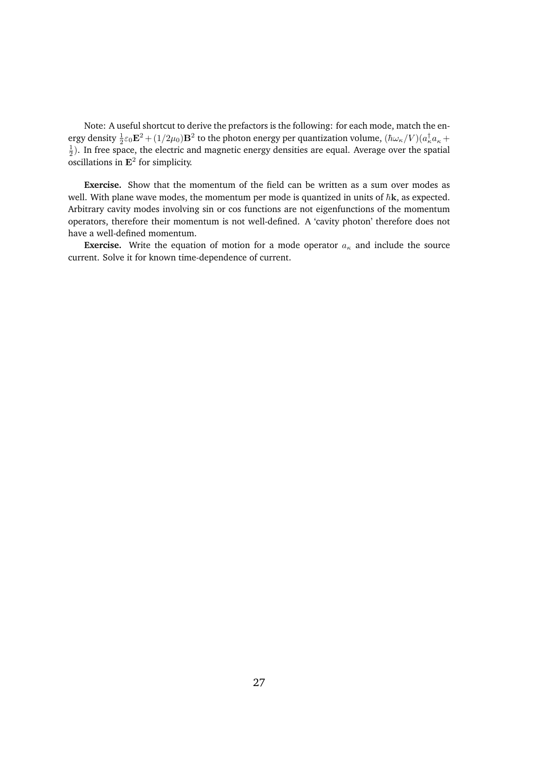Note: A useful shortcut to derive the prefactors is the following: for each mode, match the energy density $\frac{1}{2}\varepsilon_0 \mathbf{E}^2 + (1/2\mu_0)\mathbf{B}^2$ to the photon energy per quantization volume, $(\hbar\omega_\kappa/V)(a_\kappa^\dagger a_\kappa + \frac{1}{2})$. In free space, the electric and magnetic energy densities are equal. Average over the spatial oscillations in $\mathbf{E}^2$ for simplicity.

**Exercise.** Show that the momentum of the field can be written as a sum over modes as well. With plane wave modes, the momentum per mode is quantized in units of $\hbar\mathbf{k}$, as expected. Arbitrary cavity modes involving sin or cos functions are not eigenfunctions of the momentum operators, therefore their momentum is not well-defined. A 'cavity photon' therefore does not have a well-defined momentum.

**Exercise.** Write the equation of motion for a mode operator $a_\kappa$ and include the source current. Solve it for known time-dependence of current.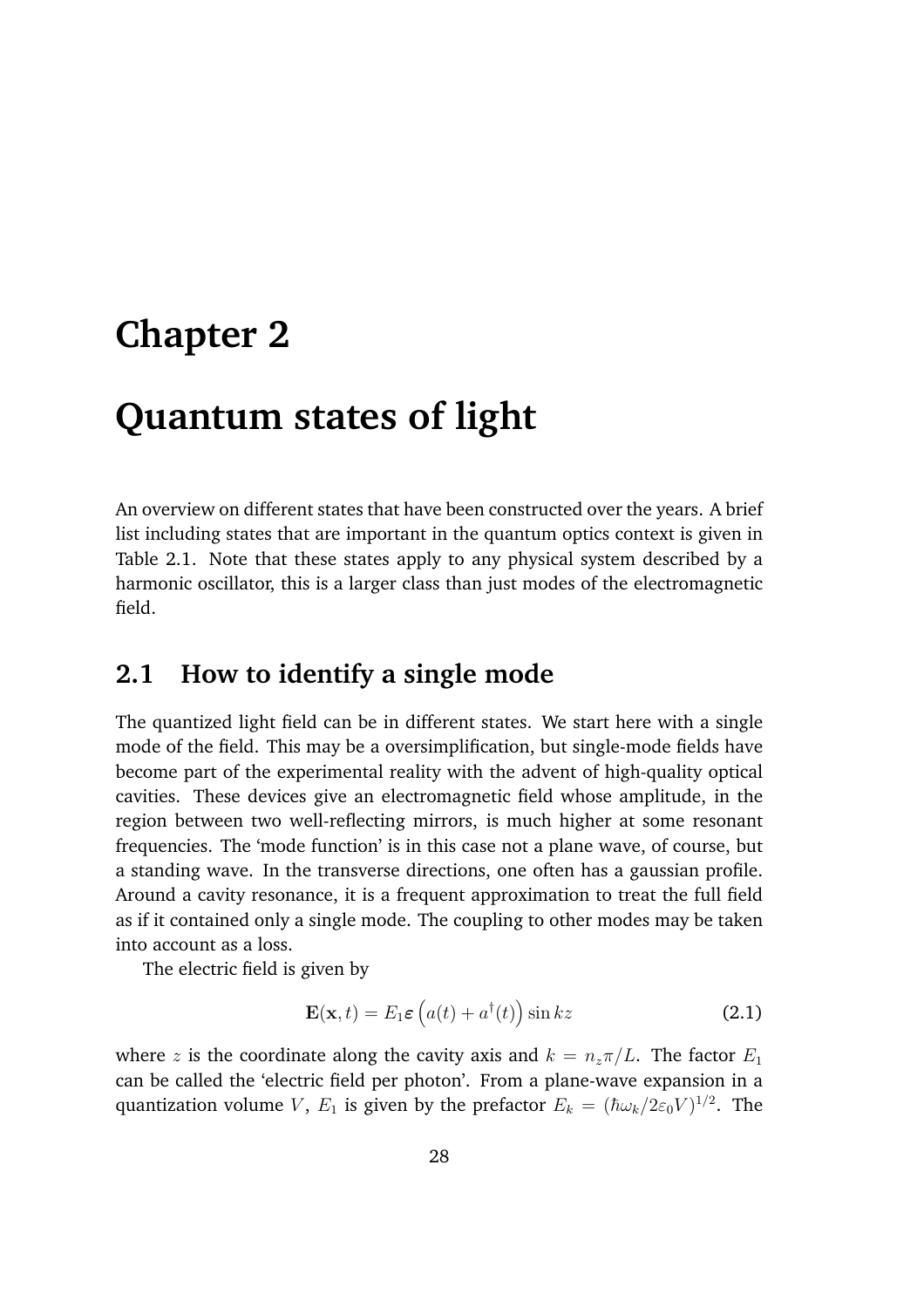# Chapter 2

# Quantum states of light

An overview on different states that have been constructed over the years. A brief list including states that are important in the quantum optics context is given in Table 2.1. Note that these states apply to any physical system described by a harmonic oscillator, this is a larger class than just modes of the electromagnetic field.

## 2.1 How to identify a single mode

The quantized light field can be in different states. We start here with a single mode of the field. This may be a oversimplification, but single-mode fields have become part of the experimental reality with the advent of high-quality optical cavities. These devices give an electromagnetic field whose amplitude, in the region between two well-reflecting mirrors, is much higher at some resonant frequencies. The 'mode function' is in this case not a plane wave, of course, but a standing wave. In the transverse directions, one often has a gaussian profile. Around a cavity resonance, it is a frequent approximation to treat the full field as if it contained only a single mode. The coupling to other modes may be taken into account as a loss.

The electric field is given by

$$\mathbf{E}(\mathbf{x}, t) = E_1 \boldsymbol{\varepsilon} \left( a(t) + a^{\dagger}(t) \right) \sin kz \tag{2.1}$$

where $z$ is the coordinate along the cavity axis and $k = n_z \pi / L$. The factor $E_1$ can be called the 'electric field per photon'. From a plane-wave expansion in a quantization volume $V$, $E_1$ is given by the prefactor $E_k = (\hbar\omega_k / 2\varepsilon_0 V)^{1/2}$. The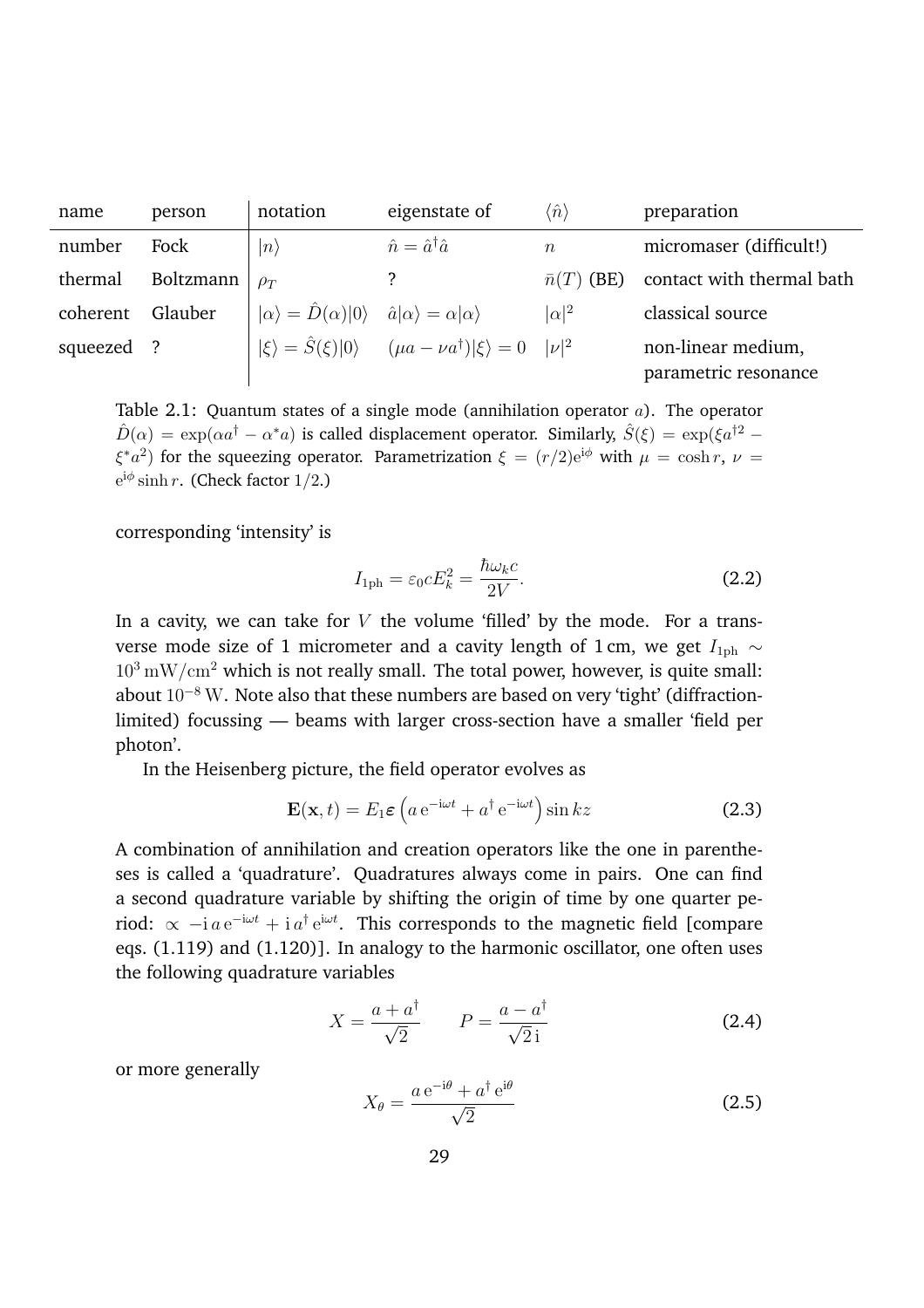| name | person | notation | eigenstate of | $\langle \hat{n} \rangle$ | preparation |
|---|---|---|---|---|---|
| number | Fock | $\|n\rangle$ | $\hat{n} = \hat{a}^\dagger \hat{a}$ | $n$ | micromaser (difficult!) |
| thermal | Boltzmann | $\rho_T$ | ? | $\bar{n}(T)$ (BE) | contact with thermal bath |
| coherent | Glauber | $\|\alpha\rangle = \hat{D}(\alpha)\|0\rangle$ | $\hat{a}\|\alpha\rangle = \alpha\|\alpha\rangle$ | $\|\alpha\|^2$ | classical source |
| squeezed | ? | $\|\xi\rangle = \hat{S}(\xi)\|0\rangle$ | $(\mu a - \nu a^\dagger)\|\xi\rangle = 0$ | $\|\nu\|^2$ | non-linear medium, parametric resonance |

Table 2.1: Quantum states of a single mode (annihilation operator $a$). The operator $\hat{D}(\alpha) = \exp(\alpha a^\dagger - \alpha^* a)$ is called displacement operator. Similarly, $\hat{S}(\xi) = \exp(\xi a^{\dagger 2} - \xi^* a^2)$ for the squeezing operator. Parametrization $\xi = (r/2)\mathrm{e}^{\mathrm{i}\phi}$ with $\mu = \cosh r$, $\nu = \mathrm{e}^{\mathrm{i}\phi} \sinh r$. (Check factor $1/2$.)

corresponding 'intensity' is

$$I_{1\mathrm{ph}} = \varepsilon_0 c E_k^2 = \frac{\hbar \omega_k c}{2V}. \tag{2.2}$$

In a cavity, we can take for $V$ the volume 'filled' by the mode. For a transverse mode size of 1 micrometer and a cavity length of 1 cm, we get $I_{1\mathrm{ph}} \sim 10^3\,\mathrm{mW/cm^2}$ which is not really small. The total power, however, is quite small: about $10^{-8}\,\mathrm{W}$. Note also that these numbers are based on very 'tight' (diffraction-limited) focussing — beams with larger cross-section have a smaller 'field per photon'.

In the Heisenberg picture, the field operator evolves as

$$\mathbf{E}(\mathbf{x}, t) = E_1 \boldsymbol{\varepsilon} \left( a\,\mathrm{e}^{-\mathrm{i}\omega t} + a^\dagger\,\mathrm{e}^{-\mathrm{i}\omega t} \right) \sin kz \tag{2.3}$$

A combination of annihilation and creation operators like the one in parentheses is called a 'quadrature'. Quadratures always come in pairs. One can find a second quadrature variable by shifting the origin of time by one quarter period: $\propto -\mathrm{i}\,a\,\mathrm{e}^{-\mathrm{i}\omega t} + \mathrm{i}\,a^\dagger\,\mathrm{e}^{\mathrm{i}\omega t}$. This corresponds to the magnetic field [compare eqs. (1.119) and (1.120)]. In analogy to the harmonic oscillator, one often uses the following quadrature variables

$$X = \frac{a + a^\dagger}{\sqrt{2}} \qquad P = \frac{a - a^\dagger}{\sqrt{2}\,\mathrm{i}} \tag{2.4}$$

or more generally

$$X_\theta = \frac{a\,\mathrm{e}^{-\mathrm{i}\theta} + a^\dagger\,\mathrm{e}^{\mathrm{i}\theta}}{\sqrt{2}} \tag{2.5}$$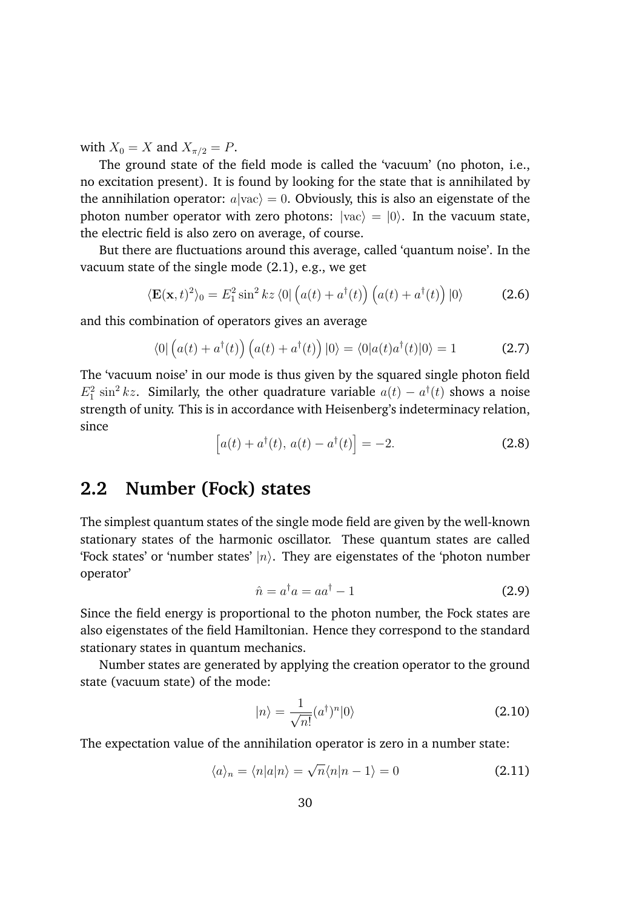with $X_0 = X$ and $X_{\pi/2} = P$.

The ground state of the field mode is called the 'vacuum' (no photon, i.e., no excitation present). It is found by looking for the state that is annihilated by the annihilation operator: $a|\text{vac}\rangle = 0$. Obviously, this is also an eigenstate of the photon number operator with zero photons: $|\text{vac}\rangle = |0\rangle$. In the vacuum state, the electric field is also zero on average, of course.

But there are fluctuations around this average, called 'quantum noise'. In the vacuum state of the single mode (2.1), e.g., we get

$$\langle \mathbf{E}(\mathbf{x}, t)^2 \rangle_0 = E_1^2 \sin^2 kz \, \langle 0| \left( a(t) + a^\dagger(t) \right) \left( a(t) + a^\dagger(t) \right) |0\rangle \tag{2.6}$$

and this combination of operators gives an average

$$\langle 0| \left( a(t) + a^\dagger(t) \right) \left( a(t) + a^\dagger(t) \right) |0\rangle = \langle 0|a(t)a^\dagger(t)|0\rangle = 1 \tag{2.7}$$

The 'vacuum noise' in our mode is thus given by the squared single photon field $E_1^2 \sin^2 kz$. Similarly, the other quadrature variable $a(t) - a^\dagger(t)$ shows a noise strength of unity. This is in accordance with Heisenberg's indeterminacy relation, since

$$\left[ a(t) + a^\dagger(t), \, a(t) - a^\dagger(t) \right] = -2. \tag{2.8}$$

## 2.2 Number (Fock) states

The simplest quantum states of the single mode field are given by the well-known stationary states of the harmonic oscillator. These quantum states are called 'Fock states' or 'number states' $|n\rangle$. They are eigenstates of the 'photon number operator'

$$\hat{n} = a^\dagger a = a a^\dagger - 1 \tag{2.9}$$

Since the field energy is proportional to the photon number, the Fock states are also eigenstates of the field Hamiltonian. Hence they correspond to the standard stationary states in quantum mechanics.

Number states are generated by applying the creation operator to the ground state (vacuum state) of the mode:

$$|n\rangle = \frac{1}{\sqrt{n!}} (a^\dagger)^n |0\rangle \tag{2.10}$$

The expectation value of the annihilation operator is zero in a number state:

$$\langle a \rangle_n = \langle n|a|n\rangle = \sqrt{n} \langle n|n-1\rangle = 0 \tag{2.11}$$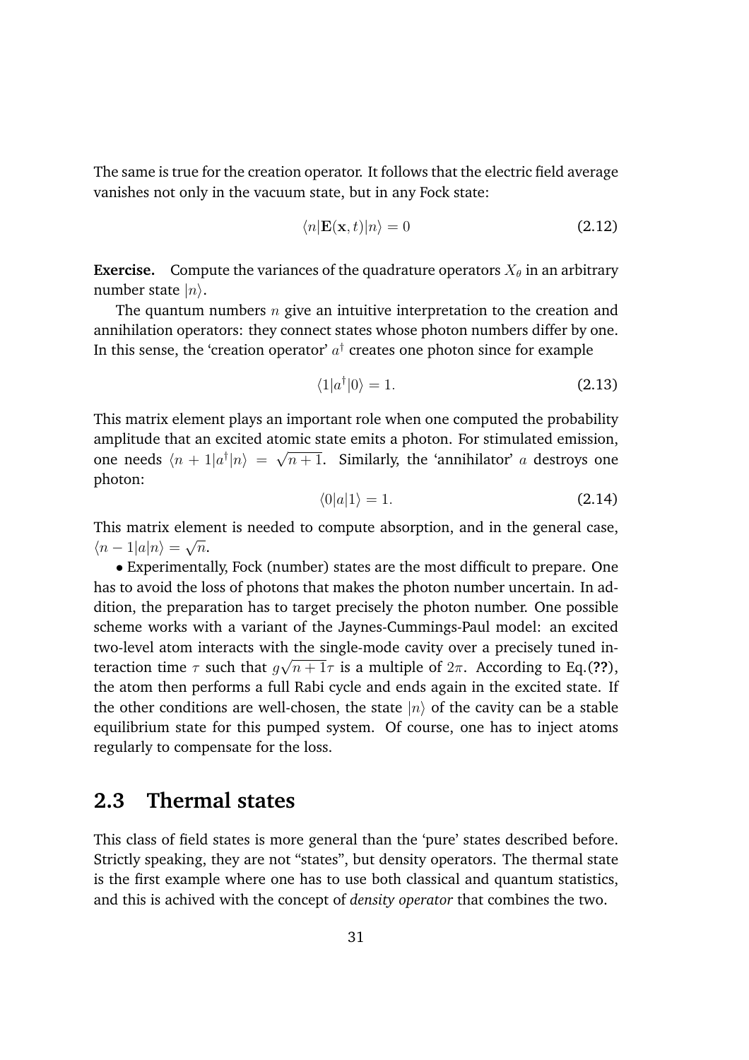The same is true for the creation operator. It follows that the electric field average vanishes not only in the vacuum state, but in any Fock state:

$$\langle n|\mathbf{E}(\mathbf{x},t)|n\rangle = 0 \tag{2.12}$$

**Exercise.** Compute the variances of the quadrature operators $X_\theta$ in an arbitrary number state $|n\rangle$.

The quantum numbers $n$ give an intuitive interpretation to the creation and annihilation operators: they connect states whose photon numbers differ by one. In this sense, the 'creation operator' $a^\dagger$ creates one photon since for example

$$\langle 1|a^\dagger|0\rangle = 1. \tag{2.13}$$

This matrix element plays an important role when one computed the probability amplitude that an excited atomic state emits a photon. For stimulated emission, one needs $\langle n+1|a^\dagger|n\rangle = \sqrt{n+1}$. Similarly, the 'annihilator' $a$ destroys one photon:

$$\langle 0|a|1\rangle = 1. \tag{2.14}$$

This matrix element is needed to compute absorption, and in the general case, $\langle n-1|a|n\rangle = \sqrt{n}$.

• Experimentally, Fock (number) states are the most difficult to prepare. One has to avoid the loss of photons that makes the photon number uncertain. In addition, the preparation has to target precisely the photon number. One possible scheme works with a variant of the Jaynes-Cummings-Paul model: an excited two-level atom interacts with the single-mode cavity over a precisely tuned interaction time $\tau$ such that $g\sqrt{n+1}\tau$ is a multiple of $2\pi$. According to Eq.(**??**), the atom then performs a full Rabi cycle and ends again in the excited state. If the other conditions are well-chosen, the state $|n\rangle$ of the cavity can be a stable equilibrium state for this pumped system. Of course, one has to inject atoms regularly to compensate for the loss.

## 2.3 Thermal states

This class of field states is more general than the 'pure' states described before. Strictly speaking, they are not "states", but density operators. The thermal state is the first example where one has to use both classical and quantum statistics, and this is achived with the concept of *density operator* that combines the two.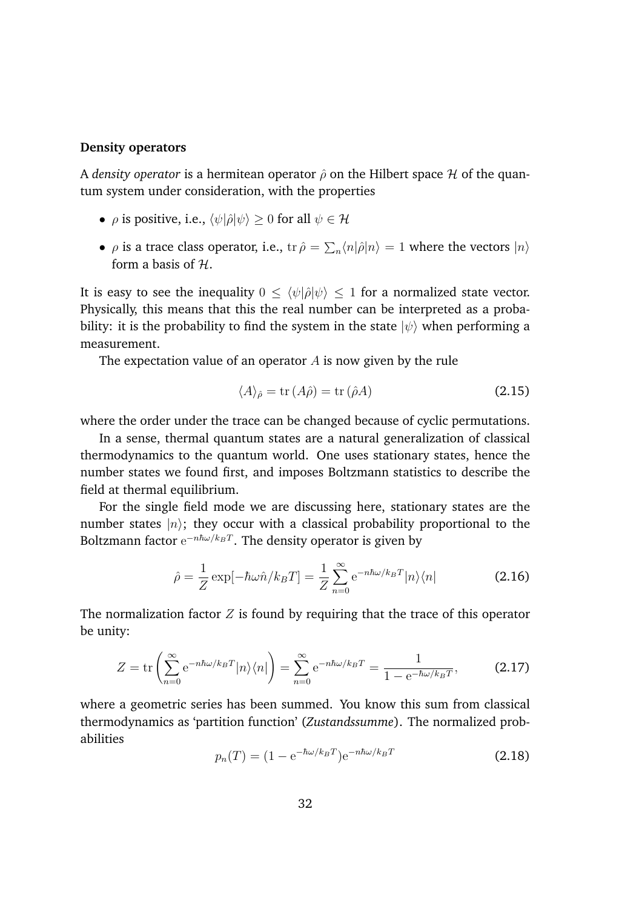**Density operators**

A *density operator* is a hermitean operator $\hat{\rho}$ on the Hilbert space $\mathcal{H}$ of the quantum system under consideration, with the properties

- $\rho$ is positive, i.e., $\langle\psi|\hat{\rho}|\psi\rangle \geq 0$ for all $\psi \in \mathcal{H}$
- $\rho$ is a trace class operator, i.e., $\mathrm{tr}\,\hat{\rho} = \sum_n \langle n|\hat{\rho}|n\rangle = 1$ where the vectors $|n\rangle$ form a basis of $\mathcal{H}$.

It is easy to see the inequality $0 \leq \langle\psi|\hat{\rho}|\psi\rangle \leq 1$ for a normalized state vector. Physically, this means that this the real number can be interpreted as a probability: it is the probability to find the system in the state $|\psi\rangle$ when performing a measurement.

The expectation value of an operator $A$ is now given by the rule

$$\langle A\rangle_{\hat{\rho}} = \mathrm{tr}\,(A\hat{\rho}) = \mathrm{tr}\,(\hat{\rho}A) \tag{2.15}$$

where the order under the trace can be changed because of cyclic permutations.

In a sense, thermal quantum states are a natural generalization of classical thermodynamics to the quantum world. One uses stationary states, hence the number states we found first, and imposes Boltzmann statistics to describe the field at thermal equilibrium.

For the single field mode we are discussing here, stationary states are the number states $|n\rangle$; they occur with a classical probability proportional to the Boltzmann factor $\mathrm{e}^{-n\hbar\omega/k_BT}$. The density operator is given by

$$\hat{\rho} = \frac{1}{Z}\exp[-\hbar\omega\hat{n}/k_BT] = \frac{1}{Z}\sum_{n=0}^{\infty}\mathrm{e}^{-n\hbar\omega/k_BT}|n\rangle\langle n| \tag{2.16}$$

The normalization factor $Z$ is found by requiring that the trace of this operator be unity:

$$Z = \mathrm{tr}\left(\sum_{n=0}^{\infty}\mathrm{e}^{-n\hbar\omega/k_BT}|n\rangle\langle n|\right) = \sum_{n=0}^{\infty}\mathrm{e}^{-n\hbar\omega/k_BT} = \frac{1}{1-\mathrm{e}^{-\hbar\omega/k_BT}}, \tag{2.17}$$

where a geometric series has been summed. You know this sum from classical thermodynamics as 'partition function' (*Zustandssumme*). The normalized probabilities

$$p_n(T) = (1-\mathrm{e}^{-\hbar\omega/k_BT})\mathrm{e}^{-n\hbar\omega/k_BT} \tag{2.18}$$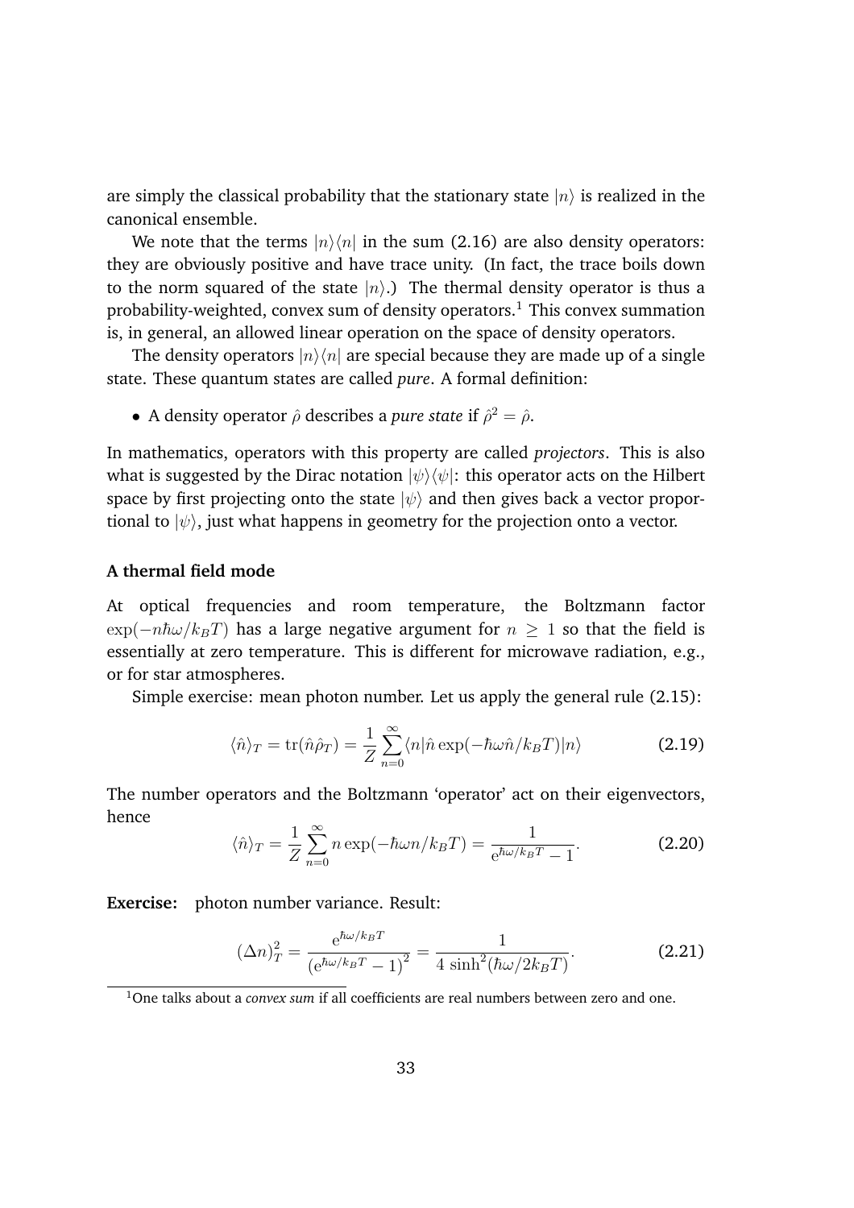are simply the classical probability that the stationary state $|n\rangle$ is realized in the canonical ensemble.

We note that the terms $|n\rangle\langle n|$ in the sum (2.16) are also density operators: they are obviously positive and have trace unity. (In fact, the trace boils down to the norm squared of the state $|n\rangle$.) The thermal density operator is thus a probability-weighted, convex sum of density operators.[1] This convex summation is, in general, an allowed linear operation on the space of density operators.

The density operators $|n\rangle\langle n|$ are special because they are made up of a single state. These quantum states are called *pure*. A formal definition:

- A density operator $\hat{\rho}$ describes a *pure state* if $\hat{\rho}^2 = \hat{\rho}$.

In mathematics, operators with this property are called *projectors*. This is also what is suggested by the Dirac notation $|\psi\rangle\langle\psi|$: this operator acts on the Hilbert space by first projecting onto the state $|\psi\rangle$ and then gives back a vector proportional to $|\psi\rangle$, just what happens in geometry for the projection onto a vector.

### A thermal field mode

At optical frequencies and room temperature, the Boltzmann factor $\exp(-n\hbar\omega/k_B T)$ has a large negative argument for $n \geq 1$ so that the field is essentially at zero temperature. This is different for microwave radiation, e.g., or for star atmospheres.

Simple exercise: mean photon number. Let us apply the general rule (2.15):

$$\langle \hat{n} \rangle_T = \mathrm{tr}(\hat{n}\hat{\rho}_T) = \frac{1}{Z} \sum_{n=0}^{\infty} \langle n | \hat{n} \exp(-\hbar\omega\hat{n}/k_B T) | n \rangle \tag{2.19}$$

The number operators and the Boltzmann 'operator' act on their eigenvectors, hence

$$\langle \hat{n} \rangle_T = \frac{1}{Z} \sum_{n=0}^{\infty} n \exp(-\hbar\omega n/k_B T) = \frac{1}{\mathrm{e}^{\hbar\omega/k_B T} - 1}. \tag{2.20}$$

**Exercise:** photon number variance. Result:

$$(\Delta n)_T^2 = \frac{\mathrm{e}^{\hbar\omega/k_B T}}{\left(\mathrm{e}^{\hbar\omega/k_B T} - 1\right)^2} = \frac{1}{4\,\sinh^2(\hbar\omega/2k_B T)}. \tag{2.21}$$

[1] One talks about a *convex sum* if all coefficients are real numbers between zero and one.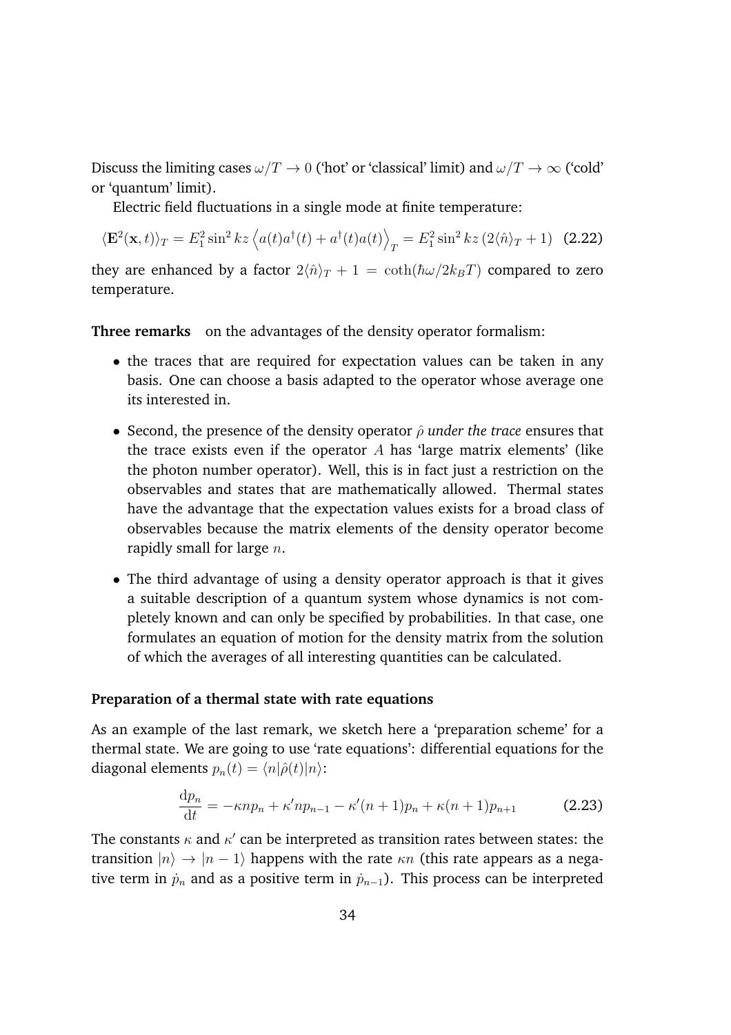Discuss the limiting cases $\omega/T \to 0$ ('hot' or 'classical' limit) and $\omega/T \to \infty$ ('cold' or 'quantum' limit).

Electric field fluctuations in a single mode at finite temperature:

$$\langle \mathbf{E}^2(\mathbf{x}, t) \rangle_T = E_1^2 \sin^2 kz \left\langle a(t)a^\dagger(t) + a^\dagger(t)a(t) \right\rangle_T = E_1^2 \sin^2 kz \, (2\langle \hat{n} \rangle_T + 1) \quad \textbf{(2.22)}$$

they are enhanced by a factor $2\langle \hat{n} \rangle_T + 1 = \coth(\hbar\omega/2k_B T)$ compared to zero temperature.

**Three remarks** on the advantages of the density operator formalism:

- the traces that are required for expectation values can be taken in any basis. One can choose a basis adapted to the operator whose average one its interested in.
- Second, the presence of the density operator $\hat{\rho}$ *under the trace* ensures that the trace exists even if the operator $A$ has 'large matrix elements' (like the photon number operator). Well, this is in fact just a restriction on the observables and states that are mathematically allowed. Thermal states have the advantage that the expectation values exists for a broad class of observables because the matrix elements of the density operator become rapidly small for large $n$.
- The third advantage of using a density operator approach is that it gives a suitable description of a quantum system whose dynamics is not completely known and can only be specified by probabilities. In that case, one formulates an equation of motion for the density matrix from the solution of which the averages of all interesting quantities can be calculated.

**Preparation of a thermal state with rate equations**

As an example of the last remark, we sketch here a 'preparation scheme' for a thermal state. We are going to use 'rate equations': differential equations for the diagonal elements $p_n(t) = \langle n|\hat{\rho}(t)|n\rangle$:

$$\frac{\mathrm{d}p_n}{\mathrm{d}t} = -\kappa n p_n + \kappa' n p_{n-1} - \kappa'(n+1)p_n + \kappa(n+1)p_{n+1} \qquad \textbf{(2.23)}$$

The constants $\kappa$ and $\kappa'$ can be interpreted as transition rates between states: the transition $|n\rangle \to |n-1\rangle$ happens with the rate $\kappa n$ (this rate appears as a negative term in $\dot{p}_n$ and as a positive term in $\dot{p}_{n-1}$). This process can be interpreted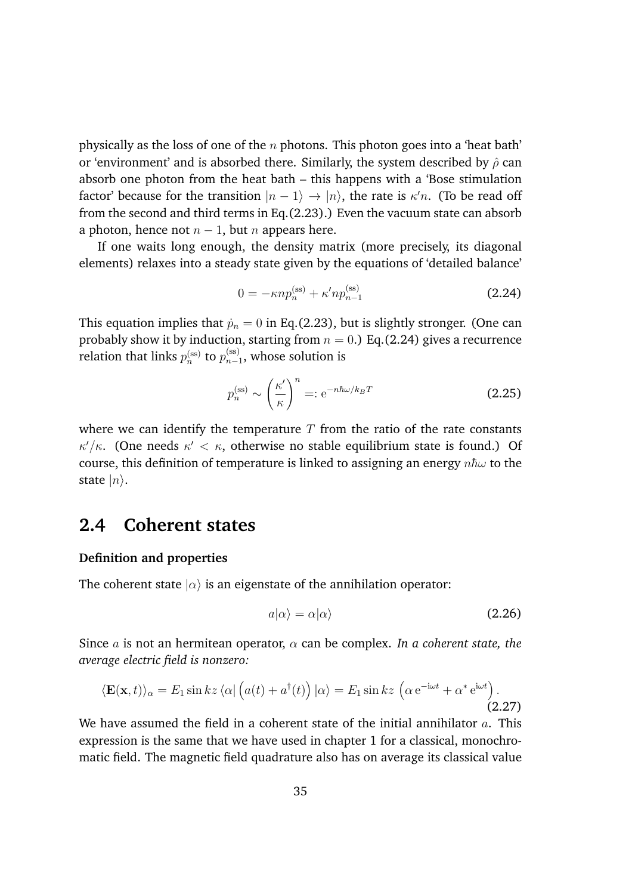physically as the loss of one of the $n$ photons. This photon goes into a 'heat bath' or 'environment' and is absorbed there. Similarly, the system described by $\hat{\rho}$ can absorb one photon from the heat bath – this happens with a 'Bose stimulation factor' because for the transition $|n-1\rangle \to |n\rangle$, the rate is $\kappa' n$. (To be read off from the second and third terms in Eq.(2.23).) Even the vacuum state can absorb a photon, hence not $n-1$, but $n$ appears here.

If one waits long enough, the density matrix (more precisely, its diagonal elements) relaxes into a steady state given by the equations of 'detailed balance'

$$0 = -\kappa n p_n^{(\mathrm{ss})} + \kappa' n p_{n-1}^{(\mathrm{ss})} \tag{2.24}$$

This equation implies that $\dot{p}_n = 0$ in Eq.(2.23), but is slightly stronger. (One can probably show it by induction, starting from $n = 0$.) Eq.(2.24) gives a recurrence relation that links $p_n^{(\mathrm{ss})}$ to $p_{n-1}^{(\mathrm{ss})}$, whose solution is

$$p_n^{(\mathrm{ss})} \sim \left(\frac{\kappa'}{\kappa}\right)^n =: \mathrm{e}^{-n\hbar\omega/k_B T} \tag{2.25}$$

where we can identify the temperature $T$ from the ratio of the rate constants $\kappa'/\kappa$. (One needs $\kappa' < \kappa$, otherwise no stable equilibrium state is found.) Of course, this definition of temperature is linked to assigning an energy $n\hbar\omega$ to the state $|n\rangle$.

## 2.4 Coherent states

**Definition and properties**

The coherent state $|\alpha\rangle$ is an eigenstate of the annihilation operator:

$$a|\alpha\rangle = \alpha|\alpha\rangle \tag{2.26}$$

Since $a$ is not an hermitean operator, $\alpha$ can be complex. *In a coherent state, the average electric field is nonzero:*

$$\langle \mathbf{E}(\mathbf{x}, t)\rangle_\alpha = E_1 \sin kz \, \langle\alpha| \left(a(t) + a^\dagger(t)\right) |\alpha\rangle = E_1 \sin kz \, \left(\alpha \, \mathrm{e}^{-\mathrm{i}\omega t} + \alpha^* \, \mathrm{e}^{\mathrm{i}\omega t}\right). \tag{2.27}$$

We have assumed the field in a coherent state of the initial annihilator $a$. This expression is the same that we have used in chapter 1 for a classical, monochromatic field. The magnetic field quadrature also has on average its classical value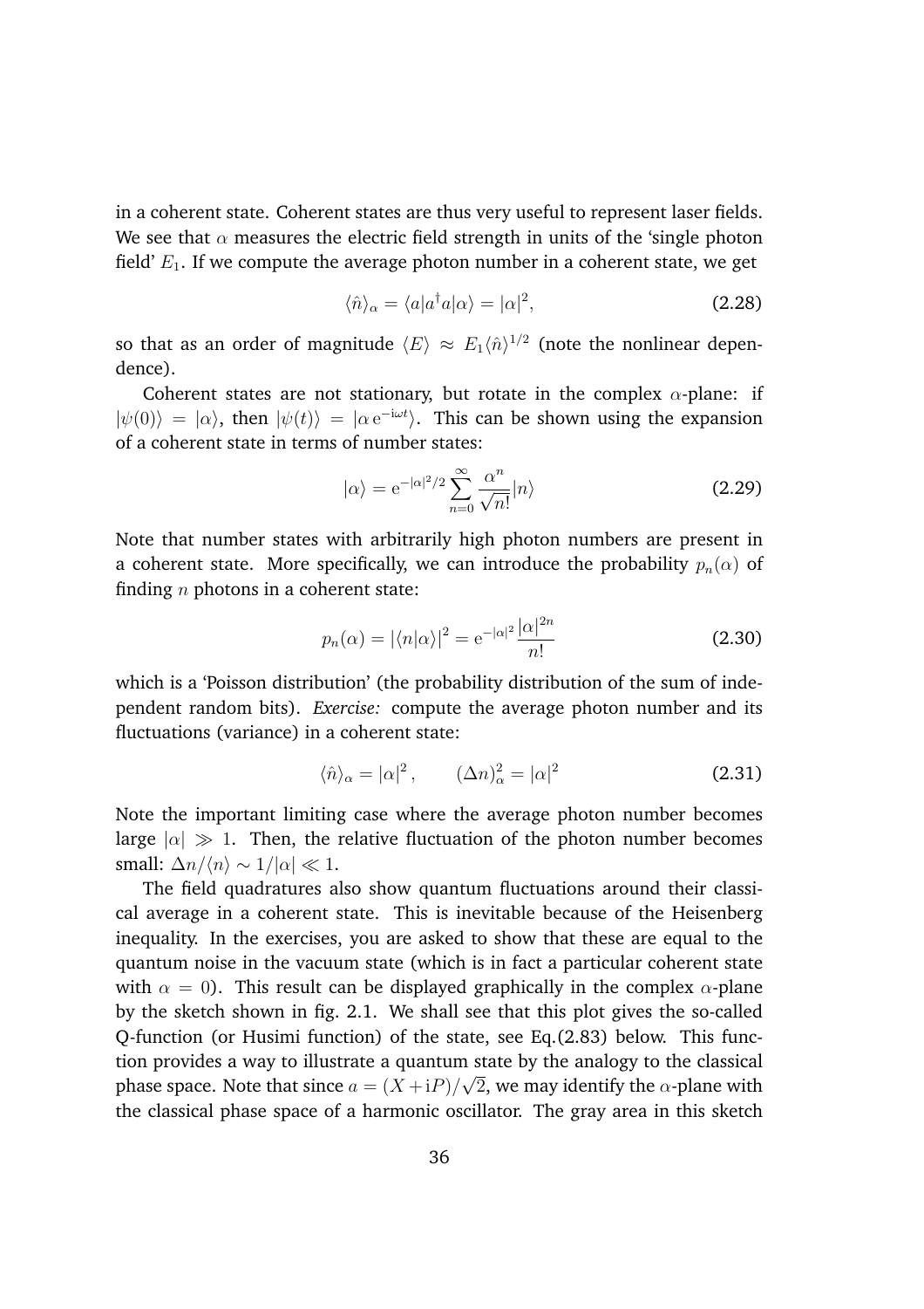in a coherent state. Coherent states are thus very useful to represent laser fields. We see that $\alpha$ measures the electric field strength in units of the 'single photon field' $E_1$. If we compute the average photon number in a coherent state, we get

$$\langle \hat{n} \rangle_\alpha = \langle a | a^\dagger a | \alpha \rangle = |\alpha|^2, \tag{2.28}$$

so that as an order of magnitude $\langle E \rangle \approx E_1 \langle \hat{n} \rangle^{1/2}$ (note the nonlinear dependence).

Coherent states are not stationary, but rotate in the complex $\alpha$-plane: if $|\psi(0)\rangle = |\alpha\rangle$, then $|\psi(t)\rangle = |\alpha\, \mathrm{e}^{-\mathrm{i}\omega t}\rangle$. This can be shown using the expansion of a coherent state in terms of number states:

$$|\alpha\rangle = \mathrm{e}^{-|\alpha|^2/2} \sum_{n=0}^{\infty} \frac{\alpha^n}{\sqrt{n!}} |n\rangle \tag{2.29}$$

Note that number states with arbitrarily high photon numbers are present in a coherent state. More specifically, we can introduce the probability $p_n(\alpha)$ of finding $n$ photons in a coherent state:

$$p_n(\alpha) = |\langle n|\alpha\rangle|^2 = \mathrm{e}^{-|\alpha|^2} \frac{|\alpha|^{2n}}{n!} \tag{2.30}$$

which is a 'Poisson distribution' (the probability distribution of the sum of independent random bits). *Exercise:* compute the average photon number and its fluctuations (variance) in a coherent state:

$$\langle \hat{n} \rangle_\alpha = |\alpha|^2, \qquad (\Delta n)^2_\alpha = |\alpha|^2 \tag{2.31}$$

Note the important limiting case where the average photon number becomes large $|\alpha| \gg 1$. Then, the relative fluctuation of the photon number becomes small: $\Delta n / \langle n \rangle \sim 1/|\alpha| \ll 1$.

The field quadratures also show quantum fluctuations around their classical average in a coherent state. This is inevitable because of the Heisenberg inequality. In the exercises, you are asked to show that these are equal to the quantum noise in the vacuum state (which is in fact a particular coherent state with $\alpha = 0$). This result can be displayed graphically in the complex $\alpha$-plane by the sketch shown in fig. 2.1. We shall see that this plot gives the so-called Q-function (or Husimi function) of the state, see Eq.(2.83) below. This function provides a way to illustrate a quantum state by the analogy to the classical phase space. Note that since $a = (X + \mathrm{i}P)/\sqrt{2}$, we may identify the $\alpha$-plane with the classical phase space of a harmonic oscillator. The gray area in this sketch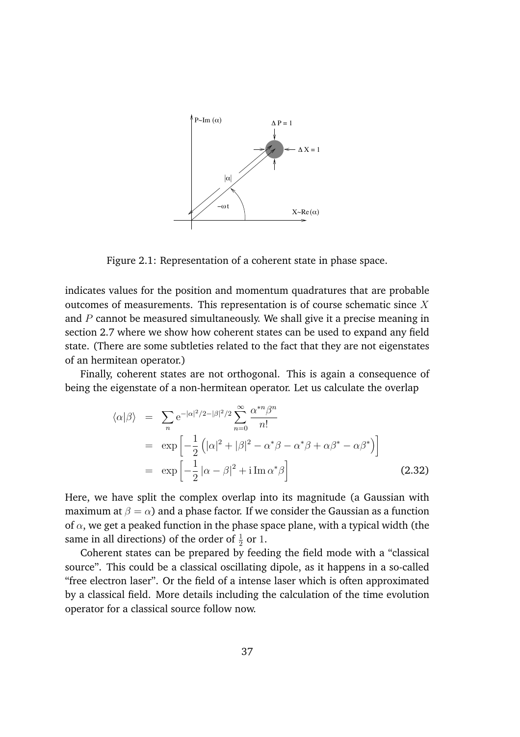Figure 2.1: Representation of a coherent state in phase space.

indicates values for the position and momentum quadratures that are probable outcomes of measurements. This representation is of course schematic since $X$ and $P$ cannot be measured simultaneously. We shall give it a precise meaning in section 2.7 where we show how coherent states can be used to expand any field state. (There are some subtleties related to the fact that they are not eigenstates of an hermitean operator.)

Finally, coherent states are not orthogonal. This is again a consequence of being the eigenstate of a non-hermitean operator. Let us calculate the overlap

$$
\begin{aligned}
\langle\alpha|\beta\rangle &= \sum_n \mathrm{e}^{-|\alpha|^2/2-|\beta|^2/2} \sum_{n=0}^{\infty} \frac{\alpha^{*n}\beta^n}{n!} \\
&= \exp\left[-\frac{1}{2}\left(|\alpha|^2+|\beta|^2-\alpha^*\beta-\alpha^*\beta+\alpha\beta^*-\alpha\beta^*\right)\right] \\
&= \exp\left[-\frac{1}{2}\left|\alpha-\beta\right|^2+\mathrm{i}\,\mathrm{Im}\,\alpha^*\beta\right]
\end{aligned}
\tag{2.32}
$$

Here, we have split the complex overlap into its magnitude (a Gaussian with maximum at $\beta=\alpha$) and a phase factor. If we consider the Gaussian as a function of $\alpha$, we get a peaked function in the phase space plane, with a typical width (the same in all directions) of the order of $\frac{1}{2}$ or 1.

Coherent states can be prepared by feeding the field mode with a "classical source". This could be a classical oscillating dipole, as it happens in a so-called "free electron laser". Or the field of a intense laser which is often approximated by a classical field. More details including the calculation of the time evolution operator for a classical source follow now.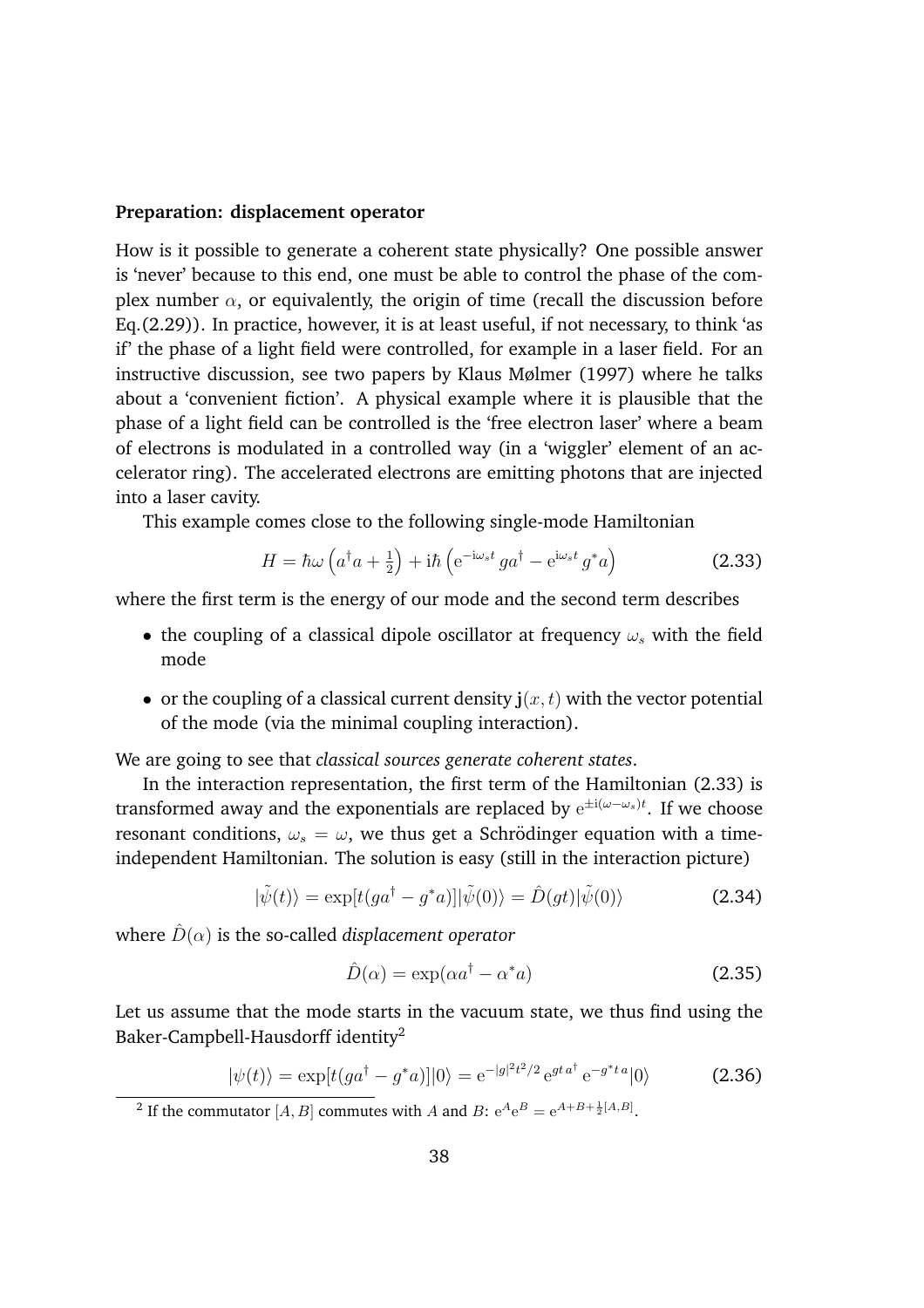**Preparation: displacement operator**

How is it possible to generate a coherent state physically? One possible answer is 'never' because to this end, one must be able to control the phase of the complex number $\alpha$, or equivalently, the origin of time (recall the discussion before Eq.(2.29)). In practice, however, it is at least useful, if not necessary, to think 'as if' the phase of a light field were controlled, for example in a laser field. For an instructive discussion, see two papers by Klaus Mølmer (1997) where he talks about a 'convenient fiction'. A physical example where it is plausible that the phase of a light field can be controlled is the 'free electron laser' where a beam of electrons is modulated in a controlled way (in a 'wiggler' element of an accelerator ring). The accelerated electrons are emitting photons that are injected into a laser cavity.

This example comes close to the following single-mode Hamiltonian

$$H = \hbar\omega\left(a^\dagger a + \tfrac{1}{2}\right) + \mathrm{i}\hbar\left(\mathrm{e}^{-\mathrm{i}\omega_s t}\, g a^\dagger - \mathrm{e}^{\mathrm{i}\omega_s t}\, g^* a\right) \tag{2.33}$$

where the first term is the energy of our mode and the second term describes

- the coupling of a classical dipole oscillator at frequency $\omega_s$ with the field mode
- or the coupling of a classical current density $\mathbf{j}(x, t)$ with the vector potential of the mode (via the minimal coupling interaction).

We are going to see that *classical sources generate coherent states*.

In the interaction representation, the first term of the Hamiltonian (2.33) is transformed away and the exponentials are replaced by $\mathrm{e}^{\pm\mathrm{i}(\omega-\omega_s)t}$. If we choose resonant conditions, $\omega_s = \omega$, we thus get a Schrödinger equation with a time-independent Hamiltonian. The solution is easy (still in the interaction picture)

$$|\tilde{\psi}(t)\rangle = \exp[t(ga^\dagger - g^* a)]|\tilde{\psi}(0)\rangle = \hat{D}(gt)|\tilde{\psi}(0)\rangle \tag{2.34}$$

where $\hat{D}(\alpha)$ is the so-called *displacement operator*

$$\hat{D}(\alpha) = \exp(\alpha a^\dagger - \alpha^* a) \tag{2.35}$$

Let us assume that the mode starts in the vacuum state, we thus find using the Baker-Campbell-Hausdorff identity[2]

$$|\psi(t)\rangle = \exp[t(ga^\dagger - g^* a)]|0\rangle = \mathrm{e}^{-|g|^2 t^2/2}\, \mathrm{e}^{gt\, a^\dagger}\, \mathrm{e}^{-g^* t\, a}|0\rangle \tag{2.36}$$

[2] If the commutator $[A, B]$ commutes with $A$ and $B$: $\mathrm{e}^A \mathrm{e}^B = \mathrm{e}^{A+B+\frac{1}{2}[A,B]}$.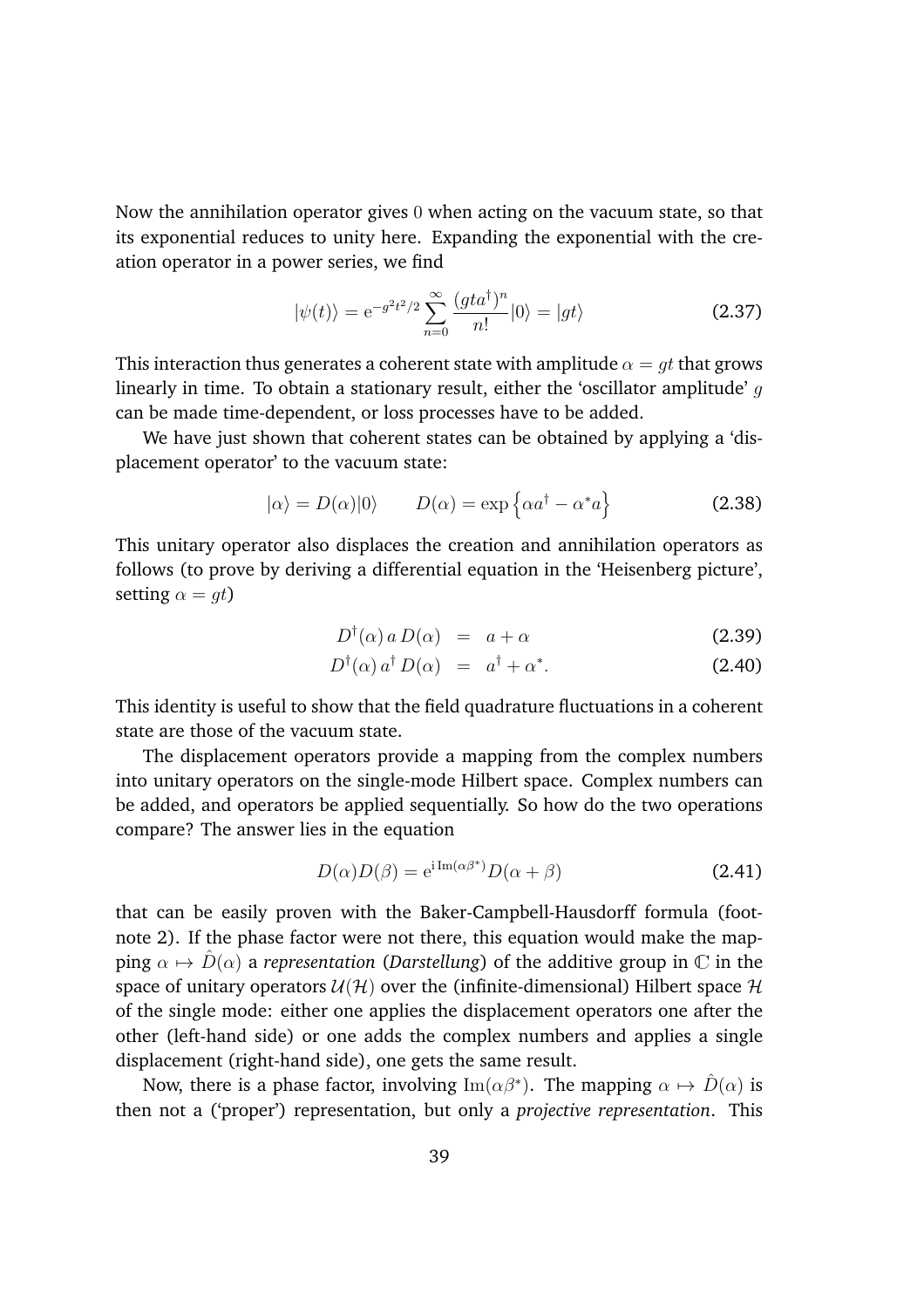Now the annihilation operator gives 0 when acting on the vacuum state, so that its exponential reduces to unity here. Expanding the exponential with the creation operator in a power series, we find

$$|\psi(t)\rangle = \mathrm{e}^{-g^2t^2/2} \sum_{n=0}^{\infty} \frac{(gta^\dagger)^n}{n!} |0\rangle = |gt\rangle \tag{2.37}$$

This interaction thus generates a coherent state with amplitude $\alpha = gt$ that grows linearly in time. To obtain a stationary result, either the 'oscillator amplitude' $g$ can be made time-dependent, or loss processes have to be added.

We have just shown that coherent states can be obtained by applying a 'displacement operator' to the vacuum state:

$$|\alpha\rangle = D(\alpha)|0\rangle \qquad D(\alpha) = \exp\left\{\alpha a^\dagger - \alpha^* a\right\} \tag{2.38}$$

This unitary operator also displaces the creation and annihilation operators as follows (to prove by deriving a differential equation in the 'Heisenberg picture', setting $\alpha = gt$)

$$D^\dagger(\alpha)\, a\, D(\alpha) \;=\; a + \alpha \tag{2.39}$$

$$D^\dagger(\alpha)\, a^\dagger\, D(\alpha) \;=\; a^\dagger + \alpha^*. \tag{2.40}$$

This identity is useful to show that the field quadrature fluctuations in a coherent state are those of the vacuum state.

The displacement operators provide a mapping from the complex numbers into unitary operators on the single-mode Hilbert space. Complex numbers can be added, and operators be applied sequentially. So how do the two operations compare? The answer lies in the equation

$$D(\alpha)D(\beta) = \mathrm{e}^{\mathrm{i}\,\mathrm{Im}(\alpha\beta^*)} D(\alpha + \beta) \tag{2.41}$$

that can be easily proven with the Baker-Campbell-Hausdorff formula (footnote 2). If the phase factor were not there, this equation would make the mapping $\alpha \mapsto \hat{D}(\alpha)$ a *representation* (*Darstellung*) of the additive group in $\mathbb{C}$ in the space of unitary operators $\mathcal{U}(\mathcal{H})$ over the (infinite-dimensional) Hilbert space $\mathcal{H}$ of the single mode: either one applies the displacement operators one after the other (left-hand side) or one adds the complex numbers and applies a single displacement (right-hand side), one gets the same result.

Now, there is a phase factor, involving $\mathrm{Im}(\alpha\beta^*)$. The mapping $\alpha \mapsto \hat{D}(\alpha)$ is then not a ('proper') representation, but only a *projective representation*. This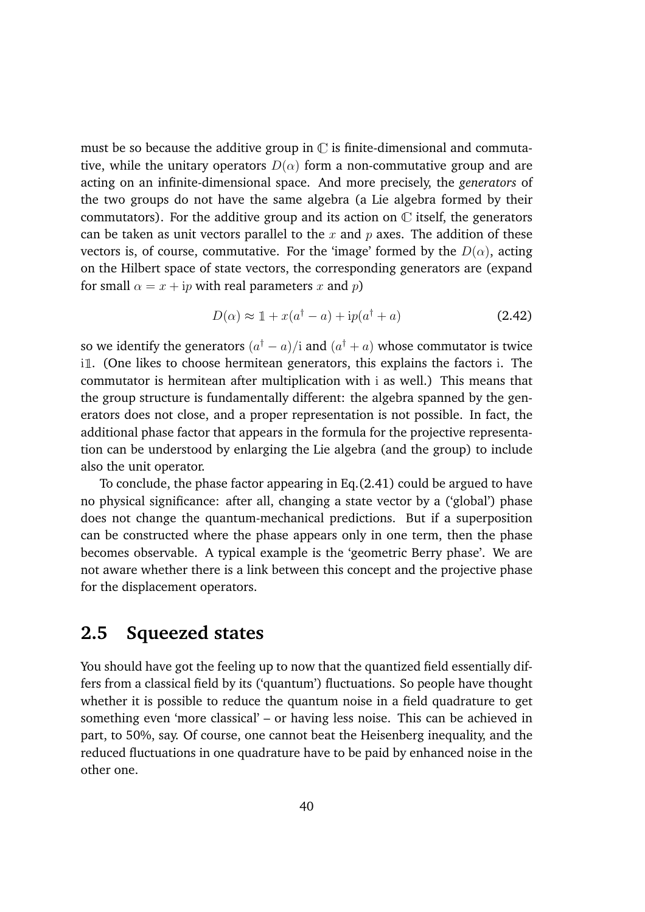must be so because the additive group in $\mathbb{C}$ is finite-dimensional and commutative, while the unitary operators $D(\alpha)$ form a non-commutative group and are acting on an infinite-dimensional space. And more precisely, the *generators* of the two groups do not have the same algebra (a Lie algebra formed by their commutators). For the additive group and its action on $\mathbb{C}$ itself, the generators can be taken as unit vectors parallel to the $x$ and $p$ axes. The addition of these vectors is, of course, commutative. For the 'image' formed by the $D(\alpha)$, acting on the Hilbert space of state vectors, the corresponding generators are (expand for small $\alpha = x + \mathrm{i}p$ with real parameters $x$ and $p$)

$$D(\alpha) \approx \mathbb{1} + x(a^\dagger - a) + \mathrm{i}p(a^\dagger + a) \tag{2.42}$$

so we identify the generators $(a^\dagger - a)/\mathrm{i}$ and $(a^\dagger + a)$ whose commutator is twice $\mathrm{i}\mathbb{1}$. (One likes to choose hermitean generators, this explains the factors $\mathrm{i}$. The commutator is hermitean after multiplication with $\mathrm{i}$ as well.) This means that the group structure is fundamentally different: the algebra spanned by the generators does not close, and a proper representation is not possible. In fact, the additional phase factor that appears in the formula for the projective representation can be understood by enlarging the Lie algebra (and the group) to include also the unit operator.

To conclude, the phase factor appearing in Eq.(2.41) could be argued to have no physical significance: after all, changing a state vector by a ('global') phase does not change the quantum-mechanical predictions. But if a superposition can be constructed where the phase appears only in one term, then the phase becomes observable. A typical example is the 'geometric Berry phase'. We are not aware whether there is a link between this concept and the projective phase for the displacement operators.

## 2.5 Squeezed states

You should have got the feeling up to now that the quantized field essentially differs from a classical field by its ('quantum') fluctuations. So people have thought whether it is possible to reduce the quantum noise in a field quadrature to get something even 'more classical' – or having less noise. This can be achieved in part, to 50%, say. Of course, one cannot beat the Heisenberg inequality, and the reduced fluctuations in one quadrature have to be paid by enhanced noise in the other one.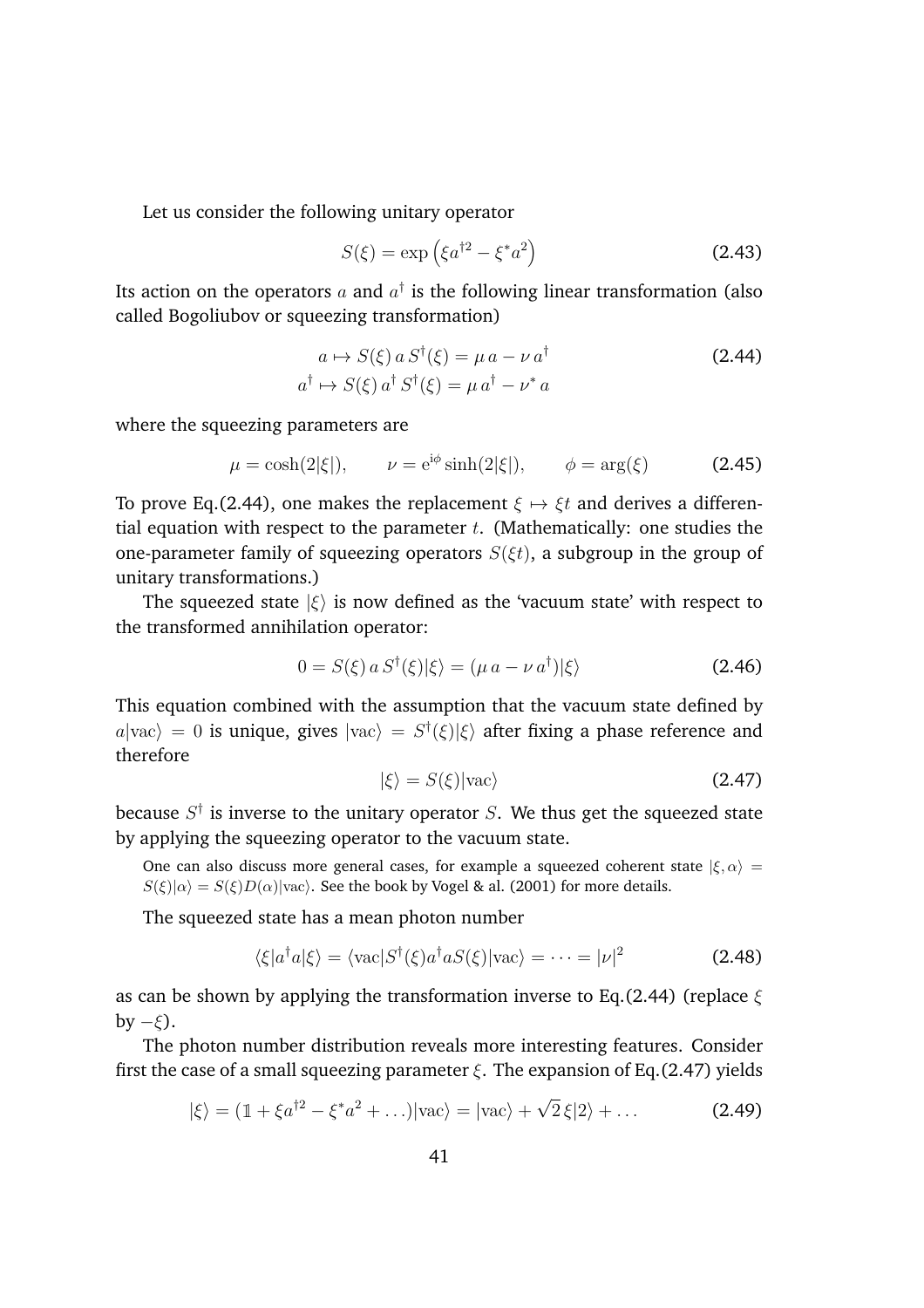Let us consider the following unitary operator

$$S(\xi) = \exp\left(\xi a^{\dagger 2} - \xi^* a^2\right) \tag{2.43}$$

Its action on the operators $a$ and $a^\dagger$ is the following linear transformation (also called Bogoliubov or squeezing transformation)

$$\begin{aligned} a &\mapsto S(\xi)\, a\, S^\dagger(\xi) = \mu\, a - \nu\, a^\dagger \\ a^\dagger &\mapsto S(\xi)\, a^\dagger\, S^\dagger(\xi) = \mu\, a^\dagger - \nu^*\, a \end{aligned} \tag{2.44}$$

where the squeezing parameters are

$$\mu = \cosh(2|\xi|), \qquad \nu = \mathrm{e}^{\mathrm{i}\phi} \sinh(2|\xi|), \qquad \phi = \arg(\xi) \tag{2.45}$$

To prove Eq.(2.44), one makes the replacement $\xi \mapsto \xi t$ and derives a differential equation with respect to the parameter $t$. (Mathematically: one studies the one-parameter family of squeezing operators $S(\xi t)$, a subgroup in the group of unitary transformations.)

The squeezed state $|\xi\rangle$ is now defined as the 'vacuum state' with respect to the transformed annihilation operator:

$$0 = S(\xi)\, a\, S^\dagger(\xi) |\xi\rangle = (\mu\, a - \nu\, a^\dagger)|\xi\rangle \tag{2.46}$$

This equation combined with the assumption that the vacuum state defined by $a|\mathrm{vac}\rangle = 0$ is unique, gives $|\mathrm{vac}\rangle = S^\dagger(\xi)|\xi\rangle$ after fixing a phase reference and therefore

$$|\xi\rangle = S(\xi)|\mathrm{vac}\rangle \tag{2.47}$$

because $S^\dagger$ is inverse to the unitary operator $S$. We thus get the squeezed state by applying the squeezing operator to the vacuum state.

One can also discuss more general cases, for example a squeezed coherent state $|\xi, \alpha\rangle = S(\xi)|\alpha\rangle = S(\xi)D(\alpha)|\mathrm{vac}\rangle$. See the book by Vogel & al. (2001) for more details.

The squeezed state has a mean photon number

$$\langle \xi | a^\dagger a | \xi \rangle = \langle \mathrm{vac}| S^\dagger(\xi) a^\dagger a S(\xi) |\mathrm{vac}\rangle = \cdots = |\nu|^2 \tag{2.48}$$

as can be shown by applying the transformation inverse to Eq.(2.44) (replace $\xi$ by $-\xi$).

The photon number distribution reveals more interesting features. Consider first the case of a small squeezing parameter $\xi$. The expansion of Eq.(2.47) yields

$$|\xi\rangle = (\mathbb{1} + \xi a^{\dagger 2} - \xi^* a^2 + \ldots)|\mathrm{vac}\rangle = |\mathrm{vac}\rangle + \sqrt{2}\,\xi|2\rangle + \ldots \tag{2.49}$$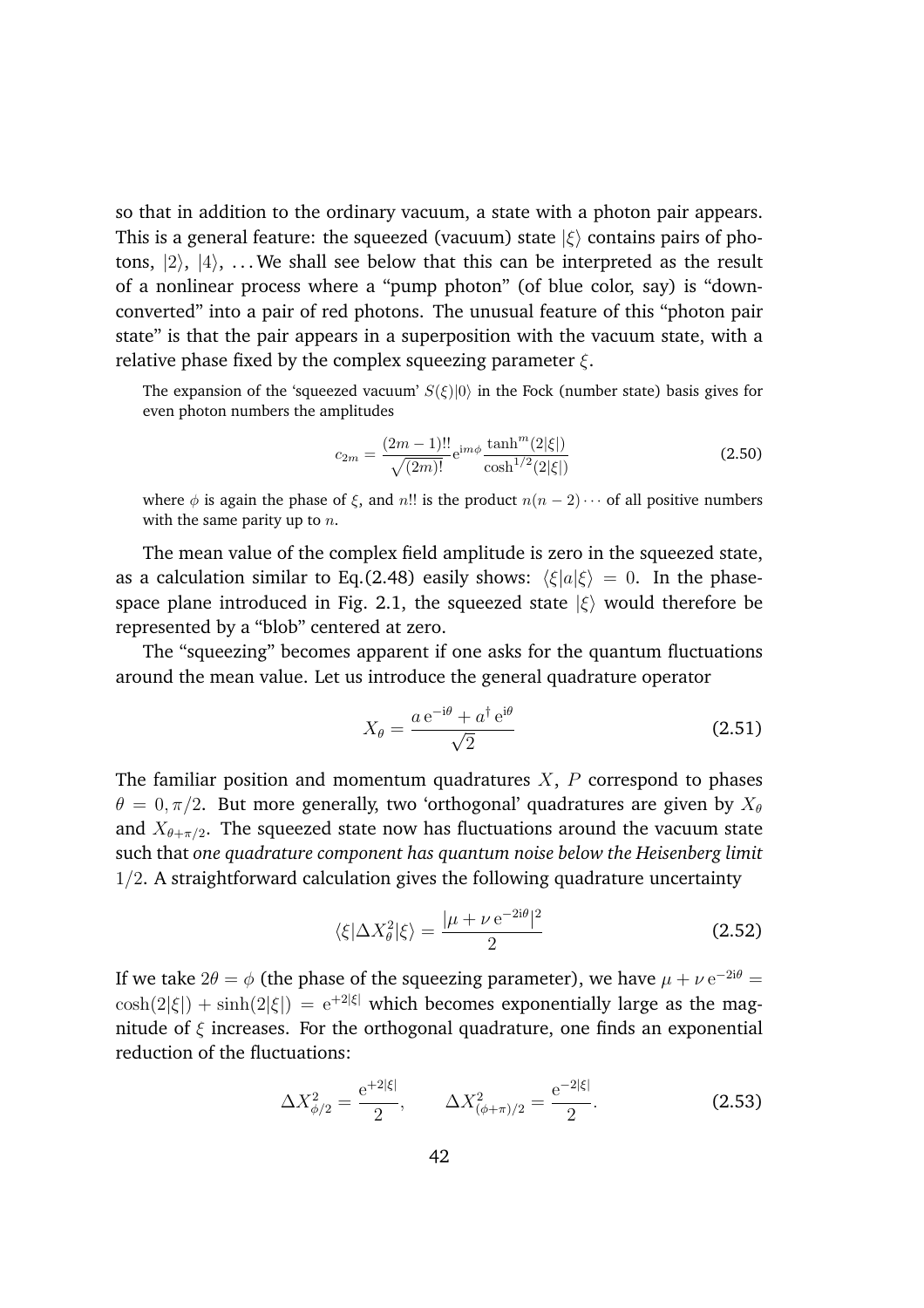so that in addition to the ordinary vacuum, a state with a photon pair appears. This is a general feature: the squeezed (vacuum) state $|\xi\rangle$ contains pairs of photons, $|2\rangle$, $|4\rangle$, ... We shall see below that this can be interpreted as the result of a nonlinear process where a "pump photon" (of blue color, say) is "down-converted" into a pair of red photons. The unusual feature of this "photon pair state" is that the pair appears in a superposition with the vacuum state, with a relative phase fixed by the complex squeezing parameter $\xi$.

The expansion of the 'squeezed vacuum' $S(\xi)|0\rangle$ in the Fock (number state) basis gives for even photon numbers the amplitudes

$$c_{2m} = \frac{(2m-1)!!}{\sqrt{(2m)!}} \mathrm{e}^{\mathrm{i}m\phi} \frac{\tanh^m(2|\xi|)}{\cosh^{1/2}(2|\xi|)} \tag{2.50}$$

where $\phi$ is again the phase of $\xi$, and $n!!$ is the product $n(n-2)\cdots$ of all positive numbers with the same parity up to $n$.

The mean value of the complex field amplitude is zero in the squeezed state, as a calculation similar to Eq.(2.48) easily shows: $\langle\xi|a|\xi\rangle = 0$. In the phase-space plane introduced in Fig. 2.1, the squeezed state $|\xi\rangle$ would therefore be represented by a "blob" centered at zero.

The "squeezing" becomes apparent if one asks for the quantum fluctuations around the mean value. Let us introduce the general quadrature operator

$$X_\theta = \frac{a\,\mathrm{e}^{-\mathrm{i}\theta} + a^\dagger\,\mathrm{e}^{\mathrm{i}\theta}}{\sqrt{2}} \tag{2.51}$$

The familiar position and momentum quadratures $X$, $P$ correspond to phases $\theta = 0, \pi/2$. But more generally, two 'orthogonal' quadratures are given by $X_\theta$ and $X_{\theta+\pi/2}$. The squeezed state now has fluctuations around the vacuum state such that *one quadrature component has quantum noise below the Heisenberg limit* $1/2$. A straightforward calculation gives the following quadrature uncertainty

$$\langle\xi|\Delta X_\theta^2|\xi\rangle = \frac{|\mu + \nu\,\mathrm{e}^{-2\mathrm{i}\theta}|^2}{2} \tag{2.52}$$

If we take $2\theta = \phi$ (the phase of the squeezing parameter), we have $\mu + \nu\,\mathrm{e}^{-2\mathrm{i}\theta} = \cosh(2|\xi|) + \sinh(2|\xi|) = \mathrm{e}^{+2|\xi|}$ which becomes exponentially large as the magnitude of $\xi$ increases. For the orthogonal quadrature, one finds an exponential reduction of the fluctuations:

$$\Delta X_{\phi/2}^2 = \frac{\mathrm{e}^{+2|\xi|}}{2}, \qquad \Delta X_{(\phi+\pi)/2}^2 = \frac{\mathrm{e}^{-2|\xi|}}{2}. \tag{2.53}$$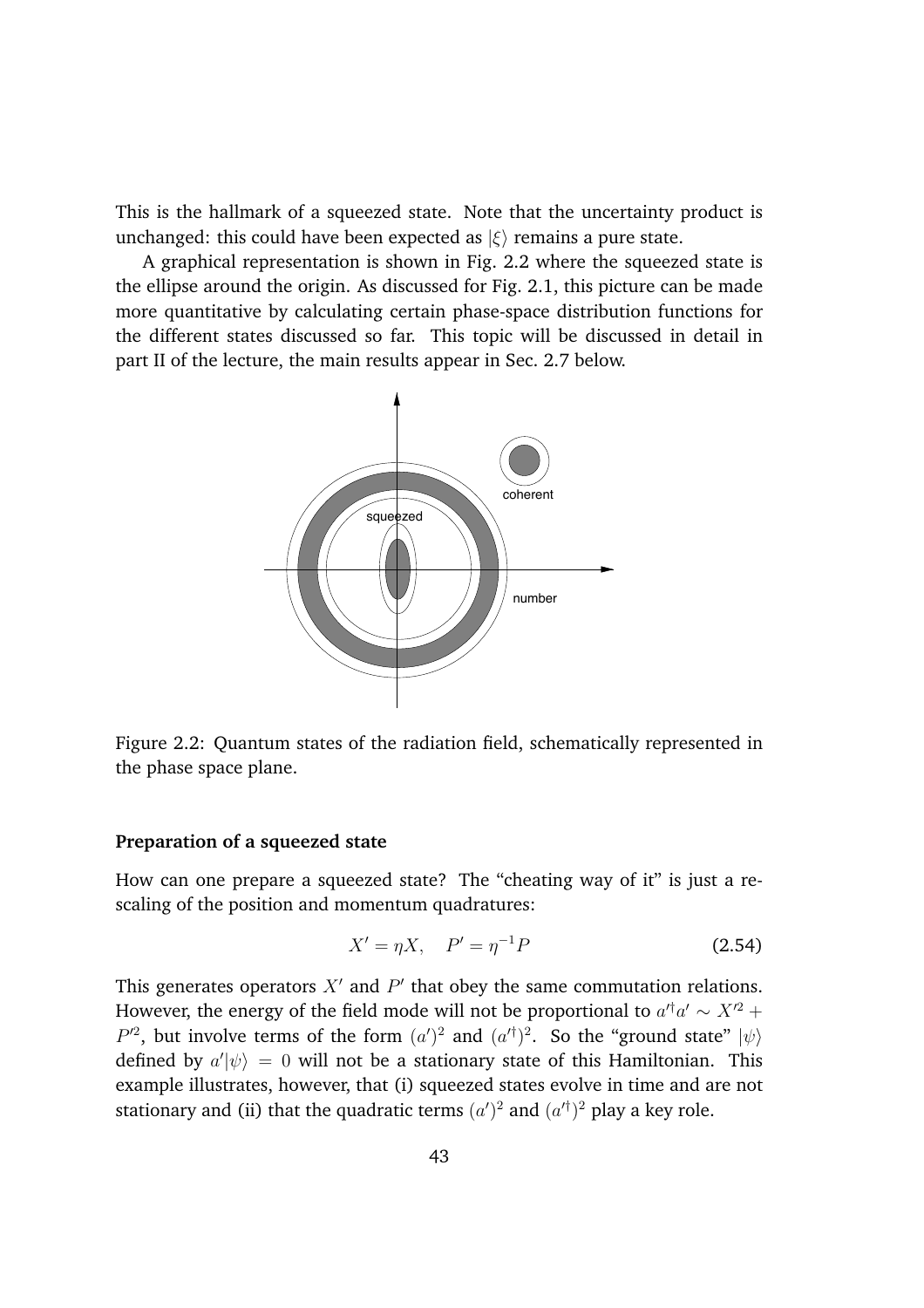This is the hallmark of a squeezed state. Note that the uncertainty product is unchanged: this could have been expected as $|\xi\rangle$ remains a pure state.

A graphical representation is shown in Fig. 2.2 where the squeezed state is the ellipse around the origin. As discussed for Fig. 2.1, this picture can be made more quantitative by calculating certain phase-space distribution functions for the different states discussed so far. This topic will be discussed in detail in part II of the lecture, the main results appear in Sec. 2.7 below.

Figure 2.2: Quantum states of the radiation field, schematically represented in the phase space plane.

**Preparation of a squeezed state**

How can one prepare a squeezed state? The "cheating way of it" is just a rescaling of the position and momentum quadratures:

$$X' = \eta X, \quad P' = \eta^{-1} P \tag{2.54}$$

This generates operators $X'$ and $P'$ that obey the same commutation relations. However, the energy of the field mode will not be proportional to $a'^{\dagger}a' \sim X'^2 + P'^2$, but involve terms of the form $(a')^2$ and $(a'^{\dagger})^2$. So the "ground state" $|\psi\rangle$ defined by $a'|\psi\rangle = 0$ will not be a stationary state of this Hamiltonian. This example illustrates, however, that (i) squeezed states evolve in time and are not stationary and (ii) that the quadratic terms $(a')^2$ and $(a'^{\dagger})^2$ play a key role.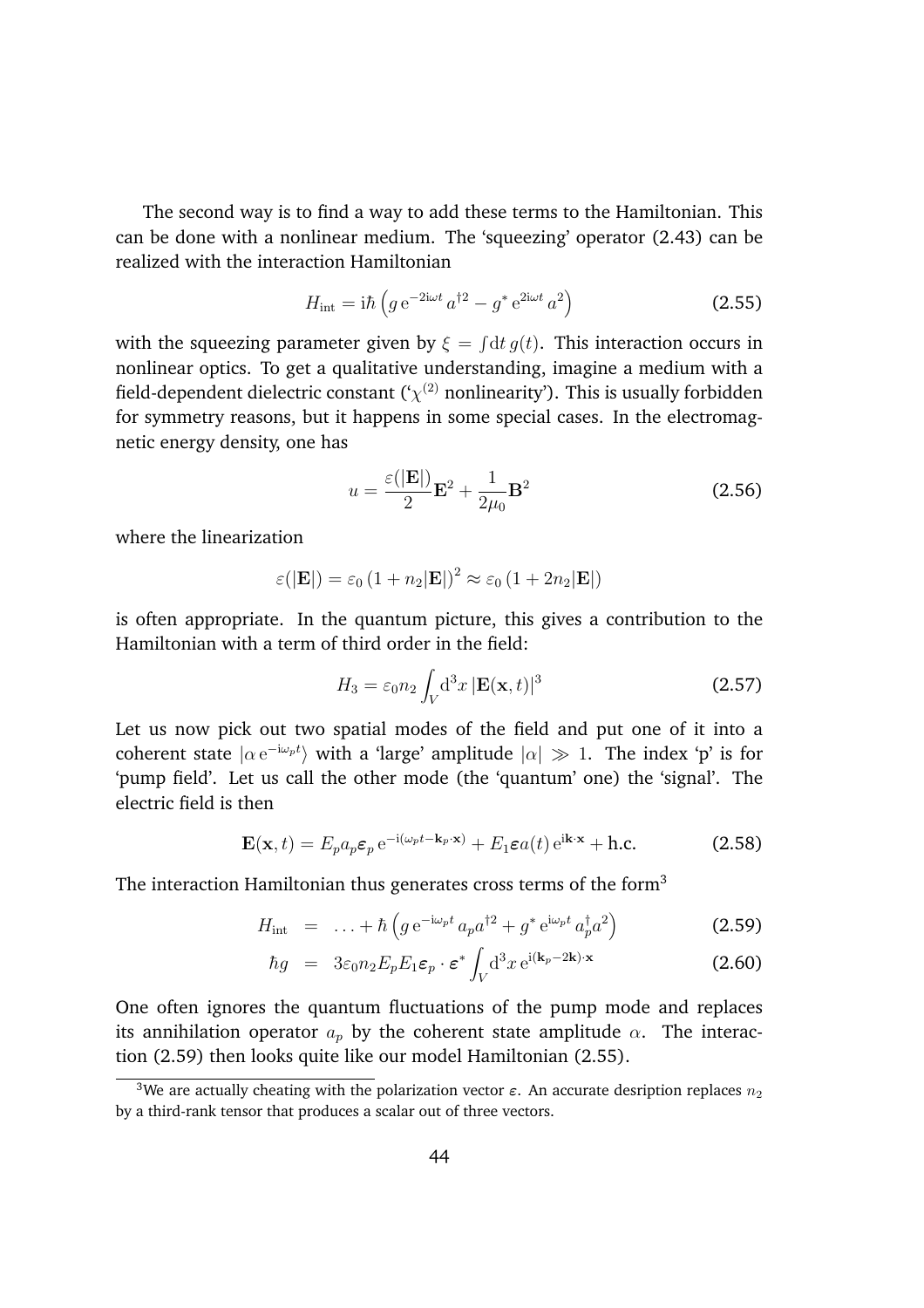The second way is to find a way to add these terms to the Hamiltonian. This can be done with a nonlinear medium. The 'squeezing' operator (2.43) can be realized with the interaction Hamiltonian

$$H_{\rm int} = {\rm i}\hbar \left( g\, {\rm e}^{-2{\rm i}\omega t}\, a^{\dagger 2} - g^*\, {\rm e}^{2{\rm i}\omega t}\, a^2 \right) \tag{2.55}$$

with the squeezing parameter given by $\xi = \int {\rm d}t\, g(t)$. This interaction occurs in nonlinear optics. To get a qualitative understanding, imagine a medium with a field-dependent dielectric constant ('$\chi^{(2)}$ nonlinearity'). This is usually forbidden for symmetry reasons, but it happens in some special cases. In the electromagnetic energy density, one has

$$u = \frac{\varepsilon(|\mathbf{E}|)}{2}\mathbf{E}^2 + \frac{1}{2\mu_0}\mathbf{B}^2 \tag{2.56}$$

where the linearization

$$\varepsilon(|\mathbf{E}|) = \varepsilon_0 \left(1 + n_2 |\mathbf{E}|\right)^2 \approx \varepsilon_0 \left(1 + 2n_2|\mathbf{E}|\right)$$

is often appropriate. In the quantum picture, this gives a contribution to the Hamiltonian with a term of third order in the field:

$$H_3 = \varepsilon_0 n_2 \int_V {\rm d}^3x\, |\mathbf{E}(\mathbf{x}, t)|^3 \tag{2.57}$$

Let us now pick out two spatial modes of the field and put one of it into a coherent state $|\alpha\, {\rm e}^{-{\rm i}\omega_p t}\rangle$ with a 'large' amplitude $|\alpha| \gg 1$. The index 'p' is for 'pump field'. Let us call the other mode (the 'quantum' one) the 'signal'. The electric field is then

$$\mathbf{E}(\mathbf{x}, t) = E_p a_p \boldsymbol{\varepsilon}_p\, {\rm e}^{-{\rm i}(\omega_p t - \mathbf{k}_p\cdot\mathbf{x})} + E_1 \boldsymbol{\varepsilon} a(t)\, {\rm e}^{{\rm i}\mathbf{k}\cdot\mathbf{x}} + {\rm h.c.} \tag{2.58}$$

The interaction Hamiltonian thus generates cross terms of the form[3]

$$H_{\rm int} = \ldots + \hbar \left( g\, {\rm e}^{-{\rm i}\omega_p t}\, a_p a^{\dagger 2} + g^*\, {\rm e}^{{\rm i}\omega_p t}\, a_p^\dagger a^2 \right) \tag{2.59}$$

$$\hbar g = 3\varepsilon_0 n_2 E_p E_1 \boldsymbol{\varepsilon}_p \cdot \boldsymbol{\varepsilon}^* \int_V {\rm d}^3x\, {\rm e}^{{\rm i}(\mathbf{k}_p - 2\mathbf{k})\cdot\mathbf{x}} \tag{2.60}$$

One often ignores the quantum fluctuations of the pump mode and replaces its annihilation operator $a_p$ by the coherent state amplitude $\alpha$. The interaction (2.59) then looks quite like our model Hamiltonian (2.55).

[3] We are actually cheating with the polarization vector $\boldsymbol{\varepsilon}$. An accurate desription replaces $n_2$ by a third-rank tensor that produces a scalar out of three vectors.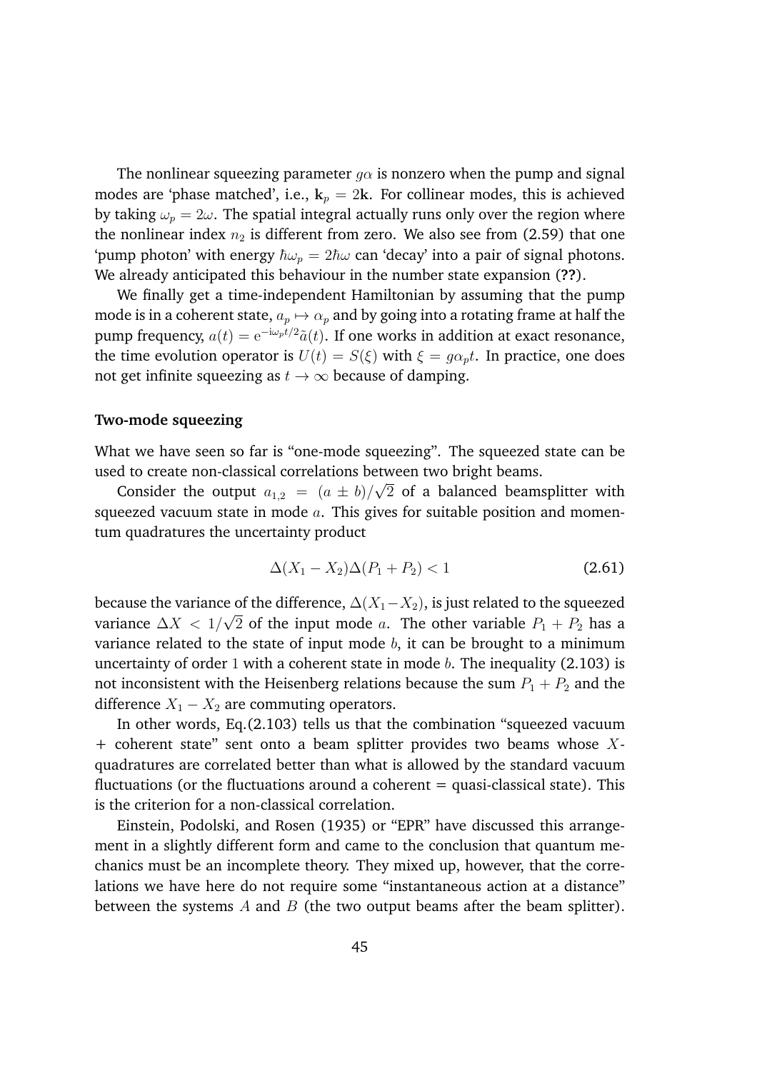The nonlinear squeezing parameter $g\alpha$ is nonzero when the pump and signal modes are 'phase matched', i.e., $\mathbf{k}_p = 2\mathbf{k}$. For collinear modes, this is achieved by taking $\omega_p = 2\omega$. The spatial integral actually runs only over the region where the nonlinear index $n_2$ is different from zero. We also see from (2.59) that one 'pump photon' with energy $\hbar\omega_p = 2\hbar\omega$ can 'decay' into a pair of signal photons. We already anticipated this behaviour in the number state expansion (**??**).

We finally get a time-independent Hamiltonian by assuming that the pump mode is in a coherent state, $a_p \mapsto \alpha_p$ and by going into a rotating frame at half the pump frequency, $a(t) = \mathrm{e}^{-\mathrm{i}\omega_p t/2}\tilde{a}(t)$. If one works in addition at exact resonance, the time evolution operator is $U(t) = S(\xi)$ with $\xi = g\alpha_p t$. In practice, one does not get infinite squeezing as $t \to \infty$ because of damping.

**Two-mode squeezing**

What we have seen so far is "one-mode squeezing". The squeezed state can be used to create non-classical correlations between two bright beams.

Consider the output $a_{1,2} = (a \pm b)/\sqrt{2}$ of a balanced beamsplitter with squeezed vacuum state in mode $a$. This gives for suitable position and momentum quadratures the uncertainty product

$$\Delta(X_1 - X_2)\Delta(P_1 + P_2) < 1 \tag{2.61}$$

because the variance of the difference, $\Delta(X_1 - X_2)$, is just related to the squeezed variance $\Delta X < 1/\sqrt{2}$ of the input mode $a$. The other variable $P_1 + P_2$ has a variance related to the state of input mode $b$, it can be brought to a minimum uncertainty of order $1$ with a coherent state in mode $b$. The inequality (2.103) is not inconsistent with the Heisenberg relations because the sum $P_1 + P_2$ and the difference $X_1 - X_2$ are commuting operators.

In other words, Eq.(2.103) tells us that the combination "squeezed vacuum + coherent state" sent onto a beam splitter provides two beams whose $X$-quadratures are correlated better than what is allowed by the standard vacuum fluctuations (or the fluctuations around a coherent = quasi-classical state). This is the criterion for a non-classical correlation.

Einstein, Podolski, and Rosen (1935) or "EPR" have discussed this arrangement in a slightly different form and came to the conclusion that quantum mechanics must be an incomplete theory. They mixed up, however, that the correlations we have here do not require some "instantaneous action at a distance" between the systems $A$ and $B$ (the two output beams after the beam splitter).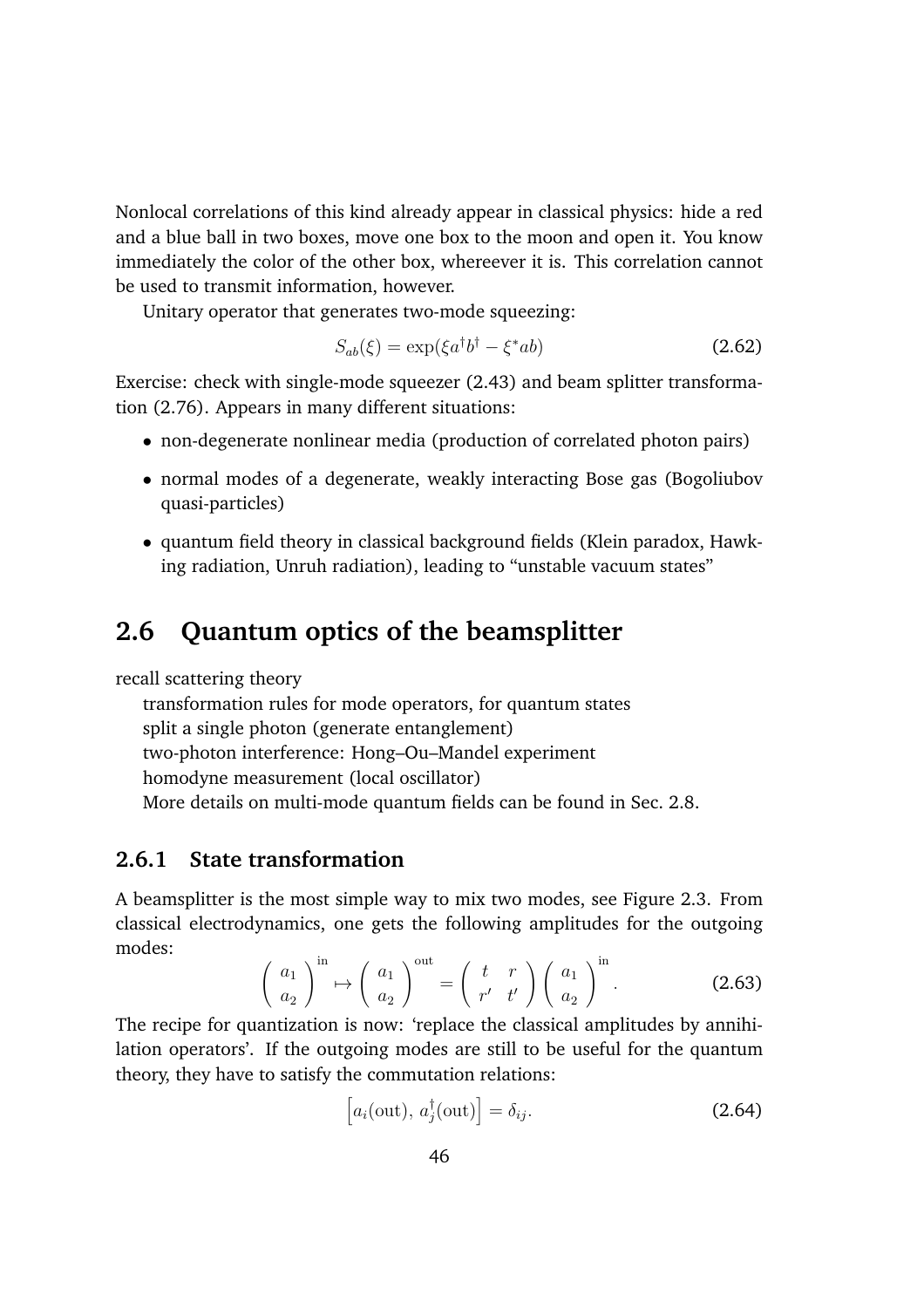Nonlocal correlations of this kind already appear in classical physics: hide a red and a blue ball in two boxes, move one box to the moon and open it. You know immediately the color of the other box, whereever it is. This correlation cannot be used to transmit information, however.

Unitary operator that generates two-mode squeezing:

$$S_{ab}(\xi) = \exp(\xi a^\dagger b^\dagger - \xi^* ab) \tag{2.62}$$

Exercise: check with single-mode squeezer (2.43) and beam splitter transformation (2.76). Appears in many different situations:

- non-degenerate nonlinear media (production of correlated photon pairs)
- normal modes of a degenerate, weakly interacting Bose gas (Bogoliubov quasi-particles)
- quantum field theory in classical background fields (Klein paradox, Hawking radiation, Unruh radiation), leading to "unstable vacuum states"

## 2.6 Quantum optics of the beamsplitter

recall scattering theory

transformation rules for mode operators, for quantum states

split a single photon (generate entanglement)

two-photon interference: Hong–Ou–Mandel experiment

homodyne measurement (local oscillator)

More details on multi-mode quantum fields can be found in Sec. 2.8.

### 2.6.1 State transformation

A beamsplitter is the most simple way to mix two modes, see Figure 2.3. From classical electrodynamics, one gets the following amplitudes for the outgoing modes:

$$\begin{pmatrix} a_1 \\ a_2 \end{pmatrix}^{\text{in}} \mapsto \begin{pmatrix} a_1 \\ a_2 \end{pmatrix}^{\text{out}} = \begin{pmatrix} t & r \\ r' & t' \end{pmatrix} \begin{pmatrix} a_1 \\ a_2 \end{pmatrix}^{\text{in}}. \tag{2.63}$$

The recipe for quantization is now: 'replace the classical amplitudes by annihilation operators'. If the outgoing modes are still to be useful for the quantum theory, they have to satisfy the commutation relations:

$$\left[a_i(\text{out}),\, a_j^\dagger(\text{out})\right] = \delta_{ij}. \tag{2.64}$$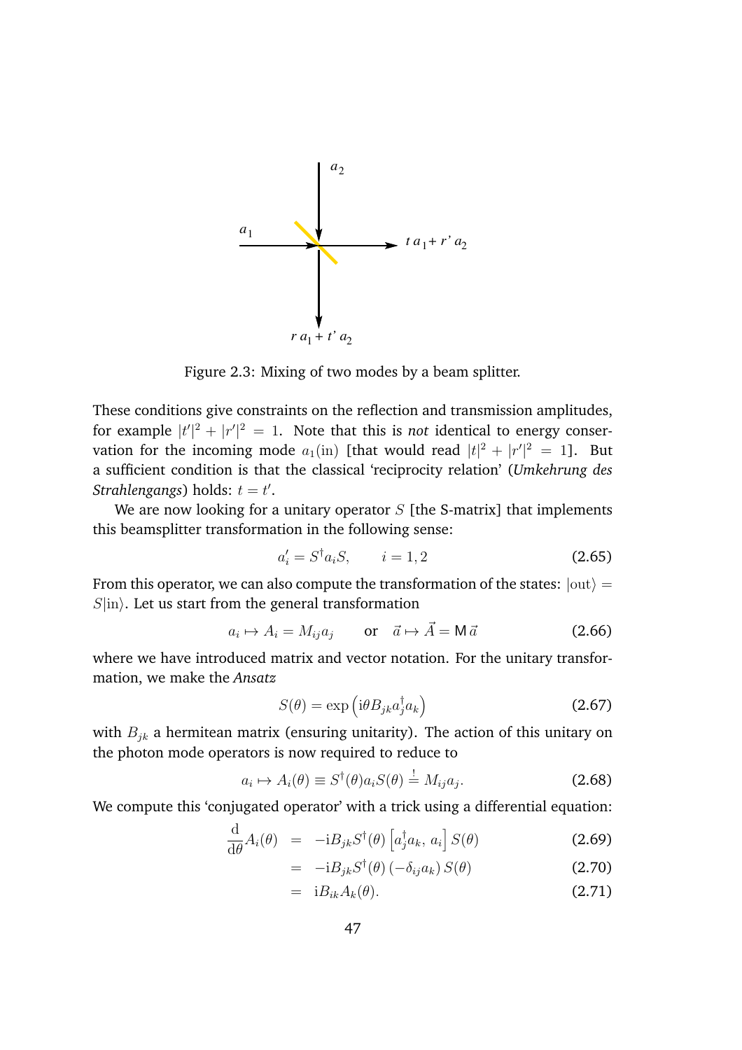Figure 2.3: Mixing of two modes by a beam splitter.

These conditions give constraints on the reflection and transmission amplitudes, for example $|t'|^2 + |r'|^2 = 1$. Note that this is *not* identical to energy conservation for the incoming mode $a_1(\text{in})$ [that would read $|t|^2 + |r'|^2 = 1$]. But a sufficient condition is that the classical 'reciprocity relation' (*Umkehrung des Strahlengangs*) holds: $t = t'$.

We are now looking for a unitary operator $S$ [the S-matrix] that implements this beamsplitter transformation in the following sense:

$$a'_i = S^\dagger a_i S, \qquad i = 1, 2 \tag{2.65}$$

From this operator, we can also compute the transformation of the states: $|\text{out}\rangle = S|\text{in}\rangle$. Let us start from the general transformation

$$a_i \mapsto A_i = M_{ij} a_j \qquad \text{or} \quad \vec{a} \mapsto \vec{A} = \mathsf{M}\,\vec{a} \tag{2.66}$$

where we have introduced matrix and vector notation. For the unitary transformation, we make the *Ansatz*

$$S(\theta) = \exp\left(\mathrm{i}\theta B_{jk} a_j^\dagger a_k\right) \tag{2.67}$$

with $B_{jk}$ a hermitean matrix (ensuring unitarity). The action of this unitary on the photon mode operators is now required to reduce to

$$a_i \mapsto A_i(\theta) \equiv S^\dagger(\theta) a_i S(\theta) \stackrel{!}{=} M_{ij} a_j. \tag{2.68}$$

We compute this 'conjugated operator' with a trick using a differential equation:

$$\begin{aligned}
\frac{\mathrm{d}}{\mathrm{d}\theta} A_i(\theta) &= -\mathrm{i} B_{jk} S^\dagger(\theta) \left[a_j^\dagger a_k,\, a_i\right] S(\theta) && (2.69)\\
&= -\mathrm{i} B_{jk} S^\dagger(\theta) \left(-\delta_{ij} a_k\right) S(\theta) && (2.70)\\
&= \mathrm{i} B_{ik} A_k(\theta). && (2.71)
\end{aligned}$$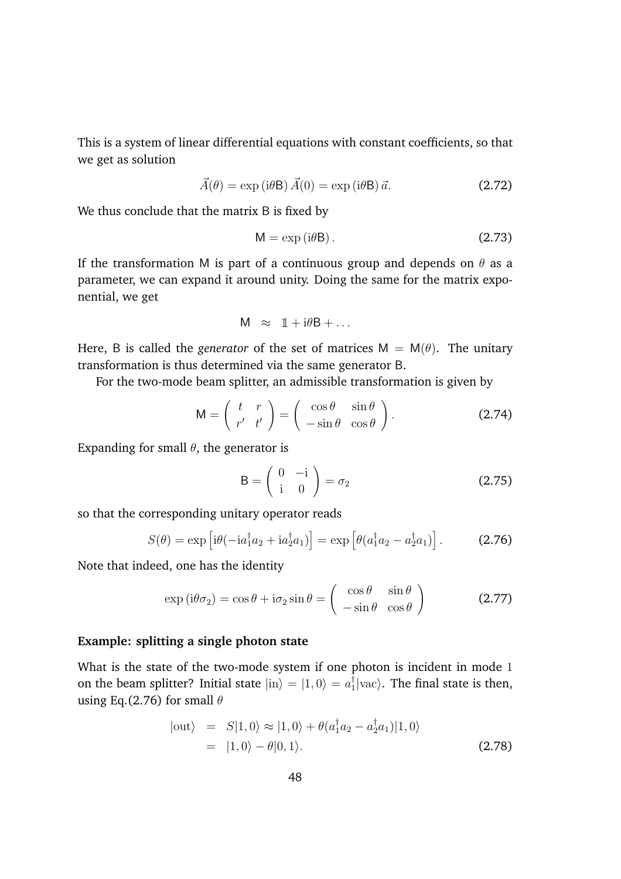This is a system of linear differential equations with constant coefficients, so that we get as solution

$$\vec{A}(\theta) = \exp\left(\mathrm{i}\theta \mathsf{B}\right)\vec{A}(0) = \exp\left(\mathrm{i}\theta \mathsf{B}\right)\vec{a}. \tag{2.72}$$

We thus conclude that the matrix B is fixed by

$$\mathsf{M} = \exp\left(\mathrm{i}\theta \mathsf{B}\right). \tag{2.73}$$

If the transformation M is part of a continuous group and depends on $\theta$ as a parameter, we can expand it around unity. Doing the same for the matrix exponential, we get

$$\mathsf{M} \;\approx\; \mathbb{1} + \mathrm{i}\theta \mathsf{B} + \ldots$$

Here, B is called the *generator* of the set of matrices $\mathsf{M} = \mathsf{M}(\theta)$. The unitary transformation is thus determined via the same generator B.

For the two-mode beam splitter, an admissible transformation is given by

$$\mathsf{M} = \begin{pmatrix} t & r \\ r' & t' \end{pmatrix} = \begin{pmatrix} \cos\theta & \sin\theta \\ -\sin\theta & \cos\theta \end{pmatrix}. \tag{2.74}$$

Expanding for small $\theta$, the generator is

$$\mathsf{B} = \begin{pmatrix} 0 & -\mathrm{i} \\ \mathrm{i} & 0 \end{pmatrix} = \sigma_2 \tag{2.75}$$

so that the corresponding unitary operator reads

$$S(\theta) = \exp\left[\mathrm{i}\theta(-\mathrm{i}a_1^\dagger a_2 + \mathrm{i}a_2^\dagger a_1)\right] = \exp\left[\theta(a_1^\dagger a_2 - a_2^\dagger a_1)\right]. \tag{2.76}$$

Note that indeed, one has the identity

$$\exp\left(\mathrm{i}\theta\sigma_2\right) = \cos\theta + \mathrm{i}\sigma_2 \sin\theta = \begin{pmatrix} \cos\theta & \sin\theta \\ -\sin\theta & \cos\theta \end{pmatrix} \tag{2.77}$$

**Example: splitting a single photon state**

What is the state of the two-mode system if one photon is incident in mode 1 on the beam splitter? Initial state $|\mathrm{in}\rangle = |1,0\rangle = a_1^\dagger|\mathrm{vac}\rangle$. The final state is then, using Eq.(2.76) for small $\theta$

$$\begin{aligned} |\mathrm{out}\rangle &= S|1,0\rangle \approx |1,0\rangle + \theta(a_1^\dagger a_2 - a_2^\dagger a_1)|1,0\rangle \\ &= |1,0\rangle - \theta|0,1\rangle. \end{aligned} \tag{2.78}$$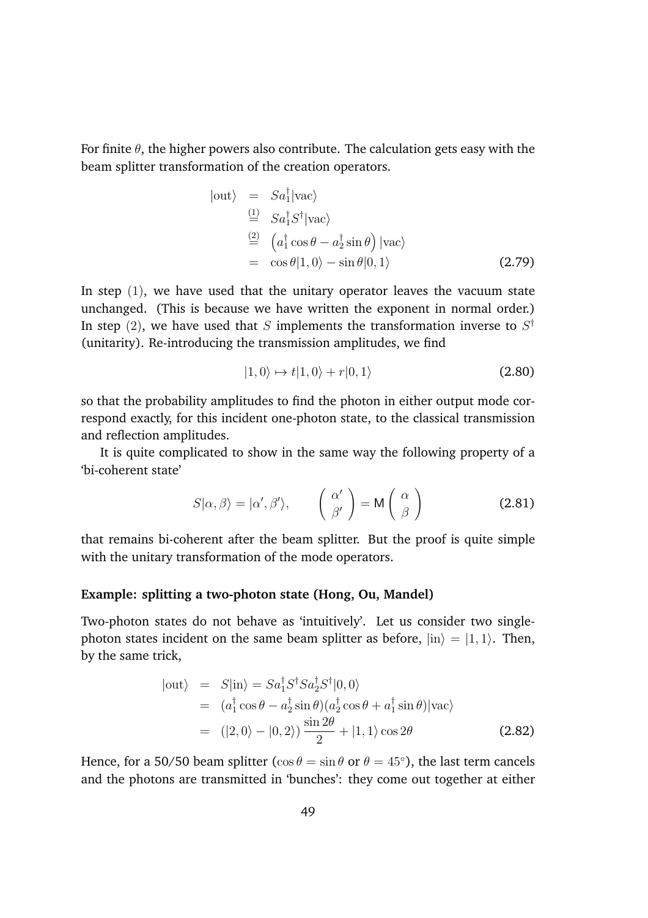For finite $\theta$, the higher powers also contribute. The calculation gets easy with the beam splitter transformation of the creation operators.

$$
\begin{aligned}
|\text{out}\rangle &= S a_1^\dagger |\text{vac}\rangle \\
&\overset{(1)}{=} S a_1^\dagger S^\dagger |\text{vac}\rangle \\
&\overset{(2)}{=} \left( a_1^\dagger \cos\theta - a_2^\dagger \sin\theta \right) |\text{vac}\rangle \\
&= \cos\theta |1, 0\rangle - \sin\theta |0, 1\rangle
\end{aligned} \tag{2.79}
$$

In step $(1)$, we have used that the unitary operator leaves the vacuum state unchanged. (This is because we have written the exponent in normal order.) In step $(2)$, we have used that $S$ implements the transformation inverse to $S^\dagger$ (unitarity). Re-introducing the transmission amplitudes, we find

$$
|1, 0\rangle \mapsto t|1, 0\rangle + r|0, 1\rangle \tag{2.80}
$$

so that the probability amplitudes to find the photon in either output mode correspond exactly, for this incident one-photon state, to the classical transmission and reflection amplitudes.

It is quite complicated to show in the same way the following property of a 'bi-coherent state'

$$
S|\alpha, \beta\rangle = |\alpha', \beta'\rangle, \qquad \begin{pmatrix} \alpha' \\ \beta' \end{pmatrix} = \mathsf{M} \begin{pmatrix} \alpha \\ \beta \end{pmatrix} \tag{2.81}
$$

that remains bi-coherent after the beam splitter. But the proof is quite simple with the unitary transformation of the mode operators.

**Example: splitting a two-photon state (Hong, Ou, Mandel)**

Two-photon states do not behave as 'intuitively'. Let us consider two single-photon states incident on the same beam splitter as before, $|\text{in}\rangle = |1, 1\rangle$. Then, by the same trick,

$$
\begin{aligned}
|\text{out}\rangle &= S|\text{in}\rangle = S a_1^\dagger S^\dagger S a_2^\dagger S^\dagger |0, 0\rangle \\
&= (a_1^\dagger \cos\theta - a_2^\dagger \sin\theta)(a_2^\dagger \cos\theta + a_1^\dagger \sin\theta)|\text{vac}\rangle \\
&= (|2, 0\rangle - |0, 2\rangle) \frac{\sin 2\theta}{2} + |1, 1\rangle \cos 2\theta
\end{aligned} \tag{2.82}
$$

Hence, for a 50/50 beam splitter ($\cos\theta = \sin\theta$ or $\theta = 45^\circ$), the last term cancels and the photons are transmitted in 'bunches': they come out together at either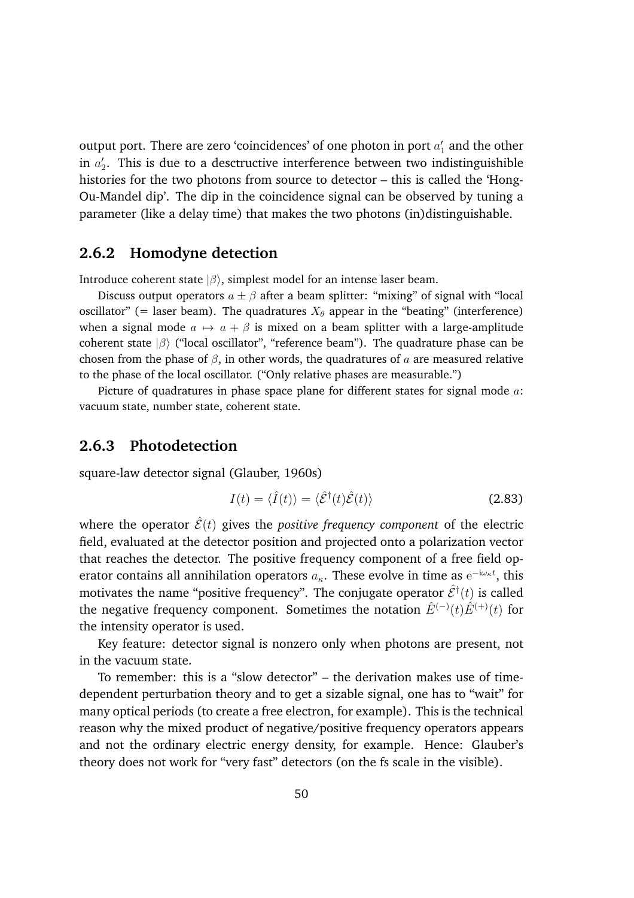output port. There are zero 'coincidences' of one photon in port $a_1'$ and the other in $a_2'$. This is due to a desctructive interference between two indistinguishible histories for the two photons from source to detector – this is called the 'Hong-Ou-Mandel dip'. The dip in the coincidence signal can be observed by tuning a parameter (like a delay time) that makes the two photons (in)distinguishable.

### 2.6.2 Homodyne detection

Introduce coherent state $|\beta\rangle$, simplest model for an intense laser beam.

Discuss output operators $a \pm \beta$ after a beam splitter: "mixing" of signal with "local oscillator" (= laser beam). The quadratures $X_\theta$ appear in the "beating" (interference) when a signal mode $a \mapsto a + \beta$ is mixed on a beam splitter with a large-amplitude coherent state $|\beta\rangle$ ("local oscillator", "reference beam"). The quadrature phase can be chosen from the phase of $\beta$, in other words, the quadratures of $a$ are measured relative to the phase of the local oscillator. ("Only relative phases are measurable.")

Picture of quadratures in phase space plane for different states for signal mode $a$: vacuum state, number state, coherent state.

### 2.6.3 Photodetection

square-law detector signal (Glauber, 1960s)

$$I(t) = \langle \hat{I}(t) \rangle = \langle \hat{\mathcal{E}}^\dagger(t) \hat{\mathcal{E}}(t) \rangle \tag{2.83}$$

where the operator $\hat{\mathcal{E}}(t)$ gives the *positive frequency component* of the electric field, evaluated at the detector position and projected onto a polarization vector that reaches the detector. The positive frequency component of a free field operator contains all annihilation operators $a_\kappa$. These evolve in time as $\mathrm{e}^{-\mathrm{i}\omega_\kappa t}$, this motivates the name "positive frequency". The conjugate operator $\hat{\mathcal{E}}^\dagger(t)$ is called the negative frequency component. Sometimes the notation $\hat{E}^{(-)}(t)\hat{E}^{(+)}(t)$ for the intensity operator is used.

Key feature: detector signal is nonzero only when photons are present, not in the vacuum state.

To remember: this is a "slow detector" – the derivation makes use of time-dependent perturbation theory and to get a sizable signal, one has to "wait" for many optical periods (to create a free electron, for example). This is the technical reason why the mixed product of negative/positive frequency operators appears and not the ordinary electric energy density, for example. Hence: Glauber's theory does not work for "very fast" detectors (on the fs scale in the visible).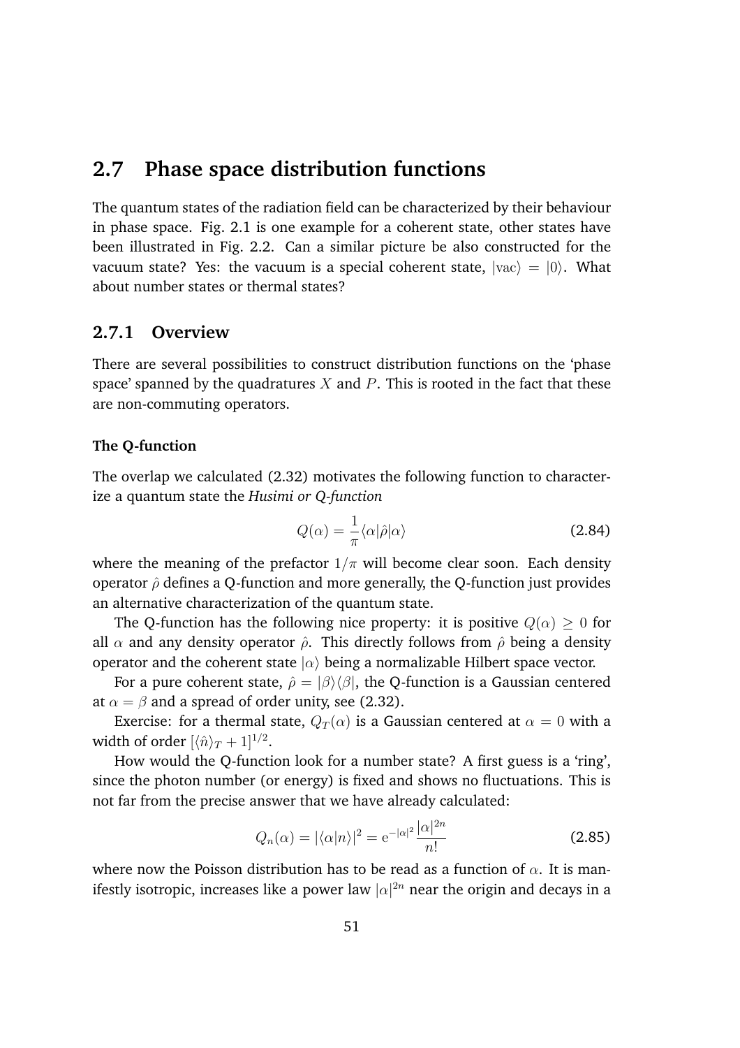## 2.7 Phase space distribution functions

The quantum states of the radiation field can be characterized by their behaviour in phase space. Fig. 2.1 is one example for a coherent state, other states have been illustrated in Fig. 2.2. Can a similar picture be also constructed for the vacuum state? Yes: the vacuum is a special coherent state, $|\mathrm{vac}\rangle = |0\rangle$. What about number states or thermal states?

### 2.7.1 Overview

There are several possibilities to construct distribution functions on the 'phase space' spanned by the quadratures $X$ and $P$. This is rooted in the fact that these are non-commuting operators.

#### The Q-function

The overlap we calculated (2.32) motivates the following function to characterize a quantum state the *Husimi or Q-function*

$$Q(\alpha) = \frac{1}{\pi} \langle \alpha | \hat{\rho} | \alpha \rangle \tag{2.84}$$

where the meaning of the prefactor $1/\pi$ will become clear soon. Each density operator $\hat{\rho}$ defines a Q-function and more generally, the Q-function just provides an alternative characterization of the quantum state.

The Q-function has the following nice property: it is positive $Q(\alpha) \geq 0$ for all $\alpha$ and any density operator $\hat{\rho}$. This directly follows from $\hat{\rho}$ being a density operator and the coherent state $|\alpha\rangle$ being a normalizable Hilbert space vector.

For a pure coherent state, $\hat{\rho} = |\beta\rangle\langle\beta|$, the Q-function is a Gaussian centered at $\alpha = \beta$ and a spread of order unity, see (2.32).

Exercise: for a thermal state, $Q_T(\alpha)$ is a Gaussian centered at $\alpha = 0$ with a width of order $[\langle \hat{n} \rangle_T + 1]^{1/2}$.

How would the Q-function look for a number state? A first guess is a 'ring', since the photon number (or energy) is fixed and shows no fluctuations. This is not far from the precise answer that we have already calculated:

$$Q_n(\alpha) = |\langle \alpha | n \rangle|^2 = \mathrm{e}^{-|\alpha|^2} \frac{|\alpha|^{2n}}{n!} \tag{2.85}$$

where now the Poisson distribution has to be read as a function of $\alpha$. It is manifestly isotropic, increases like a power law $|\alpha|^{2n}$ near the origin and decays in a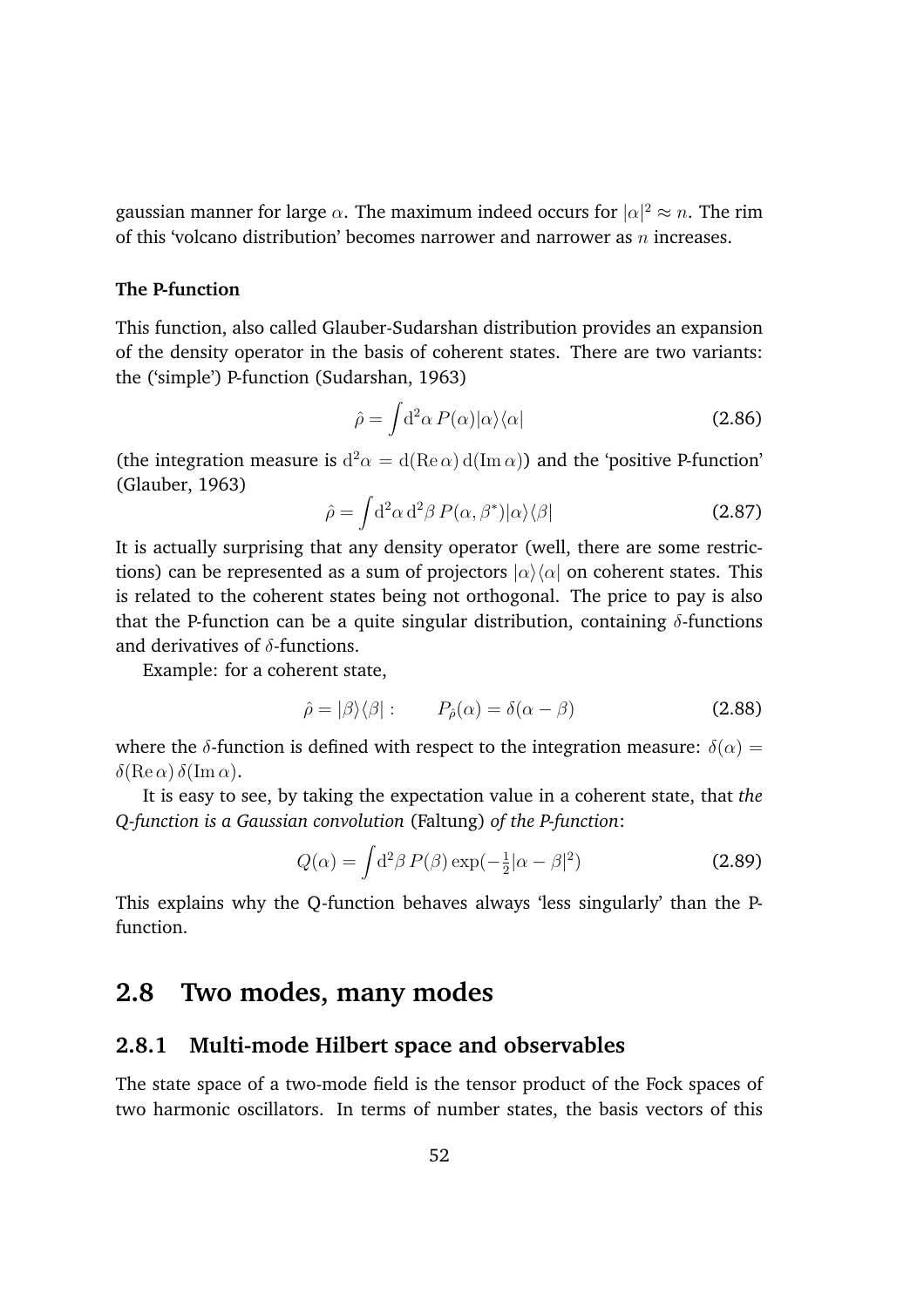gaussian manner for large $\alpha$. The maximum indeed occurs for $|\alpha|^2 \approx n$. The rim of this 'volcano distribution' becomes narrower and narrower as $n$ increases.

#### The P-function

This function, also called Glauber-Sudarshan distribution provides an expansion of the density operator in the basis of coherent states. There are two variants: the ('simple') P-function (Sudarshan, 1963)

$$\hat{\rho} = \int \mathrm{d}^2\alpha \, P(\alpha) |\alpha\rangle\langle\alpha| \tag{2.86}$$

(the integration measure is $\mathrm{d}^2\alpha = \mathrm{d}(\mathrm{Re}\,\alpha)\,\mathrm{d}(\mathrm{Im}\,\alpha)$) and the 'positive P-function' (Glauber, 1963)

$$\hat{\rho} = \int \mathrm{d}^2\alpha \, \mathrm{d}^2\beta \, P(\alpha, \beta^*) |\alpha\rangle\langle\beta| \tag{2.87}$$

It is actually surprising that any density operator (well, there are some restrictions) can be represented as a sum of projectors $|\alpha\rangle\langle\alpha|$ on coherent states. This is related to the coherent states being not orthogonal. The price to pay is also that the P-function can be a quite singular distribution, containing $\delta$-functions and derivatives of $\delta$-functions.

Example: for a coherent state,

$$\hat{\rho} = |\beta\rangle\langle\beta| : \qquad P_{\hat{\rho}}(\alpha) = \delta(\alpha - \beta) \tag{2.88}$$

where the $\delta$-function is defined with respect to the integration measure: $\delta(\alpha) = \delta(\mathrm{Re}\,\alpha)\,\delta(\mathrm{Im}\,\alpha)$.

It is easy to see, by taking the expectation value in a coherent state, that *the Q-function is a Gaussian convolution* (Faltung) *of the P-function*:

$$Q(\alpha) = \int \mathrm{d}^2\beta \, P(\beta) \exp(-\tfrac{1}{2}|\alpha - \beta|^2) \tag{2.89}$$

This explains why the Q-function behaves always 'less singularly' than the P-function.

## 2.8 Two modes, many modes

### 2.8.1 Multi-mode Hilbert space and observables

The state space of a two-mode field is the tensor product of the Fock spaces of two harmonic oscillators. In terms of number states, the basis vectors of this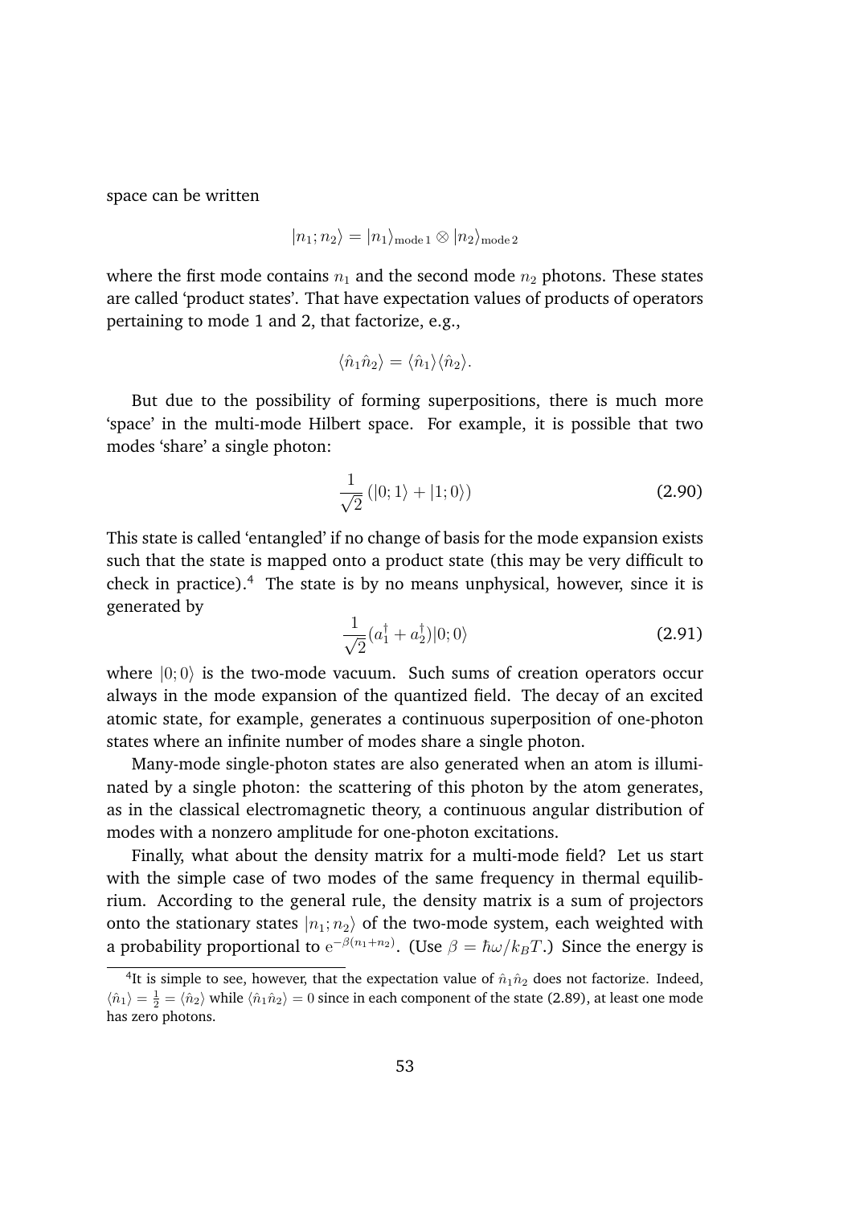space can be written

$$|n_1; n_2\rangle = |n_1\rangle_{\text{mode 1}} \otimes |n_2\rangle_{\text{mode 2}}$$

where the first mode contains $n_1$ and the second mode $n_2$ photons. These states are called 'product states'. That have expectation values of products of operators pertaining to mode 1 and 2, that factorize, e.g.,

$$\langle \hat{n}_1 \hat{n}_2 \rangle = \langle \hat{n}_1 \rangle \langle \hat{n}_2 \rangle.$$

But due to the possibility of forming superpositions, there is much more 'space' in the multi-mode Hilbert space. For example, it is possible that two modes 'share' a single photon:

$$\frac{1}{\sqrt{2}} \left( |0; 1\rangle + |1; 0\rangle \right) \tag{2.90}$$

This state is called 'entangled' if no change of basis for the mode expansion exists such that the state is mapped onto a product state (this may be very difficult to check in practice).[4] The state is by no means unphysical, however, since it is generated by

$$\frac{1}{\sqrt{2}} (a_1^\dagger + a_2^\dagger) |0; 0\rangle \tag{2.91}$$

where $|0; 0\rangle$ is the two-mode vacuum. Such sums of creation operators occur always in the mode expansion of the quantized field. The decay of an excited atomic state, for example, generates a continuous superposition of one-photon states where an infinite number of modes share a single photon.

Many-mode single-photon states are also generated when an atom is illuminated by a single photon: the scattering of this photon by the atom generates, as in the classical electromagnetic theory, a continuous angular distribution of modes with a nonzero amplitude for one-photon excitations.

Finally, what about the density matrix for a multi-mode field? Let us start with the simple case of two modes of the same frequency in thermal equilibrium. According to the general rule, the density matrix is a sum of projectors onto the stationary states $|n_1; n_2\rangle$ of the two-mode system, each weighted with a probability proportional to $\mathrm{e}^{-\beta(n_1+n_2)}$. (Use $\beta = \hbar\omega / k_B T$.) Since the energy is

---

[4] It is simple to see, however, that the expectation value of $\hat{n}_1 \hat{n}_2$ does not factorize. Indeed, $\langle \hat{n}_1 \rangle = \frac{1}{2} = \langle \hat{n}_2 \rangle$ while $\langle \hat{n}_1 \hat{n}_2 \rangle = 0$ since in each component of the state (2.89), at least one mode has zero photons.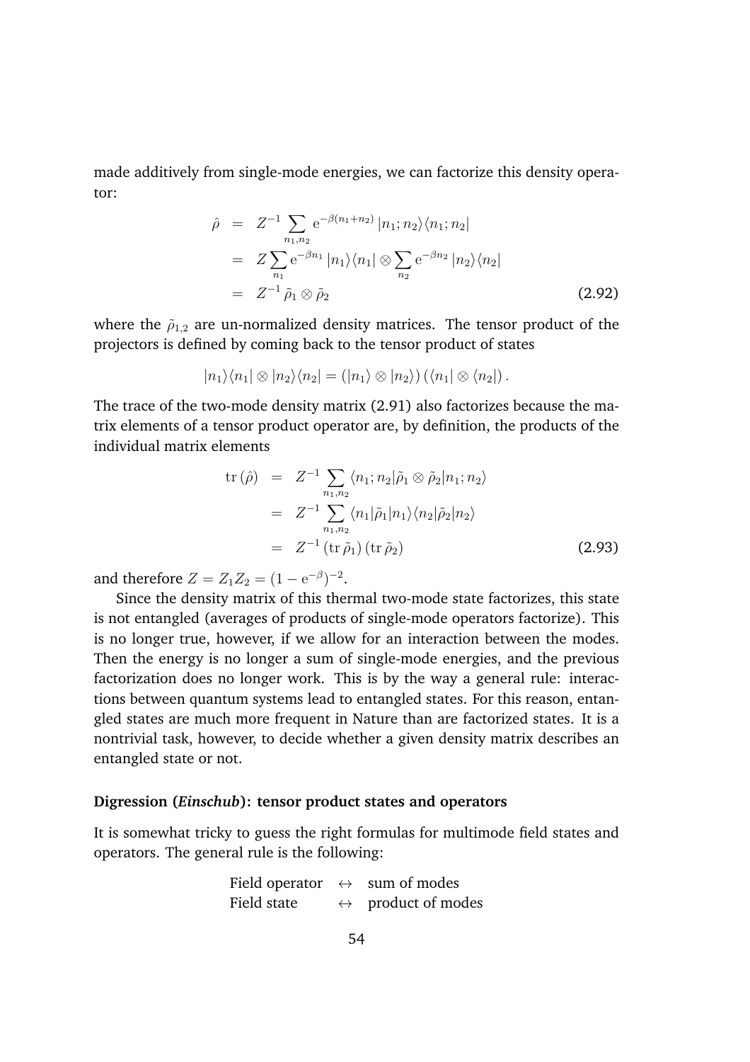made additively from single-mode energies, we can factorize this density operator:

$$
\begin{aligned}
\hat{\rho} &= Z^{-1} \sum_{n_1, n_2} \mathrm{e}^{-\beta(n_1+n_2)} \, |n_1; n_2\rangle\langle n_1; n_2| \\
&= Z \sum_{n_1} \mathrm{e}^{-\beta n_1} \, |n_1\rangle\langle n_1| \otimes \sum_{n_2} \mathrm{e}^{-\beta n_2} \, |n_2\rangle\langle n_2| \\
&= Z^{-1} \, \tilde{\rho}_1 \otimes \tilde{\rho}_2
\end{aligned}
\tag{2.92}
$$

where the $\tilde{\rho}_{1,2}$ are un-normalized density matrices. The tensor product of the projectors is defined by coming back to the tensor product of states

$$
|n_1\rangle\langle n_1| \otimes |n_2\rangle\langle n_2| = (|n_1\rangle \otimes |n_2\rangle) \, (\langle n_1| \otimes \langle n_2|) \, .
$$

The trace of the two-mode density matrix (2.91) also factorizes because the matrix elements of a tensor product operator are, by definition, the products of the individual matrix elements

$$
\begin{aligned}
\mathrm{tr}\,(\hat{\rho}) &= Z^{-1} \sum_{n_1, n_2} \langle n_1; n_2 | \tilde{\rho}_1 \otimes \tilde{\rho}_2 | n_1; n_2 \rangle \\
&= Z^{-1} \sum_{n_1, n_2} \langle n_1 | \tilde{\rho}_1 | n_1 \rangle \langle n_2 | \tilde{\rho}_2 | n_2 \rangle \\
&= Z^{-1} \, (\mathrm{tr}\, \tilde{\rho}_1) \, (\mathrm{tr}\, \tilde{\rho}_2)
\end{aligned}
\tag{2.93}
$$

and therefore $Z = Z_1 Z_2 = (1 - \mathrm{e}^{-\beta})^{-2}$.

Since the density matrix of this thermal two-mode state factorizes, this state is not entangled (averages of products of single-mode operators factorize). This is no longer true, however, if we allow for an interaction between the modes. Then the energy is no longer a sum of single-mode energies, and the previous factorization does no longer work. This is by the way a general rule: interactions between quantum systems lead to entangled states. For this reason, entangled states are much more frequent in Nature than are factorized states. It is a nontrivial task, however, to decide whether a given density matrix describes an entangled state or not.

#### Digression (*Einschub*): tensor product states and operators

It is somewhat tricky to guess the right formulas for multimode field states and operators. The general rule is the following:

| | | |
|---|---|---|
| Field operator | $\leftrightarrow$ | sum of modes |
| Field state | $\leftrightarrow$ | product of modes |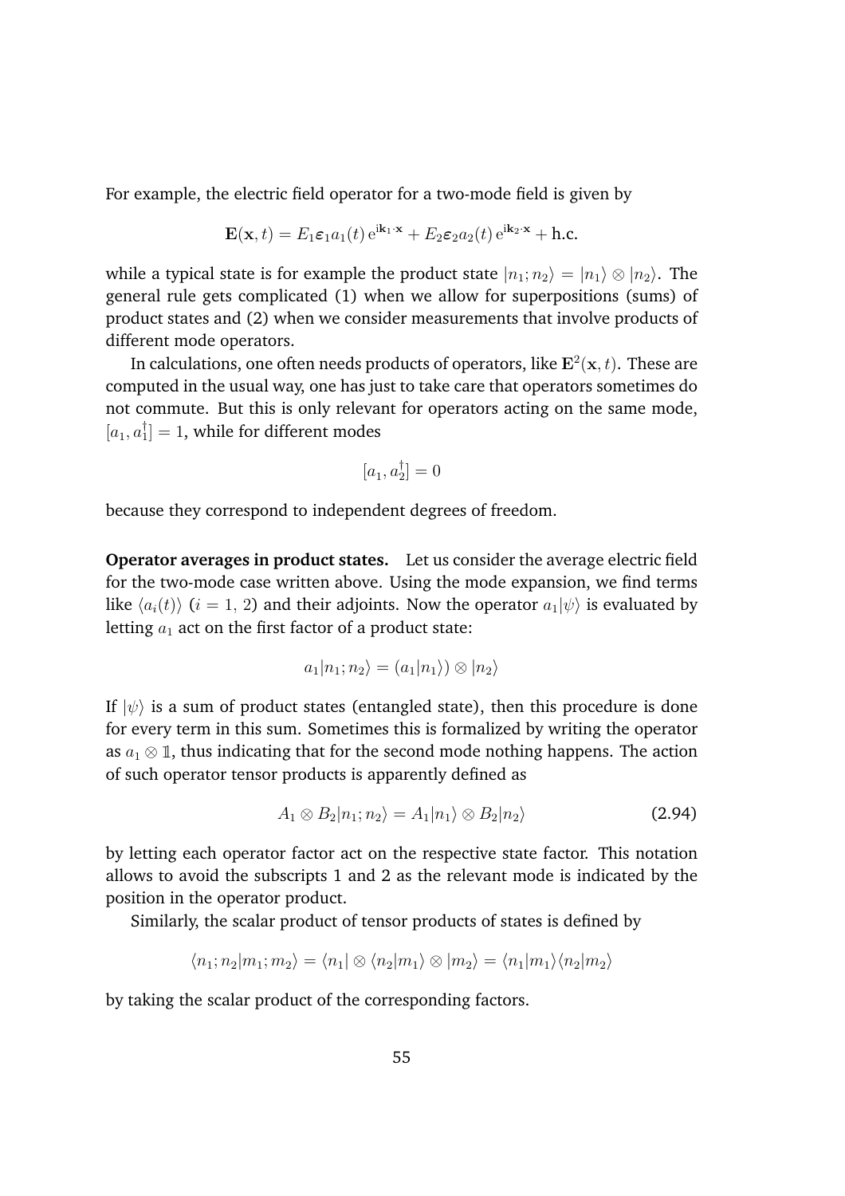For example, the electric field operator for a two-mode field is given by

$$\mathbf{E}(\mathbf{x},t) = E_1 \boldsymbol{\varepsilon}_1 a_1(t)\, \mathrm{e}^{\mathrm{i}\mathbf{k}_1\cdot\mathbf{x}} + E_2 \boldsymbol{\varepsilon}_2 a_2(t)\, \mathrm{e}^{\mathrm{i}\mathbf{k}_2\cdot\mathbf{x}} + \text{h.c.}$$

while a typical state is for example the product state $|n_1; n_2\rangle = |n_1\rangle \otimes |n_2\rangle$. The general rule gets complicated (1) when we allow for superpositions (sums) of product states and (2) when we consider measurements that involve products of different mode operators.

In calculations, one often needs products of operators, like $\mathbf{E}^2(\mathbf{x},t)$. These are computed in the usual way, one has just to take care that operators sometimes do not commute. But this is only relevant for operators acting on the same mode, $[a_1, a_1^\dagger] = 1$, while for different modes

$$[a_1, a_2^\dagger] = 0$$

because they correspond to independent degrees of freedom.

**Operator averages in product states.** Let us consider the average electric field for the two-mode case written above. Using the mode expansion, we find terms like $\langle a_i(t)\rangle$ ($i = 1,\, 2$) and their adjoints. Now the operator $a_1|\psi\rangle$ is evaluated by letting $a_1$ act on the first factor of a product state:

$$a_1|n_1; n_2\rangle = (a_1|n_1\rangle) \otimes |n_2\rangle$$

If $|\psi\rangle$ is a sum of product states (entangled state), then this procedure is done for every term in this sum. Sometimes this is formalized by writing the operator as $a_1 \otimes \mathbb{1}$, thus indicating that for the second mode nothing happens. The action of such operator tensor products is apparently defined as

$$A_1 \otimes B_2 |n_1; n_2\rangle = A_1|n_1\rangle \otimes B_2|n_2\rangle \tag{2.94}$$

by letting each operator factor act on the respective state factor. This notation allows to avoid the subscripts 1 and 2 as the relevant mode is indicated by the position in the operator product.

Similarly, the scalar product of tensor products of states is defined by

$$\langle n_1; n_2 | m_1; m_2\rangle = \langle n_1| \otimes \langle n_2 | m_1\rangle \otimes |m_2\rangle = \langle n_1|m_1\rangle\langle n_2|m_2\rangle$$

by taking the scalar product of the corresponding factors.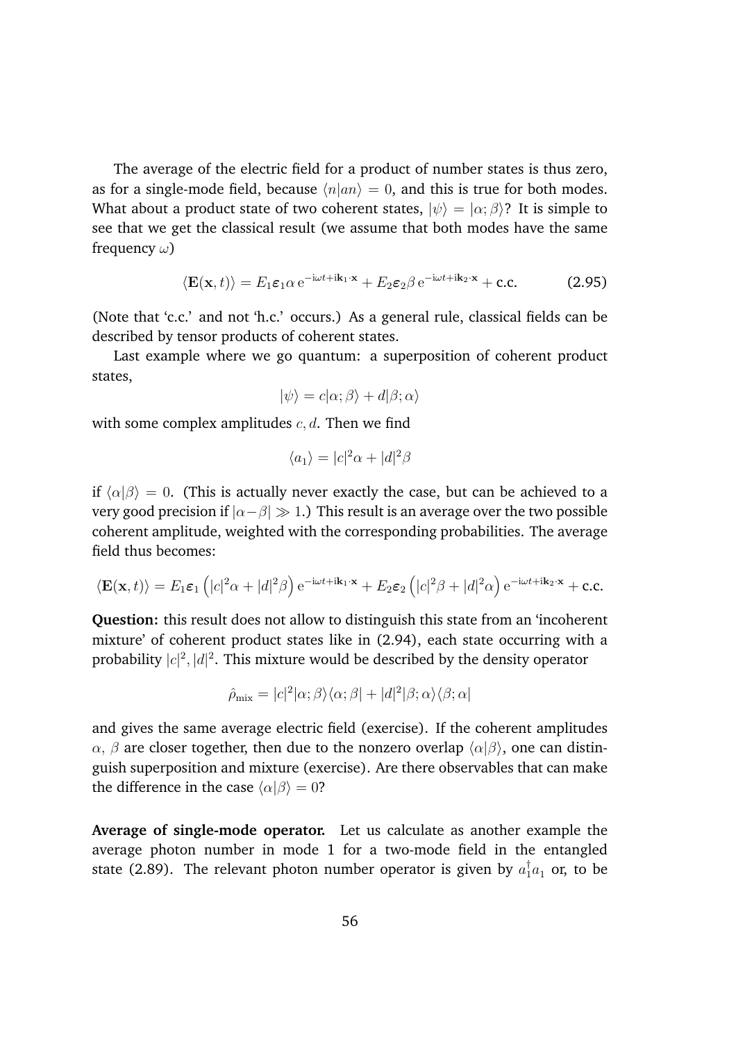The average of the electric field for a product of number states is thus zero, as for a single-mode field, because $\langle n|an\rangle = 0$, and this is true for both modes. What about a product state of two coherent states, $|\psi\rangle = |\alpha;\beta\rangle$? It is simple to see that we get the classical result (we assume that both modes have the same frequency $\omega$)

$$\langle \mathbf{E}(\mathbf{x},t)\rangle = E_1 \boldsymbol{\varepsilon}_1 \alpha \, \mathrm{e}^{-\mathrm{i}\omega t + \mathrm{i}\mathbf{k}_1\cdot\mathbf{x}} + E_2 \boldsymbol{\varepsilon}_2 \beta \, \mathrm{e}^{-\mathrm{i}\omega t + \mathrm{i}\mathbf{k}_2\cdot\mathbf{x}} + \text{c.c.} \tag{2.95}$$

(Note that 'c.c.' and not 'h.c.' occurs.) As a general rule, classical fields can be described by tensor products of coherent states.

Last example where we go quantum: a superposition of coherent product states,

$$|\psi\rangle = c|\alpha;\beta\rangle + d|\beta;\alpha\rangle$$

with some complex amplitudes $c, d$. Then we find

$$\langle a_1 \rangle = |c|^2\alpha + |d|^2\beta$$

if $\langle\alpha|\beta\rangle = 0$. (This is actually never exactly the case, but can be achieved to a very good precision if $|\alpha - \beta| \gg 1$.) This result is an average over the two possible coherent amplitude, weighted with the corresponding probabilities. The average field thus becomes:

$$\langle \mathbf{E}(\mathbf{x},t)\rangle = E_1 \boldsymbol{\varepsilon}_1 \left(|c|^2\alpha + |d|^2\beta\right) \mathrm{e}^{-\mathrm{i}\omega t + \mathrm{i}\mathbf{k}_1\cdot\mathbf{x}} + E_2 \boldsymbol{\varepsilon}_2 \left(|c|^2\beta + |d|^2\alpha\right) \mathrm{e}^{-\mathrm{i}\omega t + \mathrm{i}\mathbf{k}_2\cdot\mathbf{x}} + \text{c.c.}$$

**Question:** this result does not allow to distinguish this state from an 'incoherent mixture' of coherent product states like in (2.94), each state occurring with a probability $|c|^2, |d|^2$. This mixture would be described by the density operator

$$\hat{\rho}_{\text{mix}} = |c|^2 |\alpha;\beta\rangle\langle\alpha;\beta| + |d|^2 |\beta;\alpha\rangle\langle\beta;\alpha|$$

and gives the same average electric field (exercise). If the coherent amplitudes $\alpha$, $\beta$ are closer together, then due to the nonzero overlap $\langle\alpha|\beta\rangle$, one can distinguish superposition and mixture (exercise). Are there observables that can make the difference in the case $\langle\alpha|\beta\rangle = 0$?

**Average of single-mode operator.** Let us calculate as another example the average photon number in mode 1 for a two-mode field in the entangled state (2.89). The relevant photon number operator is given by $a_1^\dagger a_1$ or, to be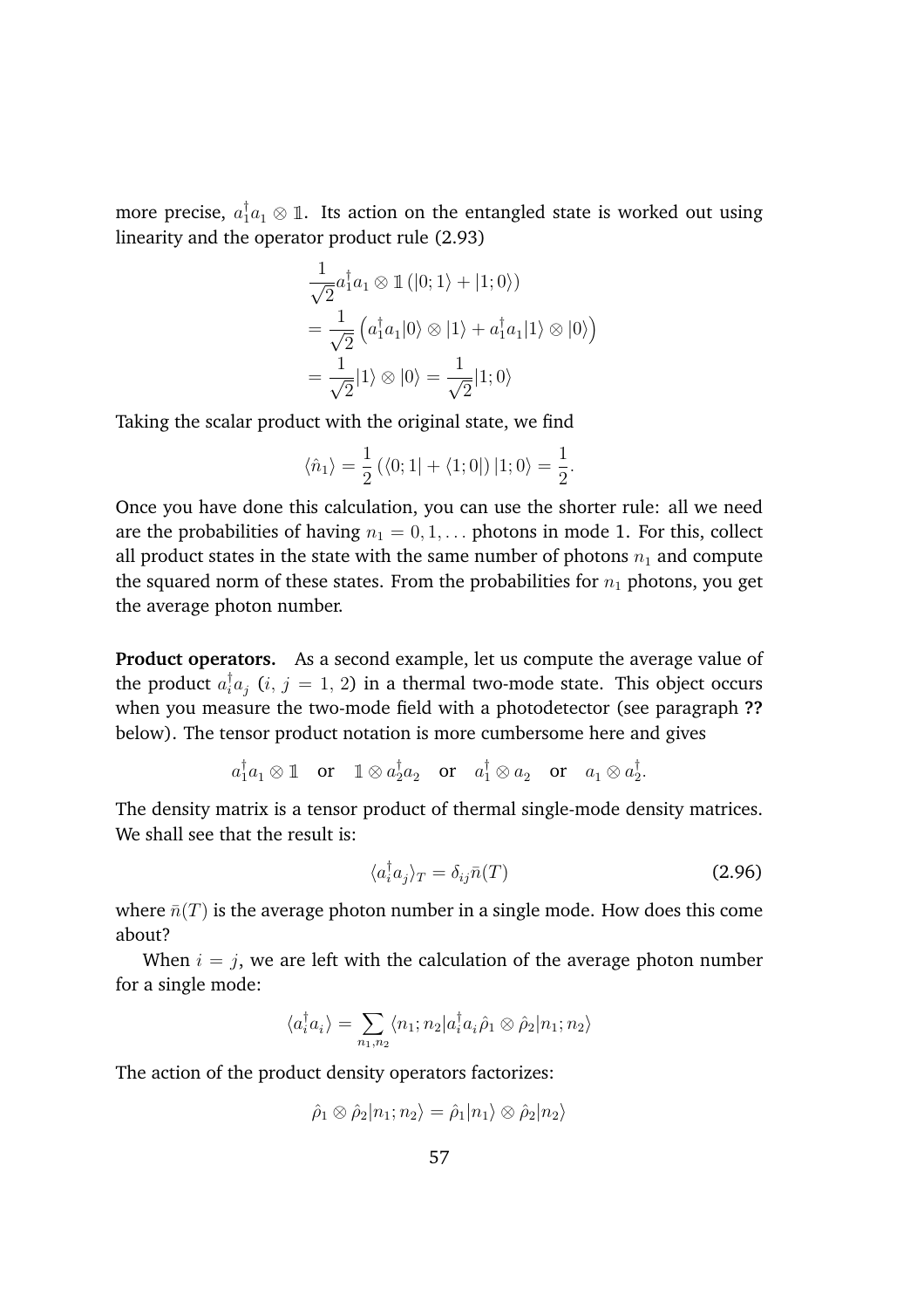more precise, $a_1^\dagger a_1 \otimes \mathbb{1}$. Its action on the entangled state is worked out using linearity and the operator product rule (2.93)

$$
\begin{aligned}
&\frac{1}{\sqrt{2}} a_1^\dagger a_1 \otimes \mathbb{1} \left(|0;1\rangle + |1;0\rangle\right) \\
&= \frac{1}{\sqrt{2}} \left( a_1^\dagger a_1 |0\rangle \otimes |1\rangle + a_1^\dagger a_1 |1\rangle \otimes |0\rangle \right) \\
&= \frac{1}{\sqrt{2}} |1\rangle \otimes |0\rangle = \frac{1}{\sqrt{2}} |1;0\rangle
\end{aligned}
$$

Taking the scalar product with the original state, we find

$$
\langle \hat{n}_1 \rangle = \frac{1}{2} \left( \langle 0;1| + \langle 1;0| \right) |1;0\rangle = \frac{1}{2}.
$$

Once you have done this calculation, you can use the shorter rule: all we need are the probabilities of having $n_1 = 0, 1, \ldots$ photons in mode 1. For this, collect all product states in the state with the same number of photons $n_1$ and compute the squared norm of these states. From the probabilities for $n_1$ photons, you get the average photon number.

**Product operators.** As a second example, let us compute the average value of the product $a_i^\dagger a_j$ ($i, j = 1, 2$) in a thermal two-mode state. This object occurs when you measure the two-mode field with a photodetector (see paragraph **??** below). The tensor product notation is more cumbersome here and gives

$$
a_1^\dagger a_1 \otimes \mathbb{1} \quad \text{or} \quad \mathbb{1} \otimes a_2^\dagger a_2 \quad \text{or} \quad a_1^\dagger \otimes a_2 \quad \text{or} \quad a_1 \otimes a_2^\dagger.
$$

The density matrix is a tensor product of thermal single-mode density matrices. We shall see that the result is:

$$
\langle a_i^\dagger a_j \rangle_T = \delta_{ij} \bar{n}(T) \tag{2.96}
$$

where $\bar{n}(T)$ is the average photon number in a single mode. How does this come about?

When $i = j$, we are left with the calculation of the average photon number for a single mode:

$$
\langle a_i^\dagger a_i \rangle = \sum_{n_1, n_2} \langle n_1; n_2 | a_i^\dagger a_i \hat{\rho}_1 \otimes \hat{\rho}_2 | n_1; n_2 \rangle
$$

The action of the product density operators factorizes:

$$
\hat{\rho}_1 \otimes \hat{\rho}_2 | n_1; n_2 \rangle = \hat{\rho}_1 | n_1 \rangle \otimes \hat{\rho}_2 | n_2 \rangle
$$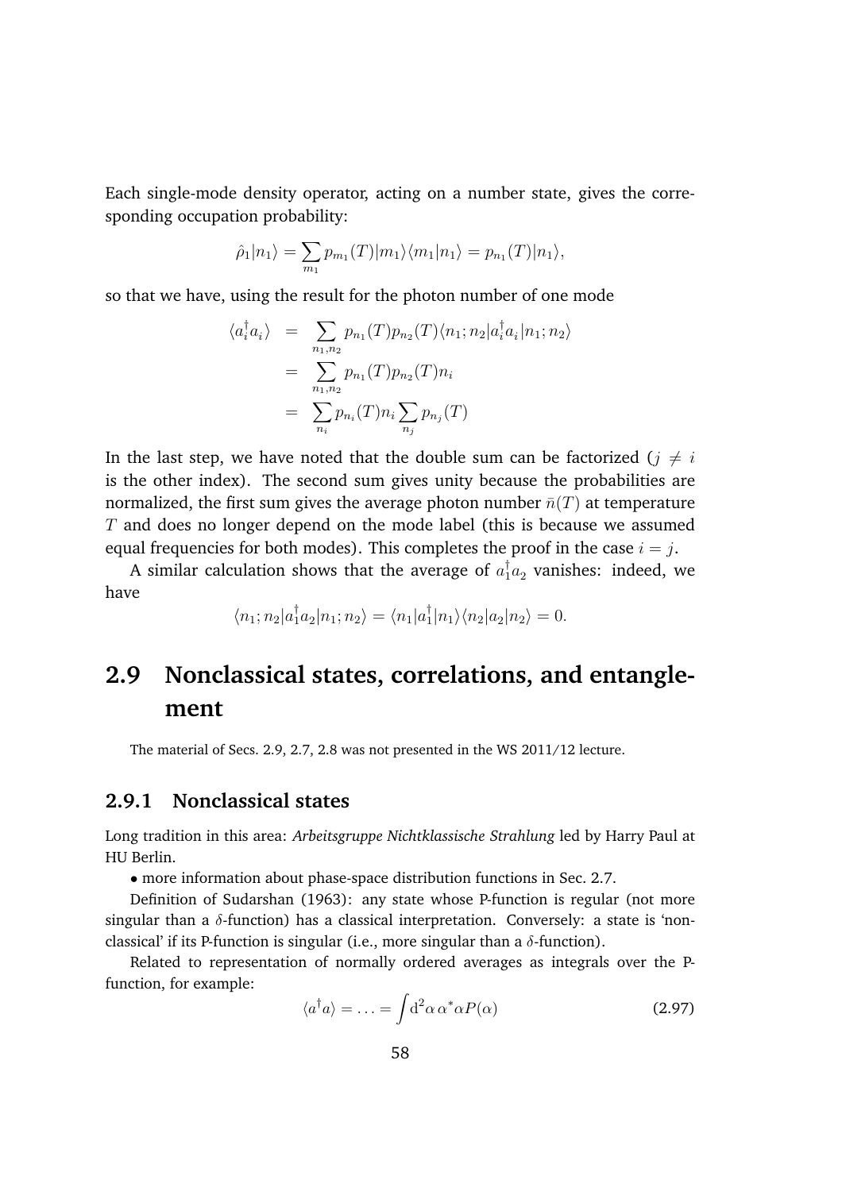Each single-mode density operator, acting on a number state, gives the corresponding occupation probability:

$$\hat{\rho}_1 |n_1\rangle = \sum_{m_1} p_{m_1}(T) |m_1\rangle\langle m_1|n_1\rangle = p_{n_1}(T)|n_1\rangle,$$

so that we have, using the result for the photon number of one mode

$$\begin{aligned}
\langle a_i^\dagger a_i \rangle &= \sum_{n_1,n_2} p_{n_1}(T) p_{n_2}(T) \langle n_1; n_2 | a_i^\dagger a_i | n_1; n_2 \rangle \\
&= \sum_{n_1,n_2} p_{n_1}(T) p_{n_2}(T) n_i \\
&= \sum_{n_i} p_{n_i}(T) n_i \sum_{n_j} p_{n_j}(T)
\end{aligned}$$

In the last step, we have noted that the double sum can be factorized ($j \neq i$ is the other index). The second sum gives unity because the probabilities are normalized, the first sum gives the average photon number $\bar{n}(T)$ at temperature $T$ and does no longer depend on the mode label (this is because we assumed equal frequencies for both modes). This completes the proof in the case $i = j$.

A similar calculation shows that the average of $a_1^\dagger a_2$ vanishes: indeed, we have

$$\langle n_1; n_2 | a_1^\dagger a_2 | n_1; n_2 \rangle = \langle n_1 | a_1^\dagger | n_1 \rangle \langle n_2 | a_2 | n_2 \rangle = 0.$$

## 2.9 Nonclassical states, correlations, and entanglement

The material of Secs. 2.9, 2.7, 2.8 was not presented in the WS 2011/12 lecture.

### 2.9.1 Nonclassical states

Long tradition in this area: *Arbeitsgruppe Nichtklassische Strahlung* led by Harry Paul at HU Berlin.

• more information about phase-space distribution functions in Sec. 2.7.

Definition of Sudarshan (1963): any state whose P-function is regular (not more singular than a $\delta$-function) has a classical interpretation. Conversely: a state is 'nonclassical' if its P-function is singular (i.e., more singular than a $\delta$-function).

Related to representation of normally ordered averages as integrals over the P-function, for example:

$$\langle a^\dagger a \rangle = \ldots = \int \mathrm{d}^2\alpha \, \alpha^* \alpha P(\alpha) \tag{2.97}$$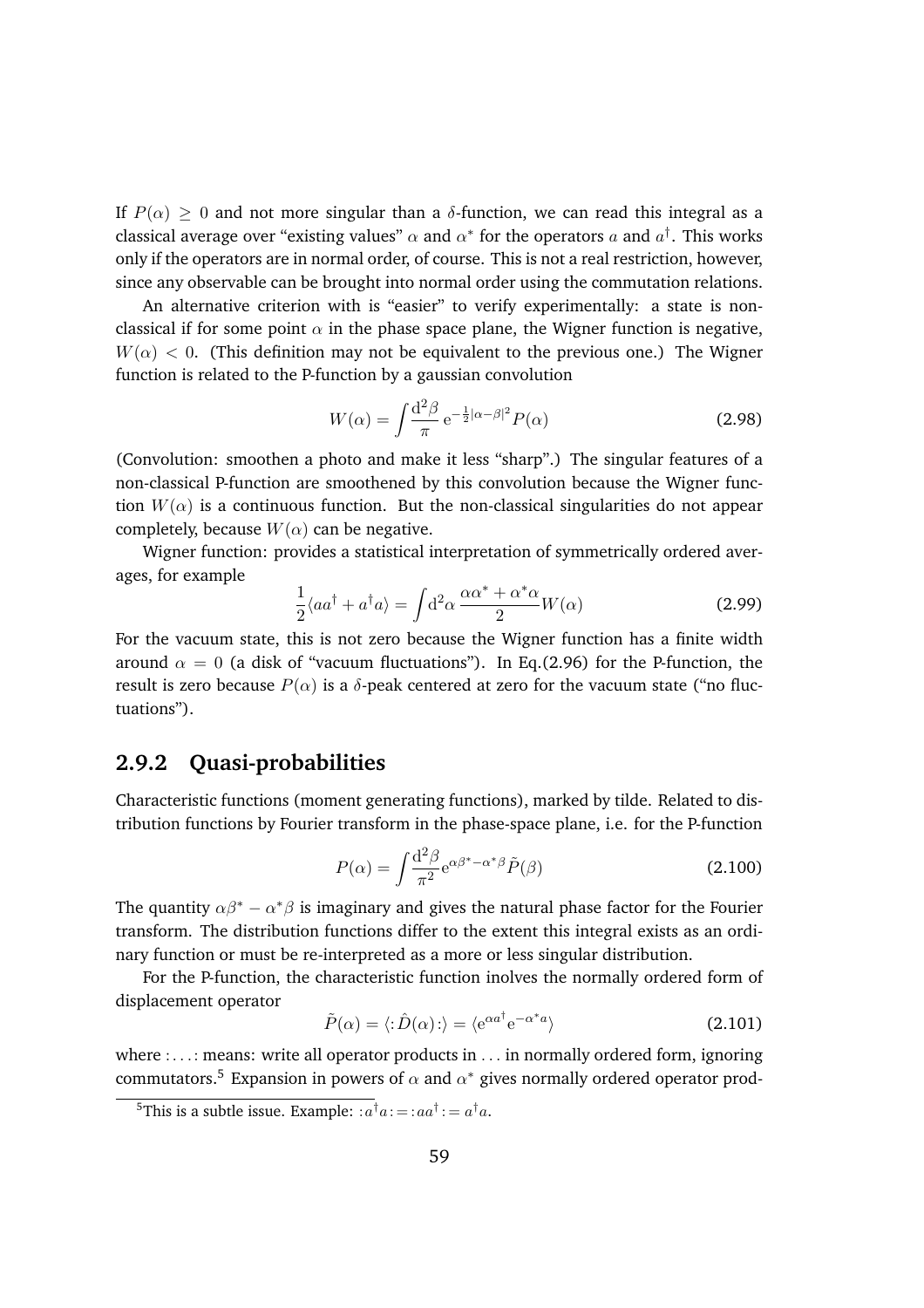If $P(\alpha) \geq 0$ and not more singular than a $\delta$-function, we can read this integral as a classical average over "existing values" $\alpha$ and $\alpha^*$ for the operators $a$ and $a^\dagger$. This works only if the operators are in normal order, of course. This is not a real restriction, however, since any observable can be brought into normal order using the commutation relations.

An alternative criterion with is "easier" to verify experimentally: a state is non-classical if for some point $\alpha$ in the phase space plane, the Wigner function is negative, $W(\alpha) < 0$. (This definition may not be equivalent to the previous one.) The Wigner function is related to the P-function by a gaussian convolution

$$W(\alpha) = \int \frac{\mathrm{d}^2\beta}{\pi}\, \mathrm{e}^{-\frac{1}{2}|\alpha-\beta|^2} P(\alpha) \tag{2.98}$$

(Convolution: smoothen a photo and make it less "sharp".) The singular features of a non-classical P-function are smoothened by this convolution because the Wigner function $W(\alpha)$ is a continuous function. But the non-classical singularities do not appear completely, because $W(\alpha)$ can be negative.

Wigner function: provides a statistical interpretation of symmetrically ordered averages, for example

$$\frac{1}{2}\langle a a^\dagger + a^\dagger a \rangle = \int \mathrm{d}^2\alpha\, \frac{\alpha\alpha^* + \alpha^*\alpha}{2} W(\alpha) \tag{2.99}$$

For the vacuum state, this is not zero because the Wigner function has a finite width around $\alpha = 0$ (a disk of "vacuum fluctuations"). In Eq.(2.96) for the P-function, the result is zero because $P(\alpha)$ is a $\delta$-peak centered at zero for the vacuum state ("no fluctuations").

### 2.9.2 Quasi-probabilities

Characteristic functions (moment generating functions), marked by tilde. Related to distribution functions by Fourier transform in the phase-space plane, i.e. for the P-function

$$P(\alpha) = \int \frac{\mathrm{d}^2\beta}{\pi^2} \mathrm{e}^{\alpha\beta^* - \alpha^*\beta} \tilde{P}(\beta) \tag{2.100}$$

The quantity $\alpha\beta^* - \alpha^*\beta$ is imaginary and gives the natural phase factor for the Fourier transform. The distribution functions differ to the extent this integral exists as an ordinary function or must be re-interpreted as a more or less singular distribution.

For the P-function, the characteristic function inolves the normally ordered form of displacement operator

$$\tilde{P}(\alpha) = \langle :\hat{D}(\alpha): \rangle = \langle \mathrm{e}^{\alpha a^\dagger} \mathrm{e}^{-\alpha^* a} \rangle \tag{2.101}$$

where $:\ldots:$ means: write all operator products in $\ldots$ in normally ordered form, ignoring commutators.[5] Expansion in powers of $\alpha$ and $\alpha^*$ gives normally ordered operator prod-

[5] This is a subtle issue. Example: $:a^\dagger a: = :a a^\dagger: = a^\dagger a$.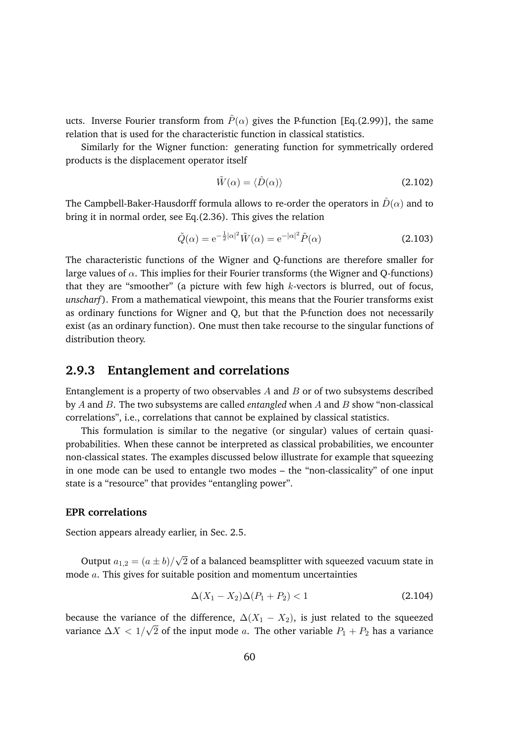ucts. Inverse Fourier transform from $\tilde{P}(\alpha)$ gives the P-function [Eq.(2.99)], the same relation that is used for the characteristic function in classical statistics.

Similarly for the Wigner function: generating function for symmetrically ordered products is the displacement operator itself

$$\tilde{W}(\alpha) = \langle \hat{D}(\alpha) \rangle \tag{2.102}$$

The Campbell-Baker-Hausdorff formula allows to re-order the operators in $\hat{D}(\alpha)$ and to bring it in normal order, see Eq.(2.36). This gives the relation

$$\tilde{Q}(\alpha) = \mathrm{e}^{-\frac{1}{2}|\alpha|^2} \tilde{W}(\alpha) = \mathrm{e}^{-|\alpha|^2} \tilde{P}(\alpha) \tag{2.103}$$

The characteristic functions of the Wigner and Q-functions are therefore smaller for large values of $\alpha$. This implies for their Fourier transforms (the Wigner and Q-functions) that they are "smoother" (a picture with few high $k$-vectors is blurred, out of focus, *unscharf*). From a mathematical viewpoint, this means that the Fourier transforms exist as ordinary functions for Wigner and Q, but that the P-function does not necessarily exist (as an ordinary function). One must then take recourse to the singular functions of distribution theory.

### 2.9.3 Entanglement and correlations

Entanglement is a property of two observables $A$ and $B$ or of two subsystems described by $A$ and $B$. The two subsystems are called *entangled* when $A$ and $B$ show "non-classical correlations", i.e., correlations that cannot be explained by classical statistics.

This formulation is similar to the negative (or singular) values of certain quasi-probabilities. When these cannot be interpreted as classical probabilities, we encounter non-classical states. The examples discussed below illustrate for example that squeezing in one mode can be used to entangle two modes – the "non-classicality" of one input state is a "resource" that provides "entangling power".

#### EPR correlations

Section appears already earlier, in Sec. 2.5.

Output $a_{1,2} = (a \pm b)/\sqrt{2}$ of a balanced beamsplitter with squeezed vacuum state in mode $a$. This gives for suitable position and momentum uncertainties

$$\Delta(X_1 - X_2)\Delta(P_1 + P_2) < 1 \tag{2.104}$$

because the variance of the difference, $\Delta(X_1 - X_2)$, is just related to the squeezed variance $\Delta X < 1/\sqrt{2}$ of the input mode $a$. The other variable $P_1 + P_2$ has a variance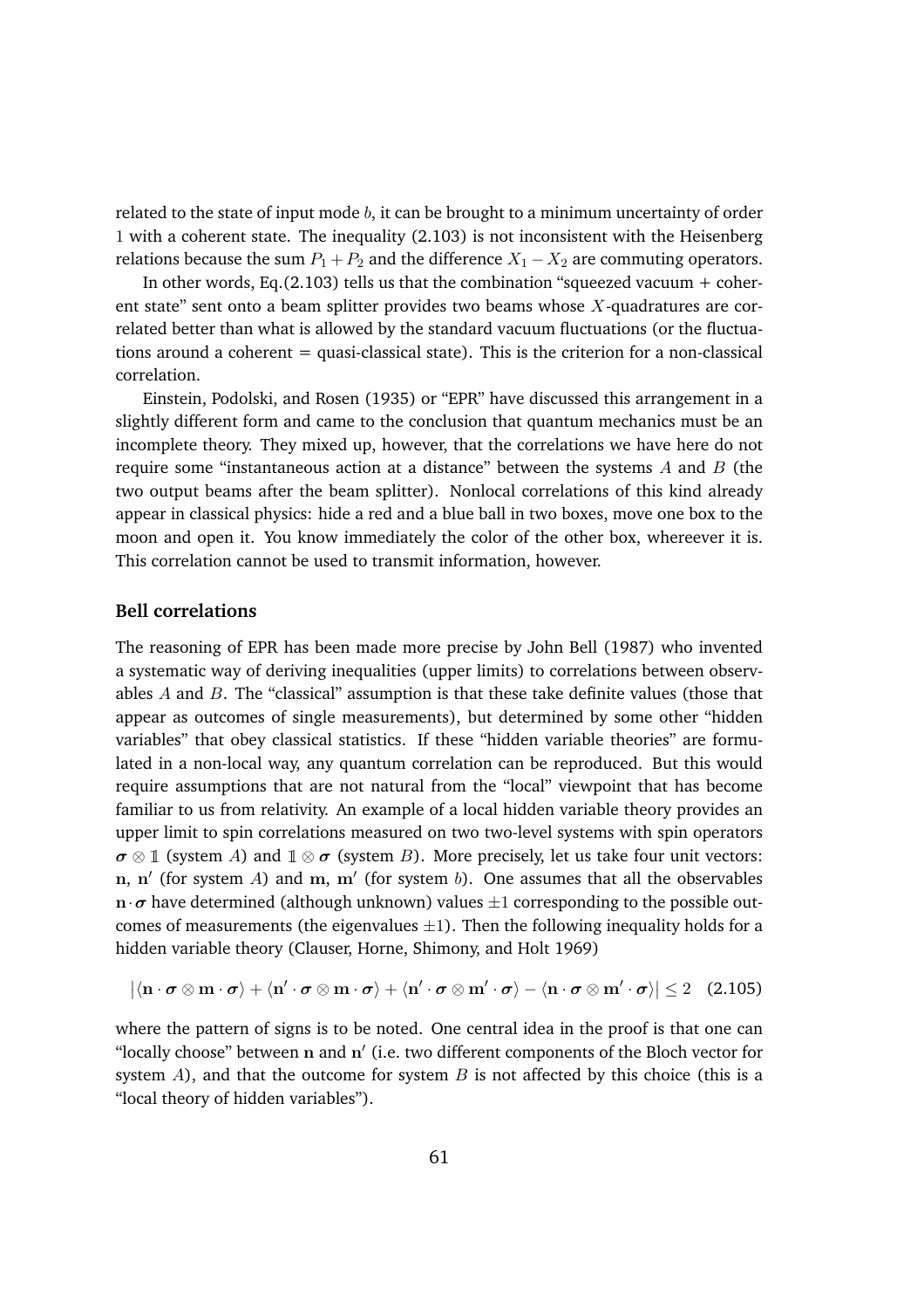related to the state of input mode $b$, it can be brought to a minimum uncertainty of order $1$ with a coherent state. The inequality (2.103) is not inconsistent with the Heisenberg relations because the sum $P_1 + P_2$ and the difference $X_1 - X_2$ are commuting operators.

In other words, Eq.(2.103) tells us that the combination "squeezed vacuum + coherent state" sent onto a beam splitter provides two beams whose $X$-quadratures are correlated better than what is allowed by the standard vacuum fluctuations (or the fluctuations around a coherent = quasi-classical state). This is the criterion for a non-classical correlation.

Einstein, Podolski, and Rosen (1935) or "EPR" have discussed this arrangement in a slightly different form and came to the conclusion that quantum mechanics must be an incomplete theory. They mixed up, however, that the correlations we have here do not require some "instantaneous action at a distance" between the systems $A$ and $B$ (the two output beams after the beam splitter). Nonlocal correlations of this kind already appear in classical physics: hide a red and a blue ball in two boxes, move one box to the moon and open it. You know immediately the color of the other box, whereever it is. This correlation cannot be used to transmit information, however.

### Bell correlations

The reasoning of EPR has been made more precise by John Bell (1987) who invented a systematic way of deriving inequalities (upper limits) to correlations between observables $A$ and $B$. The "classical" assumption is that these take definite values (those that appear as outcomes of single measurements), but determined by some other "hidden variables" that obey classical statistics. If these "hidden variable theories" are formulated in a non-local way, any quantum correlation can be reproduced. But this would require assumptions that are not natural from the "local" viewpoint that has become familiar to us from relativity. An example of a local hidden variable theory provides an upper limit to spin correlations measured on two two-level systems with spin operators $\boldsymbol{\sigma} \otimes \mathbb{1}$ (system $A$) and $\mathbb{1} \otimes \boldsymbol{\sigma}$ (system $B$). More precisely, let us take four unit vectors: $\mathbf{n}$, $\mathbf{n}'$ (for system $A$) and $\mathbf{m}$, $\mathbf{m}'$ (for system $b$). One assumes that all the observables $\mathbf{n} \cdot \boldsymbol{\sigma}$ have determined (although unknown) values $\pm 1$ corresponding to the possible outcomes of measurements (the eigenvalues $\pm 1$). Then the following inequality holds for a hidden variable theory (Clauser, Horne, Shimony, and Holt 1969)

$$
|\langle \mathbf{n} \cdot \boldsymbol{\sigma} \otimes \mathbf{m} \cdot \boldsymbol{\sigma} \rangle + \langle \mathbf{n}' \cdot \boldsymbol{\sigma} \otimes \mathbf{m} \cdot \boldsymbol{\sigma} \rangle + \langle \mathbf{n}' \cdot \boldsymbol{\sigma} \otimes \mathbf{m}' \cdot \boldsymbol{\sigma} \rangle - \langle \mathbf{n} \cdot \boldsymbol{\sigma} \otimes \mathbf{m}' \cdot \boldsymbol{\sigma} \rangle| \leq 2 \quad (2.105)
$$

where the pattern of signs is to be noted. One central idea in the proof is that one can "locally choose" between $\mathbf{n}$ and $\mathbf{n}'$ (i.e. two different components of the Bloch vector for system $A$), and that the outcome for system $B$ is not affected by this choice (this is a "local theory of hidden variables").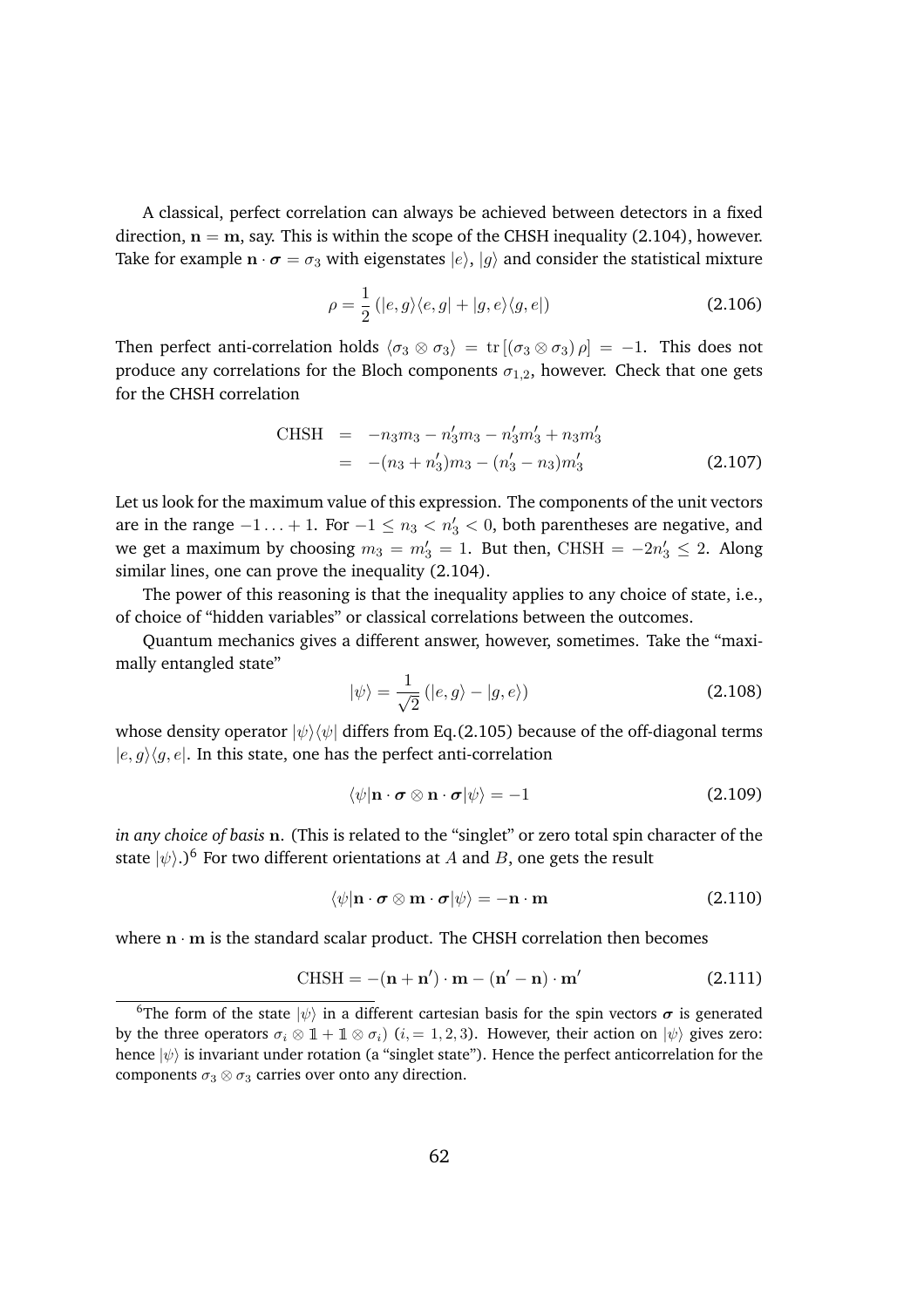A classical, perfect correlation can always be achieved between detectors in a fixed direction, $\mathbf{n} = \mathbf{m}$, say. This is within the scope of the CHSH inequality (2.104), however. Take for example $\mathbf{n} \cdot \boldsymbol{\sigma} = \sigma_3$ with eigenstates $|e\rangle$, $|g\rangle$ and consider the statistical mixture

$$\rho = \frac{1}{2} \left( |e, g\rangle\langle e, g| + |g, e\rangle\langle g, e| \right) \tag{2.106}$$

Then perfect anti-correlation holds $\langle \sigma_3 \otimes \sigma_3 \rangle = \mathrm{tr}\left[ (\sigma_3 \otimes \sigma_3)\, \rho \right] = -1$. This does not produce any correlations for the Bloch components $\sigma_{1,2}$, however. Check that one gets for the CHSH correlation

$$\begin{aligned} \mathrm{CHSH} &= -n_3 m_3 - n_3' m_3 - n_3' m_3' + n_3 m_3' \\ &= -(n_3 + n_3') m_3 - (n_3' - n_3) m_3' \end{aligned} \tag{2.107}$$

Let us look for the maximum value of this expression. The components of the unit vectors are in the range $-1 \ldots + 1$. For $-1 \le n_3 < n_3' < 0$, both parentheses are negative, and we get a maximum by choosing $m_3 = m_3' = 1$. But then, $\mathrm{CHSH} = -2n_3' \le 2$. Along similar lines, one can prove the inequality (2.104).

The power of this reasoning is that the inequality applies to any choice of state, i.e., of choice of "hidden variables" or classical correlations between the outcomes.

Quantum mechanics gives a different answer, however, sometimes. Take the "maximally entangled state"

$$|\psi\rangle = \frac{1}{\sqrt{2}} \left( |e, g\rangle - |g, e\rangle \right) \tag{2.108}$$

whose density operator $|\psi\rangle\langle\psi|$ differs from Eq.(2.105) because of the off-diagonal terms $|e, g\rangle\langle g, e|$. In this state, one has the perfect anti-correlation

$$\langle \psi | \mathbf{n} \cdot \boldsymbol{\sigma} \otimes \mathbf{n} \cdot \boldsymbol{\sigma} | \psi \rangle = -1 \tag{2.109}$$

*in any choice of basis* $\mathbf{n}$. (This is related to the "singlet" or zero total spin character of the state $|\psi\rangle$.)[6] For two different orientations at $A$ and $B$, one gets the result

$$\langle \psi | \mathbf{n} \cdot \boldsymbol{\sigma} \otimes \mathbf{m} \cdot \boldsymbol{\sigma} | \psi \rangle = -\mathbf{n} \cdot \mathbf{m} \tag{2.110}$$

where $\mathbf{n} \cdot \mathbf{m}$ is the standard scalar product. The CHSH correlation then becomes

$$\mathrm{CHSH} = -(\mathbf{n} + \mathbf{n}') \cdot \mathbf{m} - (\mathbf{n}' - \mathbf{n}) \cdot \mathbf{m}' \tag{2.111}$$

[6]The form of the state $|\psi\rangle$ in a different cartesian basis for the spin vectors $\boldsymbol{\sigma}$ is generated by the three operators $\sigma_i \otimes \mathbb{1} + \mathbb{1} \otimes \sigma_i$) $(i, = 1, 2, 3)$. However, their action on $|\psi\rangle$ gives zero: hence $|\psi\rangle$ is invariant under rotation (a "singlet state"). Hence the perfect anticorrelation for the components $\sigma_3 \otimes \sigma_3$ carries over onto any direction.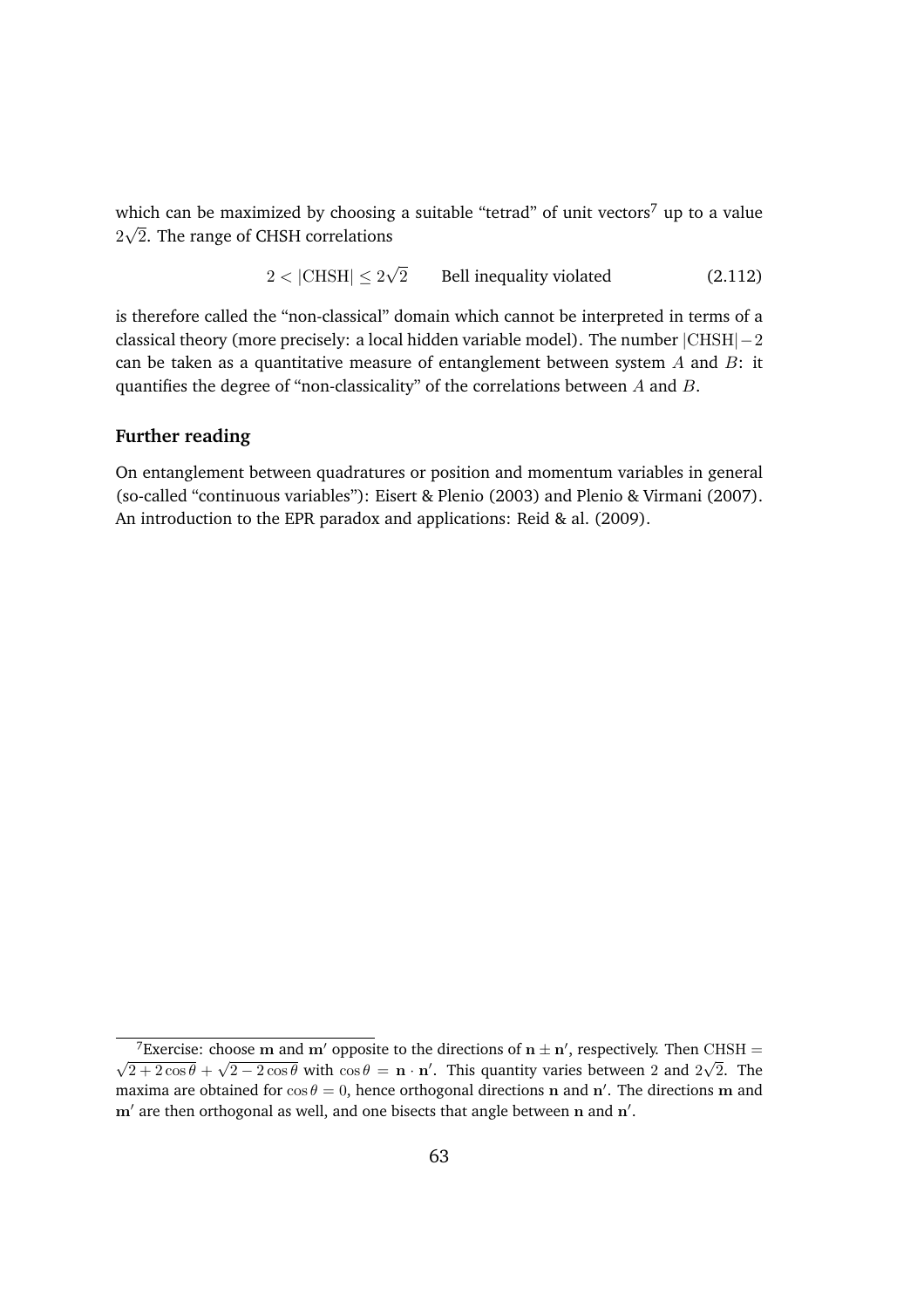which can be maximized by choosing a suitable "tetrad" of unit vectors[7] up to a value $2\sqrt{2}$. The range of CHSH correlations

$$2 < |\mathrm{CHSH}| \leq 2\sqrt{2} \qquad \text{Bell inequality violated} \tag{2.112}$$

is therefore called the "non-classical" domain which cannot be interpreted in terms of a classical theory (more precisely: a local hidden variable model). The number $|\mathrm{CHSH}| - 2$ can be taken as a quantitative measure of entanglement between system $A$ and $B$: it quantifies the degree of "non-classicality" of the correlations between $A$ and $B$.

### Further reading

On entanglement between quadratures or position and momentum variables in general (so-called "continuous variables"): Eisert & Plenio (2003) and Plenio & Virmani (2007). An introduction to the EPR paradox and applications: Reid & al. (2009).

---

[7] Exercise: choose $\mathbf{m}$ and $\mathbf{m}'$ opposite to the directions of $\mathbf{n} \pm \mathbf{n}'$, respectively. Then $\mathrm{CHSH} = \sqrt{2 + 2\cos\theta} + \sqrt{2 - 2\cos\theta}$ with $\cos\theta = \mathbf{n} \cdot \mathbf{n}'$. This quantity varies between 2 and $2\sqrt{2}$. The maxima are obtained for $\cos\theta = 0$, hence orthogonal directions $\mathbf{n}$ and $\mathbf{n}'$. The directions $\mathbf{m}$ and $\mathbf{m}'$ are then orthogonal as well, and one bisects that angle between $\mathbf{n}$ and $\mathbf{n}'$.